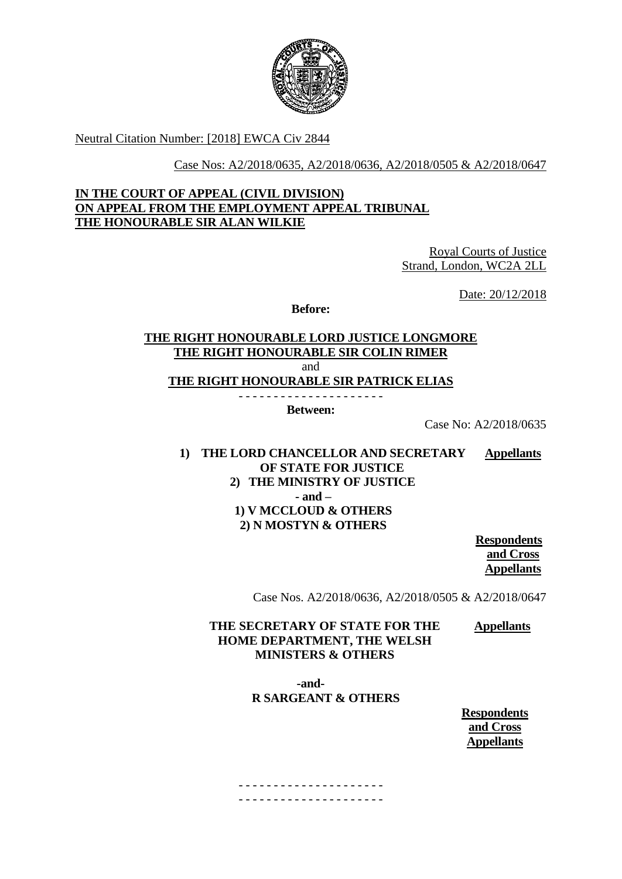Neutral Citation Number: [2018] EWCA Civ 2844

Case Nos: A2/2018/0635, A2/2018/0636, A2/2018/0505 & A2/2018/0647

**IN THE COURT OF APPEAL (CIVIL DIVISION)**
**ON APPEAL FROM THE EMPLOYMENT APPEAL TRIBUNAL**
**THE HONOURABLE SIR ALAN WILKIE**

Royal Courts of Justice
Strand, London, WC2A 2LL

Date: 20/12/2018

**Before:**

**THE RIGHT HONOURABLE LORD JUSTICE LONGMORE**
**THE RIGHT HONOURABLE SIR COLIN RIMER**
and
**THE RIGHT HONOURABLE SIR PATRICK ELIAS**

- - - - - - - - - - - - - - - - - - - - -

**Between:**

Case No: A2/2018/0635

**1) THE LORD CHANCELLOR AND SECRETARY OF STATE FOR JUSTICE**
**2) THE MINISTRY OF JUSTICE** — **Appellants**

**- and –**

**1) V MCCLOUD & OTHERS**
**2) N MOSTYN & OTHERS** — **Respondents and Cross Appellants**

Case Nos. A2/2018/0636, A2/2018/0505 & A2/2018/0647

**THE SECRETARY OF STATE FOR THE HOME DEPARTMENT, THE WELSH MINISTERS & OTHERS** — **Appellants**

**-and-**

**R SARGEANT & OTHERS** — **Respondents and Cross Appellants**

- - - - - - - - - - - - - - - - - - - - -
- - - - - - - - - - - - - - - - - - - - -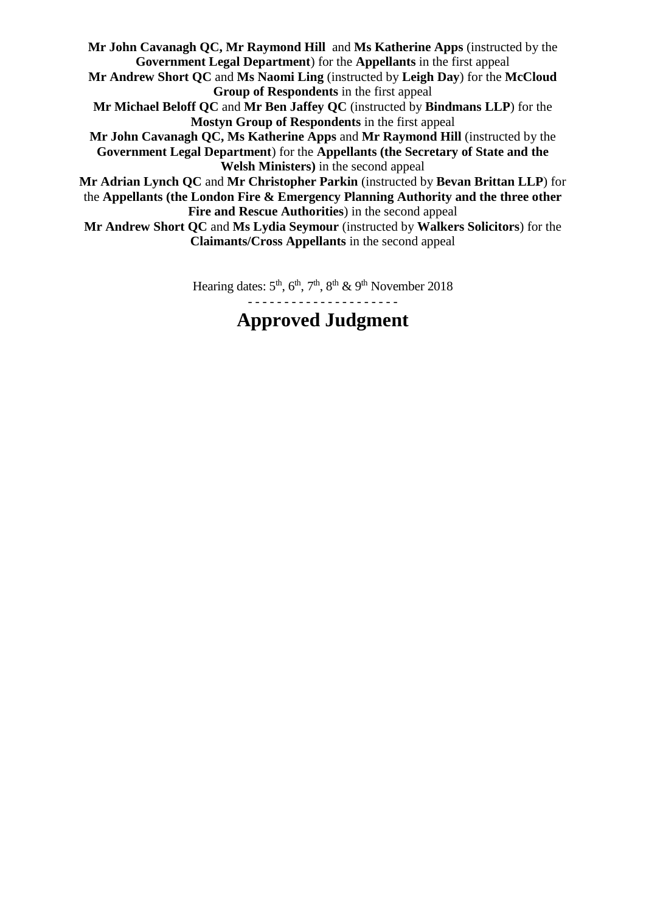**Mr John Cavanagh QC, Mr Raymond Hill** and **Ms Katherine Apps** (instructed by the **Government Legal Department**) for the **Appellants** in the first appeal
**Mr Andrew Short QC** and **Ms Naomi Ling** (instructed by **Leigh Day**) for the **McCloud Group of Respondents** in the first appeal
**Mr Michael Beloff QC** and **Mr Ben Jaffey QC** (instructed by **Bindmans LLP**) for the **Mostyn Group of Respondents** in the first appeal
**Mr John Cavanagh QC, Ms Katherine Apps** and **Mr Raymond Hill** (instructed by the **Government Legal Department**) for the **Appellants (the Secretary of State and the Welsh Ministers)** in the second appeal
**Mr Adrian Lynch QC** and **Mr Christopher Parkin** (instructed by **Bevan Brittan LLP**) for the **Appellants (the London Fire & Emergency Planning Authority and the three other Fire and Rescue Authorities**) in the second appeal
**Mr Andrew Short QC** and **Ms Lydia Seymour** (instructed by **Walkers Solicitors**) for the **Claimants/Cross Appellants** in the second appeal

Hearing dates: 5th, 6th, 7th, 8th & 9th November 2018

- - - - - - - - - - - - - - - - - - - - -

# Approved Judgment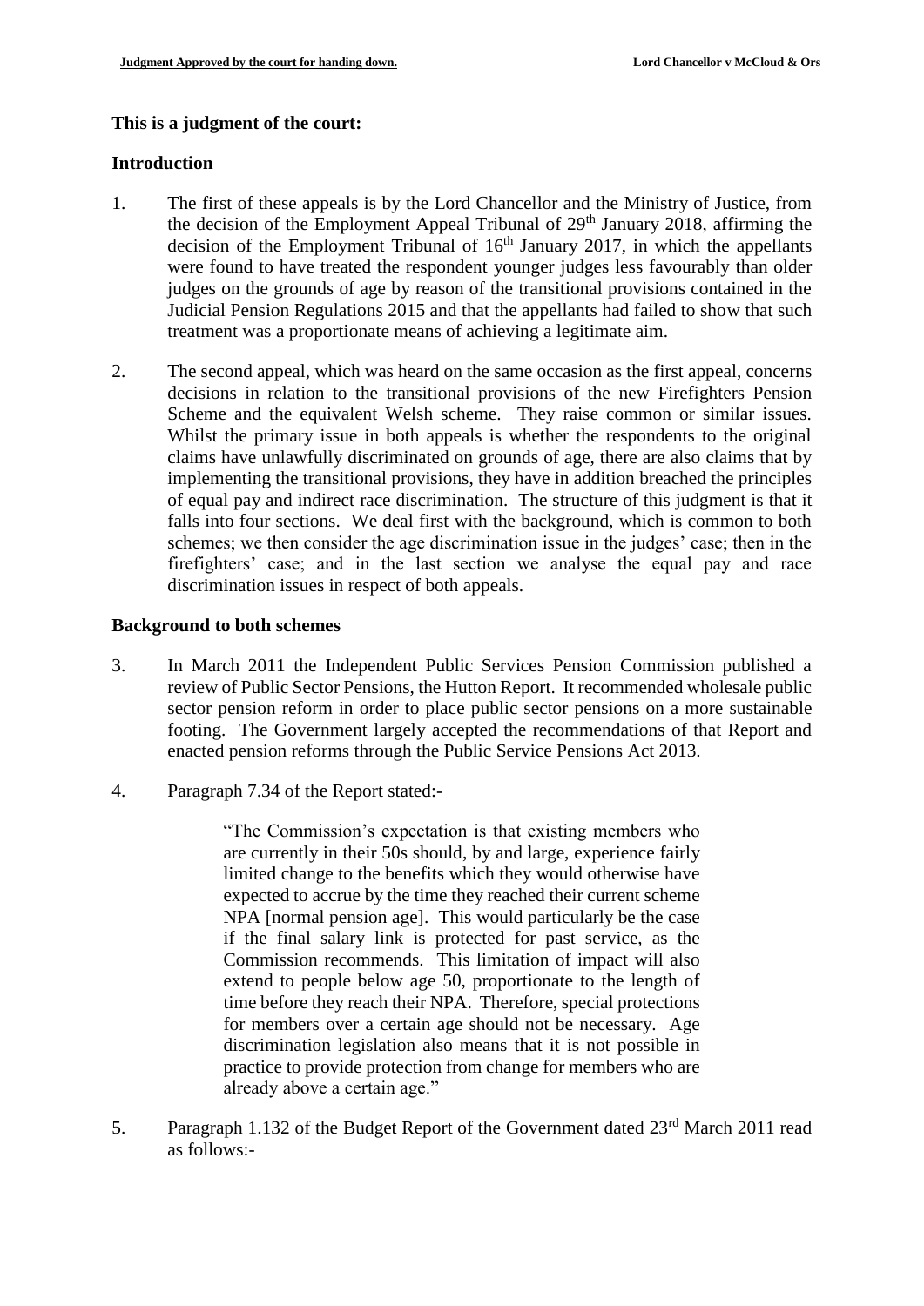**This is a judgment of the court:**

**Introduction**

1. The first of these appeals is by the Lord Chancellor and the Ministry of Justice, from the decision of the Employment Appeal Tribunal of 29th January 2018, affirming the decision of the Employment Tribunal of 16th January 2017, in which the appellants were found to have treated the respondent younger judges less favourably than older judges on the grounds of age by reason of the transitional provisions contained in the Judicial Pension Regulations 2015 and that the appellants had failed to show that such treatment was a proportionate means of achieving a legitimate aim.

2. The second appeal, which was heard on the same occasion as the first appeal, concerns decisions in relation to the transitional provisions of the new Firefighters Pension Scheme and the equivalent Welsh scheme. They raise common or similar issues. Whilst the primary issue in both appeals is whether the respondents to the original claims have unlawfully discriminated on grounds of age, there are also claims that by implementing the transitional provisions, they have in addition breached the principles of equal pay and indirect race discrimination. The structure of this judgment is that it falls into four sections. We deal first with the background, which is common to both schemes; we then consider the age discrimination issue in the judges' case; then in the firefighters' case; and in the last section we analyse the equal pay and race discrimination issues in respect of both appeals.

**Background to both schemes**

3. In March 2011 the Independent Public Services Pension Commission published a review of Public Sector Pensions, the Hutton Report. It recommended wholesale public sector pension reform in order to place public sector pensions on a more sustainable footing. The Government largely accepted the recommendations of that Report and enacted pension reforms through the Public Service Pensions Act 2013.

4. Paragraph 7.34 of the Report stated:-

> "The Commission's expectation is that existing members who are currently in their 50s should, by and large, experience fairly limited change to the benefits which they would otherwise have expected to accrue by the time they reached their current scheme NPA [normal pension age]. This would particularly be the case if the final salary link is protected for past service, as the Commission recommends. This limitation of impact will also extend to people below age 50, proportionate to the length of time before they reach their NPA. Therefore, special protections for members over a certain age should not be necessary. Age discrimination legislation also means that it is not possible in practice to provide protection from change for members who are already above a certain age."

5. Paragraph 1.132 of the Budget Report of the Government dated 23rd March 2011 read as follows:-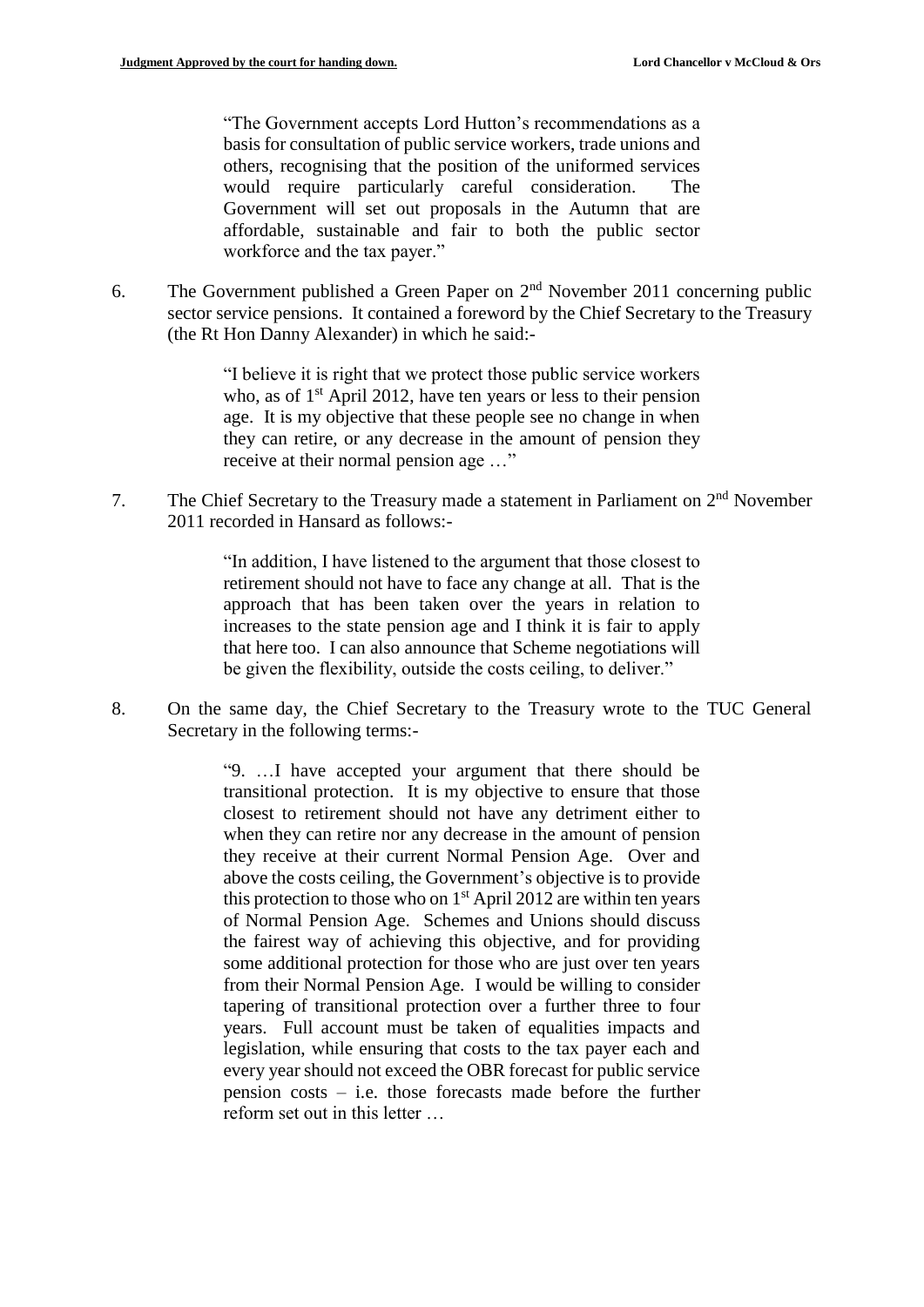> "The Government accepts Lord Hutton's recommendations as a basis for consultation of public service workers, trade unions and others, recognising that the position of the uniformed services would require particularly careful consideration. The Government will set out proposals in the Autumn that are affordable, sustainable and fair to both the public sector workforce and the tax payer."

6. The Government published a Green Paper on 2nd November 2011 concerning public sector service pensions. It contained a foreword by the Chief Secretary to the Treasury (the Rt Hon Danny Alexander) in which he said:-

> "I believe it is right that we protect those public service workers who, as of 1st April 2012, have ten years or less to their pension age. It is my objective that these people see no change in when they can retire, or any decrease in the amount of pension they receive at their normal pension age …"

7. The Chief Secretary to the Treasury made a statement in Parliament on 2nd November 2011 recorded in Hansard as follows:-

> "In addition, I have listened to the argument that those closest to retirement should not have to face any change at all. That is the approach that has been taken over the years in relation to increases to the state pension age and I think it is fair to apply that here too. I can also announce that Scheme negotiations will be given the flexibility, outside the costs ceiling, to deliver."

8. On the same day, the Chief Secretary to the Treasury wrote to the TUC General Secretary in the following terms:-

> "9. …I have accepted your argument that there should be transitional protection. It is my objective to ensure that those closest to retirement should not have any detriment either to when they can retire nor any decrease in the amount of pension they receive at their current Normal Pension Age. Over and above the costs ceiling, the Government's objective is to provide this protection to those who on 1st April 2012 are within ten years of Normal Pension Age. Schemes and Unions should discuss the fairest way of achieving this objective, and for providing some additional protection for those who are just over ten years from their Normal Pension Age. I would be willing to consider tapering of transitional protection over a further three to four years. Full account must be taken of equalities impacts and legislation, while ensuring that costs to the tax payer each and every year should not exceed the OBR forecast for public service pension costs – i.e. those forecasts made before the further reform set out in this letter …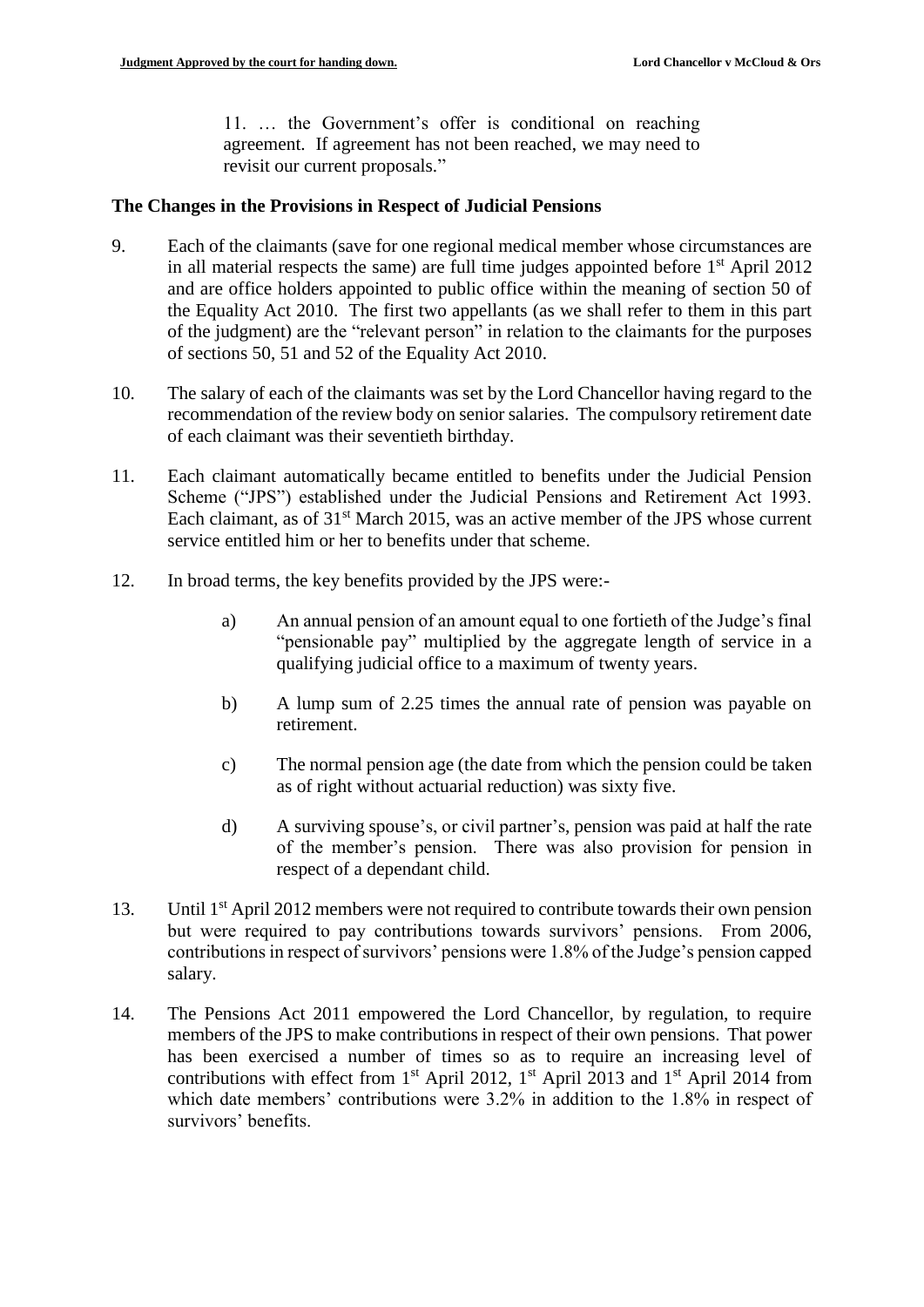> 11. … the Government's offer is conditional on reaching agreement. If agreement has not been reached, we may need to revisit our current proposals."

### The Changes in the Provisions in Respect of Judicial Pensions

9. Each of the claimants (save for one regional medical member whose circumstances are in all material respects the same) are full time judges appointed before 1st April 2012 and are office holders appointed to public office within the meaning of section 50 of the Equality Act 2010. The first two appellants (as we shall refer to them in this part of the judgment) are the "relevant person" in relation to the claimants for the purposes of sections 50, 51 and 52 of the Equality Act 2010.

10. The salary of each of the claimants was set by the Lord Chancellor having regard to the recommendation of the review body on senior salaries. The compulsory retirement date of each claimant was their seventieth birthday.

11. Each claimant automatically became entitled to benefits under the Judicial Pension Scheme ("JPS") established under the Judicial Pensions and Retirement Act 1993. Each claimant, as of 31st March 2015, was an active member of the JPS whose current service entitled him or her to benefits under that scheme.

12. In broad terms, the key benefits provided by the JPS were:-

    a) An annual pension of an amount equal to one fortieth of the Judge's final "pensionable pay" multiplied by the aggregate length of service in a qualifying judicial office to a maximum of twenty years.

    b) A lump sum of 2.25 times the annual rate of pension was payable on retirement.

    c) The normal pension age (the date from which the pension could be taken as of right without actuarial reduction) was sixty five.

    d) A surviving spouse's, or civil partner's, pension was paid at half the rate of the member's pension. There was also provision for pension in respect of a dependant child.

13. Until 1st April 2012 members were not required to contribute towards their own pension but were required to pay contributions towards survivors' pensions. From 2006, contributions in respect of survivors' pensions were 1.8% of the Judge's pension capped salary.

14. The Pensions Act 2011 empowered the Lord Chancellor, by regulation, to require members of the JPS to make contributions in respect of their own pensions. That power has been exercised a number of times so as to require an increasing level of contributions with effect from 1st April 2012, 1st April 2013 and 1st April 2014 from which date members' contributions were 3.2% in addition to the 1.8% in respect of survivors' benefits.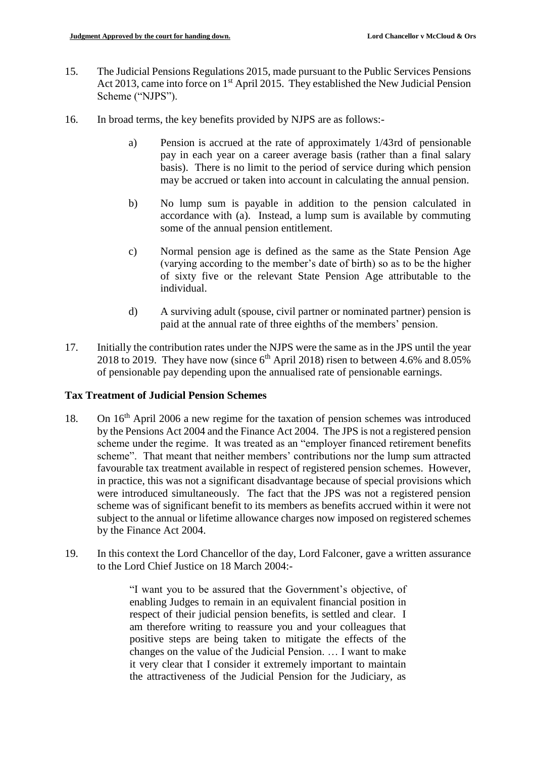15. The Judicial Pensions Regulations 2015, made pursuant to the Public Services Pensions Act 2013, came into force on 1st April 2015. They established the New Judicial Pension Scheme ("NJPS").

16. In broad terms, the key benefits provided by NJPS are as follows:-

    a) Pension is accrued at the rate of approximately 1/43rd of pensionable pay in each year on a career average basis (rather than a final salary basis). There is no limit to the period of service during which pension may be accrued or taken into account in calculating the annual pension.

    b) No lump sum is payable in addition to the pension calculated in accordance with (a). Instead, a lump sum is available by commuting some of the annual pension entitlement.

    c) Normal pension age is defined as the same as the State Pension Age (varying according to the member's date of birth) so as to be the higher of sixty five or the relevant State Pension Age attributable to the individual.

    d) A surviving adult (spouse, civil partner or nominated partner) pension is paid at the annual rate of three eighths of the members' pension.

17. Initially the contribution rates under the NJPS were the same as in the JPS until the year 2018 to 2019. They have now (since 6th April 2018) risen to between 4.6% and 8.05% of pensionable pay depending upon the annualised rate of pensionable earnings.

### Tax Treatment of Judicial Pension Schemes

18. On 16th April 2006 a new regime for the taxation of pension schemes was introduced by the Pensions Act 2004 and the Finance Act 2004. The JPS is not a registered pension scheme under the regime. It was treated as an "employer financed retirement benefits scheme". That meant that neither members' contributions nor the lump sum attracted favourable tax treatment available in respect of registered pension schemes. However, in practice, this was not a significant disadvantage because of special provisions which were introduced simultaneously. The fact that the JPS was not a registered pension scheme was of significant benefit to its members as benefits accrued within it were not subject to the annual or lifetime allowance charges now imposed on registered schemes by the Finance Act 2004.

19. In this context the Lord Chancellor of the day, Lord Falconer, gave a written assurance to the Lord Chief Justice on 18 March 2004:-

    > "I want you to be assured that the Government's objective, of enabling Judges to remain in an equivalent financial position in respect of their judicial pension benefits, is settled and clear. I am therefore writing to reassure you and your colleagues that positive steps are being taken to mitigate the effects of the changes on the value of the Judicial Pension. … I want to make it very clear that I consider it extremely important to maintain the attractiveness of the Judicial Pension for the Judiciary, as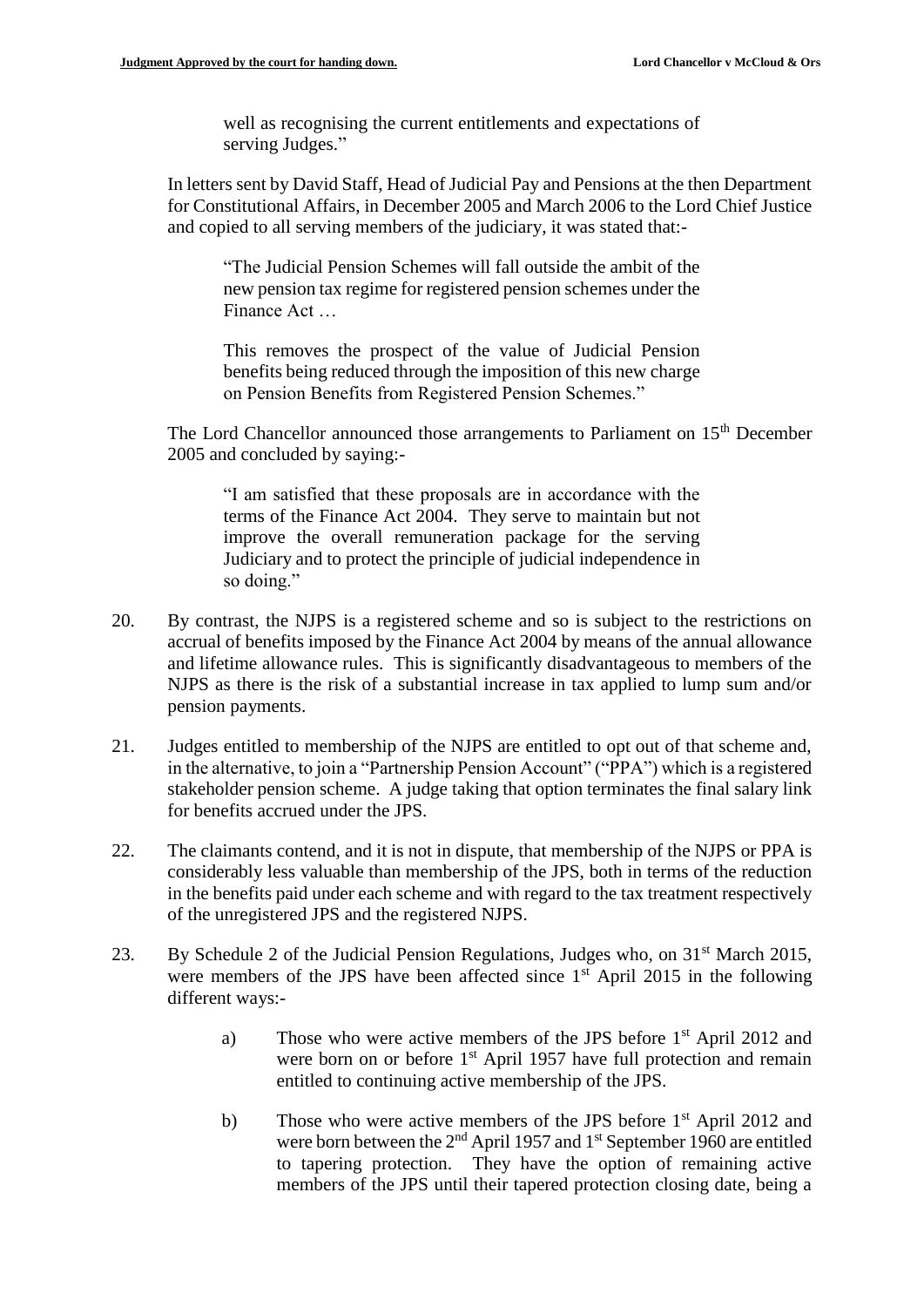well as recognising the current entitlements and expectations of serving Judges."

In letters sent by David Staff, Head of Judicial Pay and Pensions at the then Department for Constitutional Affairs, in December 2005 and March 2006 to the Lord Chief Justice and copied to all serving members of the judiciary, it was stated that:-

> "The Judicial Pension Schemes will fall outside the ambit of the new pension tax regime for registered pension schemes under the Finance Act …
>
> This removes the prospect of the value of Judicial Pension benefits being reduced through the imposition of this new charge on Pension Benefits from Registered Pension Schemes."

The Lord Chancellor announced those arrangements to Parliament on 15th December 2005 and concluded by saying:-

> "I am satisfied that these proposals are in accordance with the terms of the Finance Act 2004. They serve to maintain but not improve the overall remuneration package for the serving Judiciary and to protect the principle of judicial independence in so doing."

20. By contrast, the NJPS is a registered scheme and so is subject to the restrictions on accrual of benefits imposed by the Finance Act 2004 by means of the annual allowance and lifetime allowance rules. This is significantly disadvantageous to members of the NJPS as there is the risk of a substantial increase in tax applied to lump sum and/or pension payments.

21. Judges entitled to membership of the NJPS are entitled to opt out of that scheme and, in the alternative, to join a "Partnership Pension Account" ("PPA") which is a registered stakeholder pension scheme. A judge taking that option terminates the final salary link for benefits accrued under the JPS.

22. The claimants contend, and it is not in dispute, that membership of the NJPS or PPA is considerably less valuable than membership of the JPS, both in terms of the reduction in the benefits paid under each scheme and with regard to the tax treatment respectively of the unregistered JPS and the registered NJPS.

23. By Schedule 2 of the Judicial Pension Regulations, Judges who, on 31st March 2015, were members of the JPS have been affected since 1st April 2015 in the following different ways:-

    a) Those who were active members of the JPS before 1st April 2012 and were born on or before 1st April 1957 have full protection and remain entitled to continuing active membership of the JPS.

    b) Those who were active members of the JPS before 1st April 2012 and were born between the 2nd April 1957 and 1st September 1960 are entitled to tapering protection. They have the option of remaining active members of the JPS until their tapered protection closing date, being a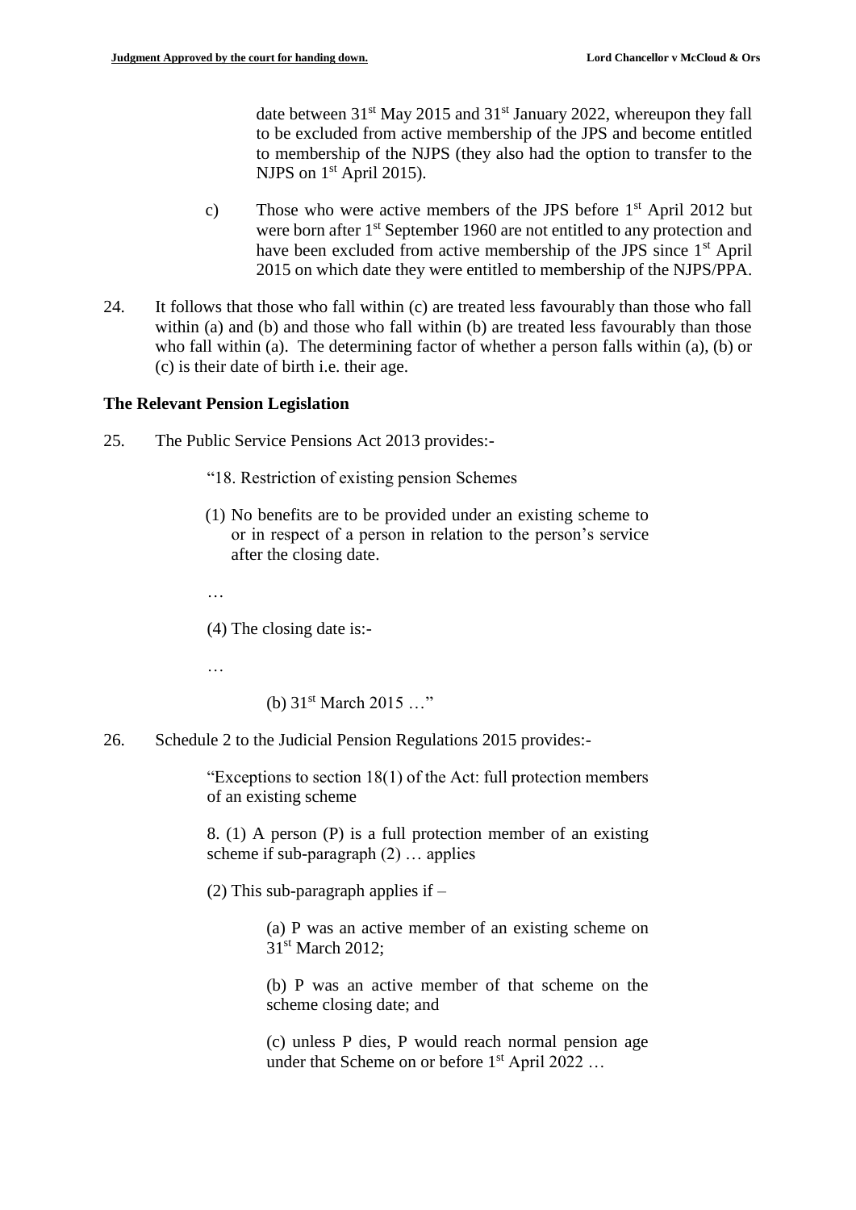date between 31st May 2015 and 31st January 2022, whereupon they fall to be excluded from active membership of the JPS and become entitled to membership of the NJPS (they also had the option to transfer to the NJPS on 1st April 2015).

c) Those who were active members of the JPS before 1st April 2012 but were born after 1st September 1960 are not entitled to any protection and have been excluded from active membership of the JPS since 1st April 2015 on which date they were entitled to membership of the NJPS/PPA.

24. It follows that those who fall within (c) are treated less favourably than those who fall within (a) and (b) and those who fall within (b) are treated less favourably than those who fall within (a). The determining factor of whether a person falls within (a), (b) or (c) is their date of birth i.e. their age.

**The Relevant Pension Legislation**

25. The Public Service Pensions Act 2013 provides:-

> "18. Restriction of existing pension Schemes
>
> (1) No benefits are to be provided under an existing scheme to or in respect of a person in relation to the person's service after the closing date.
>
> …
>
> (4) The closing date is:-
>
> …
>
> (b) 31st March 2015 …"

26. Schedule 2 to the Judicial Pension Regulations 2015 provides:-

> "Exceptions to section 18(1) of the Act: full protection members of an existing scheme
>
> 8. (1) A person (P) is a full protection member of an existing scheme if sub-paragraph (2) … applies
>
> (2) This sub-paragraph applies if –
>
> (a) P was an active member of an existing scheme on 31st March 2012;
>
> (b) P was an active member of that scheme on the scheme closing date; and
>
> (c) unless P dies, P would reach normal pension age under that Scheme on or before 1st April 2022 …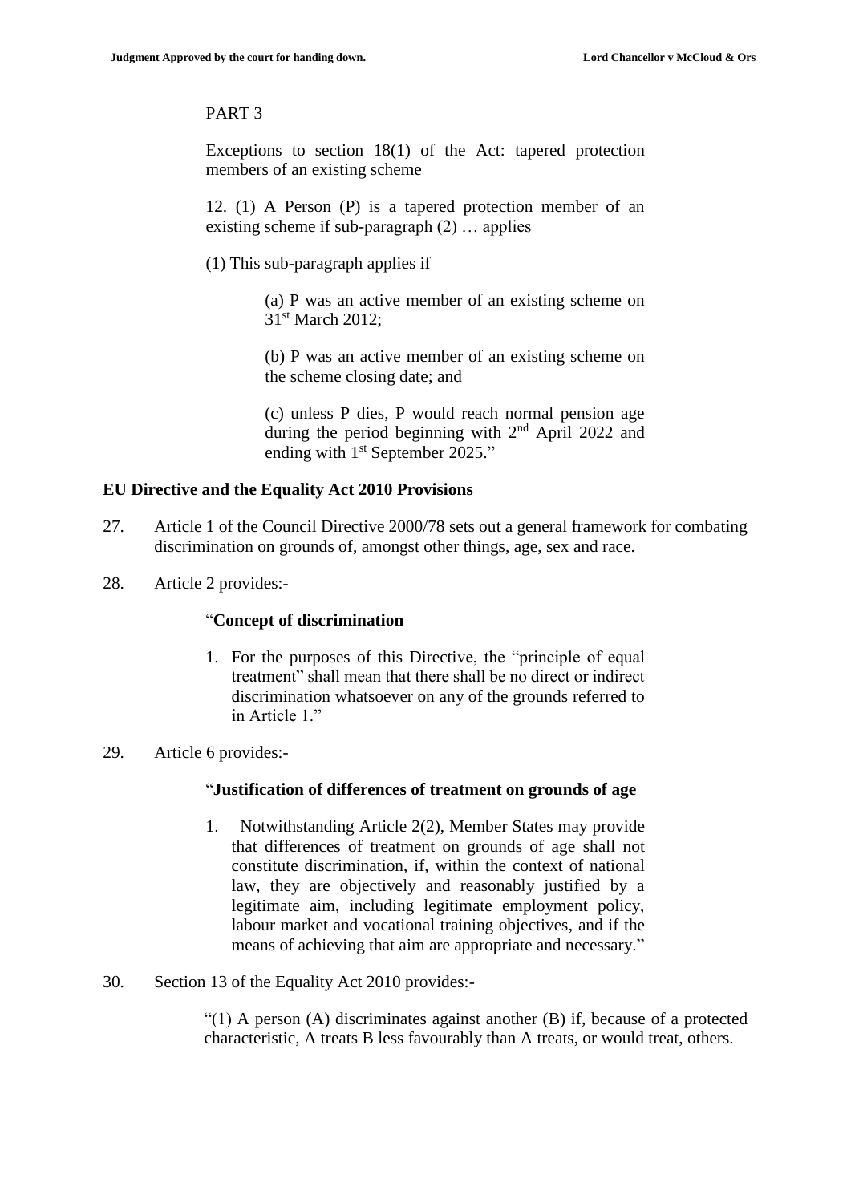PART 3

Exceptions to section 18(1) of the Act: tapered protection members of an existing scheme

12. (1) A Person (P) is a tapered protection member of an existing scheme if sub-paragraph (2) … applies

(1) This sub-paragraph applies if

> (a) P was an active member of an existing scheme on 31st March 2012;
>
> (b) P was an active member of an existing scheme on the scheme closing date; and
>
> (c) unless P dies, P would reach normal pension age during the period beginning with 2nd April 2022 and ending with 1st September 2025."

**EU Directive and the Equality Act 2010 Provisions**

27. Article 1 of the Council Directive 2000/78 sets out a general framework for combating discrimination on grounds of, amongst other things, age, sex and race.

28. Article 2 provides:-

"**Concept of discrimination**

1. For the purposes of this Directive, the "principle of equal treatment" shall mean that there shall be no direct or indirect discrimination whatsoever on any of the grounds referred to in Article 1."

29. Article 6 provides:-

"**Justification of differences of treatment on grounds of age**

1. Notwithstanding Article 2(2), Member States may provide that differences of treatment on grounds of age shall not constitute discrimination, if, within the context of national law, they are objectively and reasonably justified by a legitimate aim, including legitimate employment policy, labour market and vocational training objectives, and if the means of achieving that aim are appropriate and necessary."

30. Section 13 of the Equality Act 2010 provides:-

"(1) A person (A) discriminates against another (B) if, because of a protected characteristic, A treats B less favourably than A treats, or would treat, others.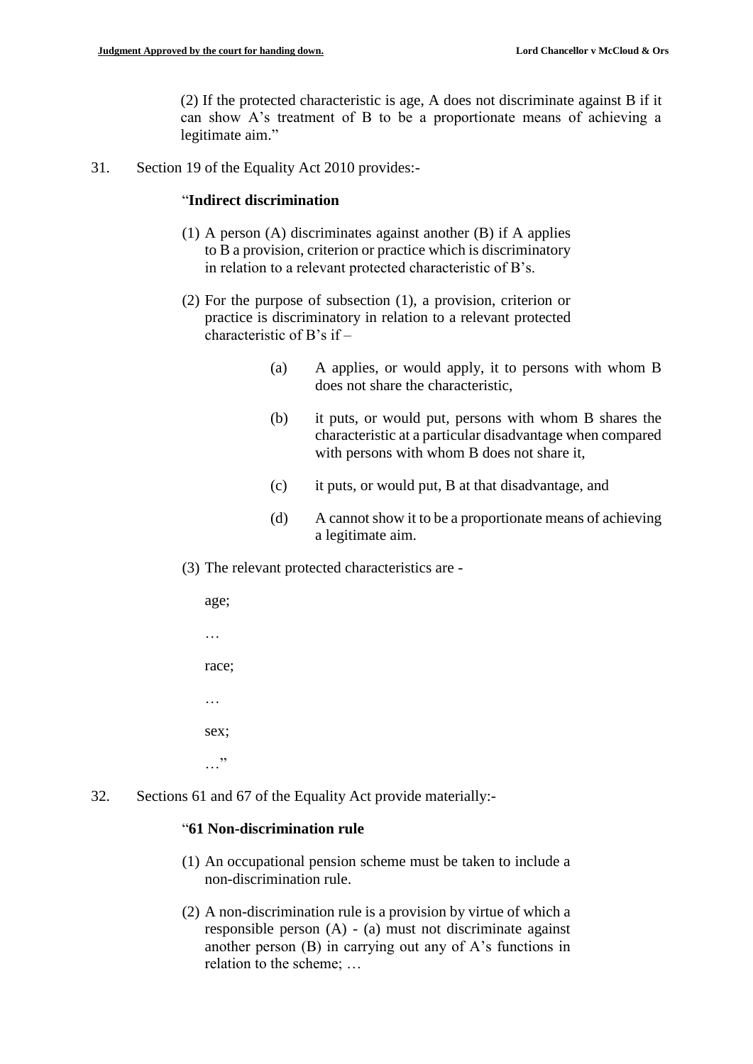(2) If the protected characteristic is age, A does not discriminate against B if it can show A's treatment of B to be a proportionate means of achieving a legitimate aim."

31. Section 19 of the Equality Act 2010 provides:-

"**Indirect discrimination**

(1) A person (A) discriminates against another (B) if A applies to B a provision, criterion or practice which is discriminatory in relation to a relevant protected characteristic of B's.

(2) For the purpose of subsection (1), a provision, criterion or practice is discriminatory in relation to a relevant protected characteristic of B's if –

(a) A applies, or would apply, it to persons with whom B does not share the characteristic,

(b) it puts, or would put, persons with whom B shares the characteristic at a particular disadvantage when compared with persons with whom B does not share it,

(c) it puts, or would put, B at that disadvantage, and

(d) A cannot show it to be a proportionate means of achieving a legitimate aim.

(3) The relevant protected characteristics are -

age;

…

race;

…

sex;

…"

32. Sections 61 and 67 of the Equality Act provide materially:-

"**61 Non-discrimination rule**

(1) An occupational pension scheme must be taken to include a non-discrimination rule.

(2) A non-discrimination rule is a provision by virtue of which a responsible person (A) - (a) must not discriminate against another person (B) in carrying out any of A's functions in relation to the scheme; …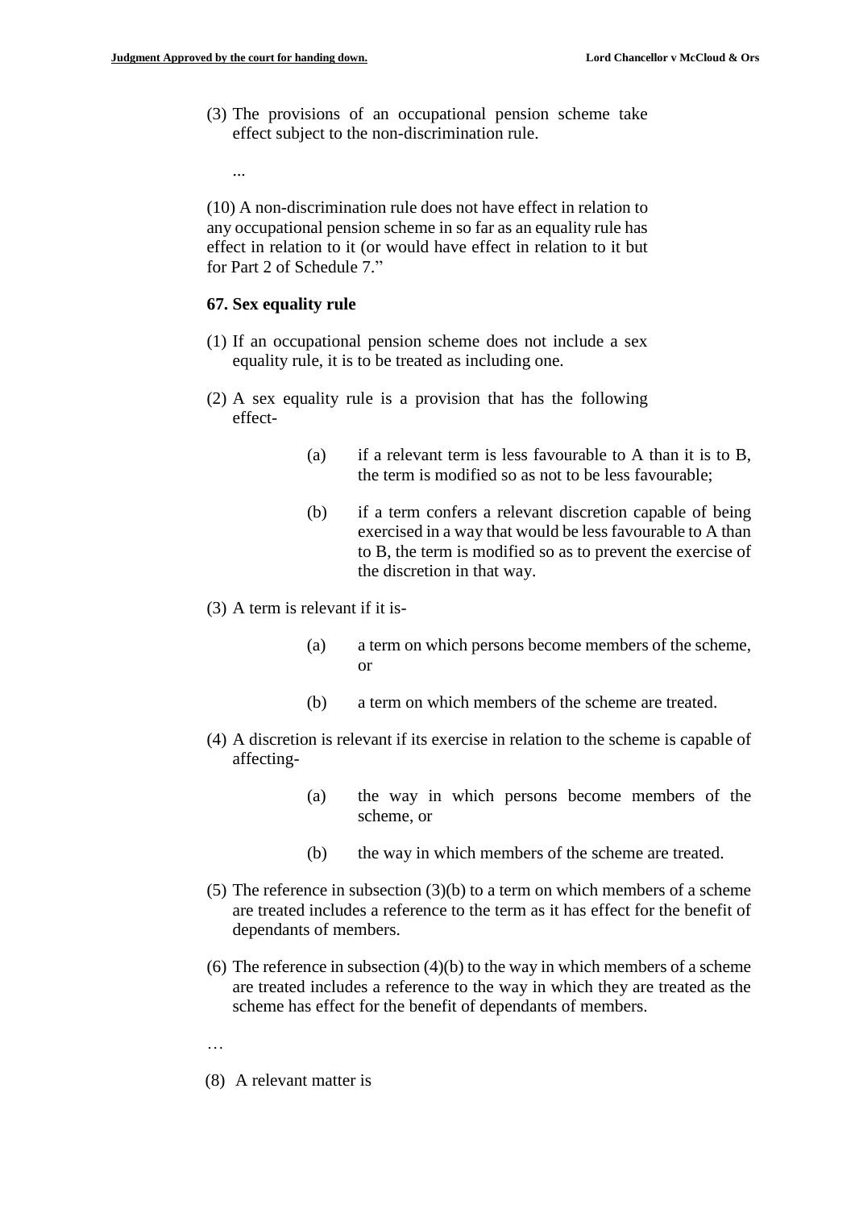(3) The provisions of an occupational pension scheme take effect subject to the non-discrimination rule.

...

(10) A non-discrimination rule does not have effect in relation to any occupational pension scheme in so far as an equality rule has effect in relation to it (or would have effect in relation to it but for Part 2 of Schedule 7."

**67. Sex equality rule**

(1) If an occupational pension scheme does not include a sex equality rule, it is to be treated as including one.

(2) A sex equality rule is a provision that has the following effect-

> (a) if a relevant term is less favourable to A than it is to B, the term is modified so as not to be less favourable;
>
> (b) if a term confers a relevant discretion capable of being exercised in a way that would be less favourable to A than to B, the term is modified so as to prevent the exercise of the discretion in that way.

(3) A term is relevant if it is-

> (a) a term on which persons become members of the scheme, or
>
> (b) a term on which members of the scheme are treated.

(4) A discretion is relevant if its exercise in relation to the scheme is capable of affecting-

> (a) the way in which persons become members of the scheme, or
>
> (b) the way in which members of the scheme are treated.

(5) The reference in subsection (3)(b) to a term on which members of a scheme are treated includes a reference to the term as it has effect for the benefit of dependants of members.

(6) The reference in subsection (4)(b) to the way in which members of a scheme are treated includes a reference to the way in which they are treated as the scheme has effect for the benefit of dependants of members.

…

(8) A relevant matter is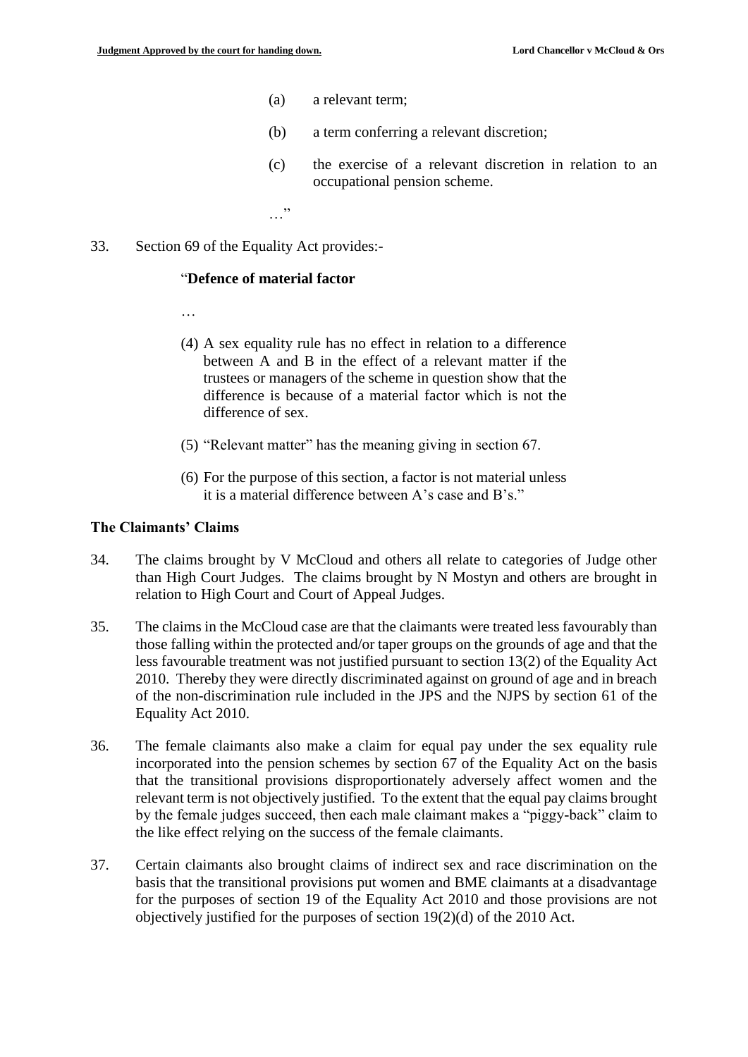(a) a relevant term;

(b) a term conferring a relevant discretion;

(c) the exercise of a relevant discretion in relation to an occupational pension scheme.

…"

33. Section 69 of the Equality Act provides:-

> "**Defence of material factor**
>
> …
>
> (4) A sex equality rule has no effect in relation to a difference between A and B in the effect of a relevant matter if the trustees or managers of the scheme in question show that the difference is because of a material factor which is not the difference of sex.
>
> (5) "Relevant matter" has the meaning giving in section 67.
>
> (6) For the purpose of this section, a factor is not material unless it is a material difference between A's case and B's."

### The Claimants' Claims

34. The claims brought by V McCloud and others all relate to categories of Judge other than High Court Judges. The claims brought by N Mostyn and others are brought in relation to High Court and Court of Appeal Judges.

35. The claims in the McCloud case are that the claimants were treated less favourably than those falling within the protected and/or taper groups on the grounds of age and that the less favourable treatment was not justified pursuant to section 13(2) of the Equality Act 2010. Thereby they were directly discriminated against on ground of age and in breach of the non-discrimination rule included in the JPS and the NJPS by section 61 of the Equality Act 2010.

36. The female claimants also make a claim for equal pay under the sex equality rule incorporated into the pension schemes by section 67 of the Equality Act on the basis that the transitional provisions disproportionately adversely affect women and the relevant term is not objectively justified. To the extent that the equal pay claims brought by the female judges succeed, then each male claimant makes a "piggy-back" claim to the like effect relying on the success of the female claimants.

37. Certain claimants also brought claims of indirect sex and race discrimination on the basis that the transitional provisions put women and BME claimants at a disadvantage for the purposes of section 19 of the Equality Act 2010 and those provisions are not objectively justified for the purposes of section 19(2)(d) of the 2010 Act.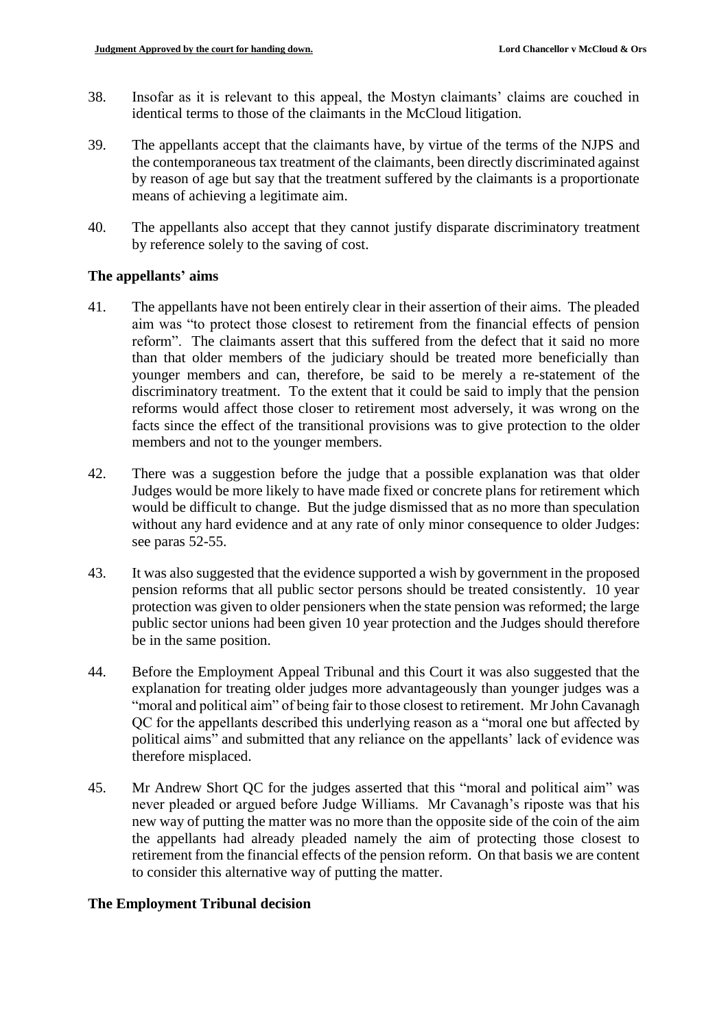38. Insofar as it is relevant to this appeal, the Mostyn claimants' claims are couched in identical terms to those of the claimants in the McCloud litigation.

39. The appellants accept that the claimants have, by virtue of the terms of the NJPS and the contemporaneous tax treatment of the claimants, been directly discriminated against by reason of age but say that the treatment suffered by the claimants is a proportionate means of achieving a legitimate aim.

40. The appellants also accept that they cannot justify disparate discriminatory treatment by reference solely to the saving of cost.

### The appellants' aims

41. The appellants have not been entirely clear in their assertion of their aims. The pleaded aim was "to protect those closest to retirement from the financial effects of pension reform". The claimants assert that this suffered from the defect that it said no more than that older members of the judiciary should be treated more beneficially than younger members and can, therefore, be said to be merely a re-statement of the discriminatory treatment. To the extent that it could be said to imply that the pension reforms would affect those closer to retirement most adversely, it was wrong on the facts since the effect of the transitional provisions was to give protection to the older members and not to the younger members.

42. There was a suggestion before the judge that a possible explanation was that older Judges would be more likely to have made fixed or concrete plans for retirement which would be difficult to change. But the judge dismissed that as no more than speculation without any hard evidence and at any rate of only minor consequence to older Judges: see paras 52-55.

43. It was also suggested that the evidence supported a wish by government in the proposed pension reforms that all public sector persons should be treated consistently. 10 year protection was given to older pensioners when the state pension was reformed; the large public sector unions had been given 10 year protection and the Judges should therefore be in the same position.

44. Before the Employment Appeal Tribunal and this Court it was also suggested that the explanation for treating older judges more advantageously than younger judges was a "moral and political aim" of being fair to those closest to retirement. Mr John Cavanagh QC for the appellants described this underlying reason as a "moral one but affected by political aims" and submitted that any reliance on the appellants' lack of evidence was therefore misplaced.

45. Mr Andrew Short QC for the judges asserted that this "moral and political aim" was never pleaded or argued before Judge Williams. Mr Cavanagh's riposte was that his new way of putting the matter was no more than the opposite side of the coin of the aim the appellants had already pleaded namely the aim of protecting those closest to retirement from the financial effects of the pension reform. On that basis we are content to consider this alternative way of putting the matter.

### The Employment Tribunal decision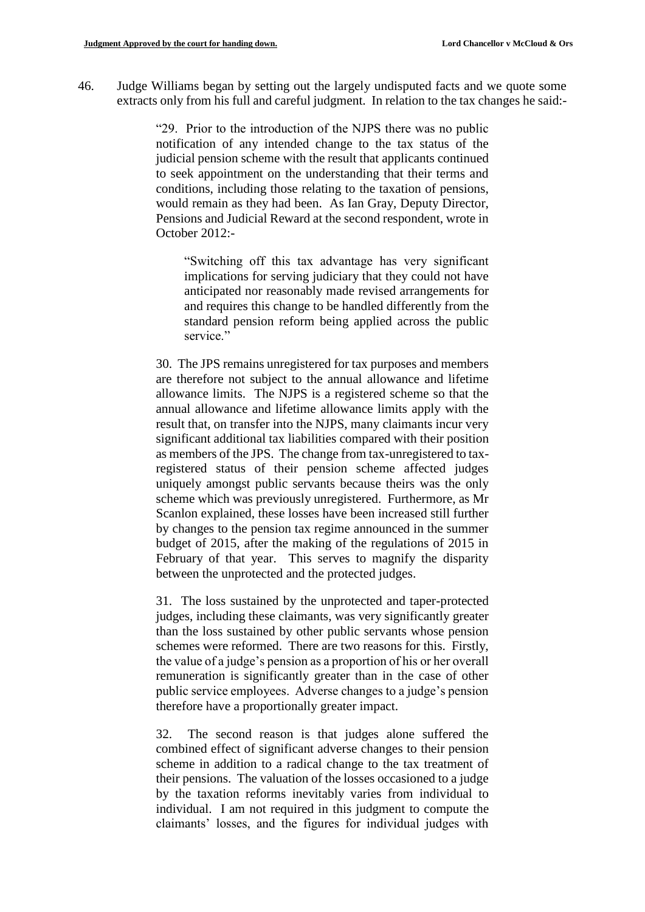46. Judge Williams began by setting out the largely undisputed facts and we quote some extracts only from his full and careful judgment. In relation to the tax changes he said:-

> "29. Prior to the introduction of the NJPS there was no public notification of any intended change to the tax status of the judicial pension scheme with the result that applicants continued to seek appointment on the understanding that their terms and conditions, including those relating to the taxation of pensions, would remain as they had been. As Ian Gray, Deputy Director, Pensions and Judicial Reward at the second respondent, wrote in October 2012:-
>
>> "Switching off this tax advantage has very significant implications for serving judiciary that they could not have anticipated nor reasonably made revised arrangements for and requires this change to be handled differently from the standard pension reform being applied across the public service."
>
> 30. The JPS remains unregistered for tax purposes and members are therefore not subject to the annual allowance and lifetime allowance limits. The NJPS is a registered scheme so that the annual allowance and lifetime allowance limits apply with the result that, on transfer into the NJPS, many claimants incur very significant additional tax liabilities compared with their position as members of the JPS. The change from tax-unregistered to tax-registered status of their pension scheme affected judges uniquely amongst public servants because theirs was the only scheme which was previously unregistered. Furthermore, as Mr Scanlon explained, these losses have been increased still further by changes to the pension tax regime announced in the summer budget of 2015, after the making of the regulations of 2015 in February of that year. This serves to magnify the disparity between the unprotected and the protected judges.
>
> 31. The loss sustained by the unprotected and taper-protected judges, including these claimants, was very significantly greater than the loss sustained by other public servants whose pension schemes were reformed. There are two reasons for this. Firstly, the value of a judge's pension as a proportion of his or her overall remuneration is significantly greater than in the case of other public service employees. Adverse changes to a judge's pension therefore have a proportionally greater impact.
>
> 32. The second reason is that judges alone suffered the combined effect of significant adverse changes to their pension scheme in addition to a radical change to the tax treatment of their pensions. The valuation of the losses occasioned to a judge by the taxation reforms inevitably varies from individual to individual. I am not required in this judgment to compute the claimants' losses, and the figures for individual judges with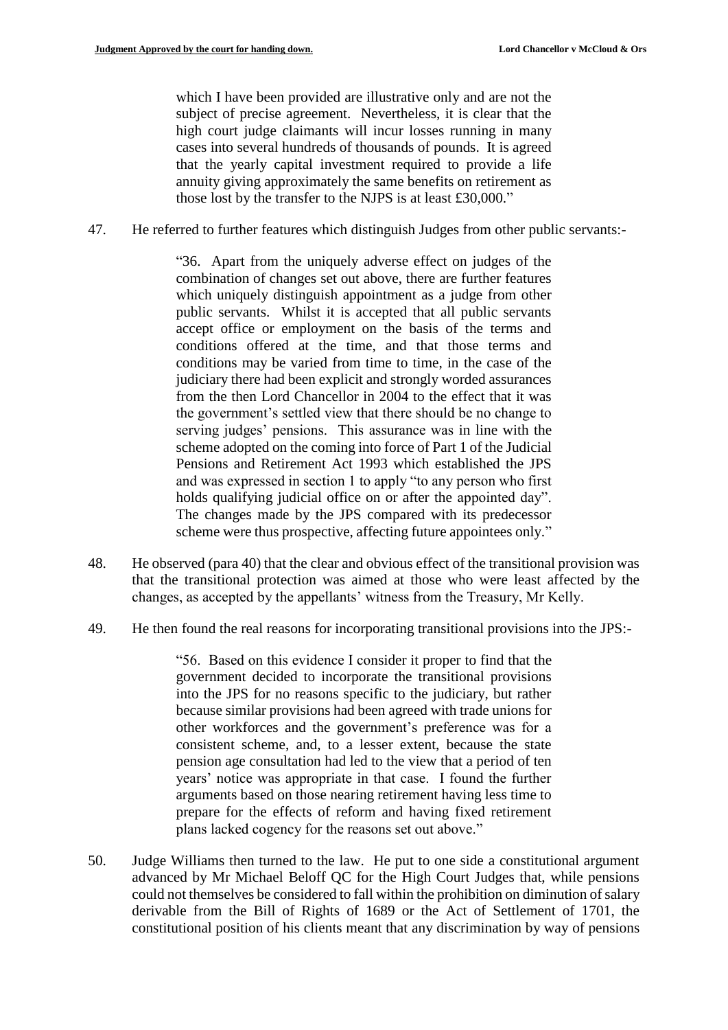> which I have been provided are illustrative only and are not the subject of precise agreement. Nevertheless, it is clear that the high court judge claimants will incur losses running in many cases into several hundreds of thousands of pounds. It is agreed that the yearly capital investment required to provide a life annuity giving approximately the same benefits on retirement as those lost by the transfer to the NJPS is at least £30,000."

47. He referred to further features which distinguish Judges from other public servants:-

> "36. Apart from the uniquely adverse effect on judges of the combination of changes set out above, there are further features which uniquely distinguish appointment as a judge from other public servants. Whilst it is accepted that all public servants accept office or employment on the basis of the terms and conditions offered at the time, and that those terms and conditions may be varied from time to time, in the case of the judiciary there had been explicit and strongly worded assurances from the then Lord Chancellor in 2004 to the effect that it was the government's settled view that there should be no change to serving judges' pensions. This assurance was in line with the scheme adopted on the coming into force of Part 1 of the Judicial Pensions and Retirement Act 1993 which established the JPS and was expressed in section 1 to apply "to any person who first holds qualifying judicial office on or after the appointed day". The changes made by the JPS compared with its predecessor scheme were thus prospective, affecting future appointees only."

48. He observed (para 40) that the clear and obvious effect of the transitional provision was that the transitional protection was aimed at those who were least affected by the changes, as accepted by the appellants' witness from the Treasury, Mr Kelly.

49. He then found the real reasons for incorporating transitional provisions into the JPS:-

> "56. Based on this evidence I consider it proper to find that the government decided to incorporate the transitional provisions into the JPS for no reasons specific to the judiciary, but rather because similar provisions had been agreed with trade unions for other workforces and the government's preference was for a consistent scheme, and, to a lesser extent, because the state pension age consultation had led to the view that a period of ten years' notice was appropriate in that case. I found the further arguments based on those nearing retirement having less time to prepare for the effects of reform and having fixed retirement plans lacked cogency for the reasons set out above."

50. Judge Williams then turned to the law. He put to one side a constitutional argument advanced by Mr Michael Beloff QC for the High Court Judges that, while pensions could not themselves be considered to fall within the prohibition on diminution of salary derivable from the Bill of Rights of 1689 or the Act of Settlement of 1701, the constitutional position of his clients meant that any discrimination by way of pensions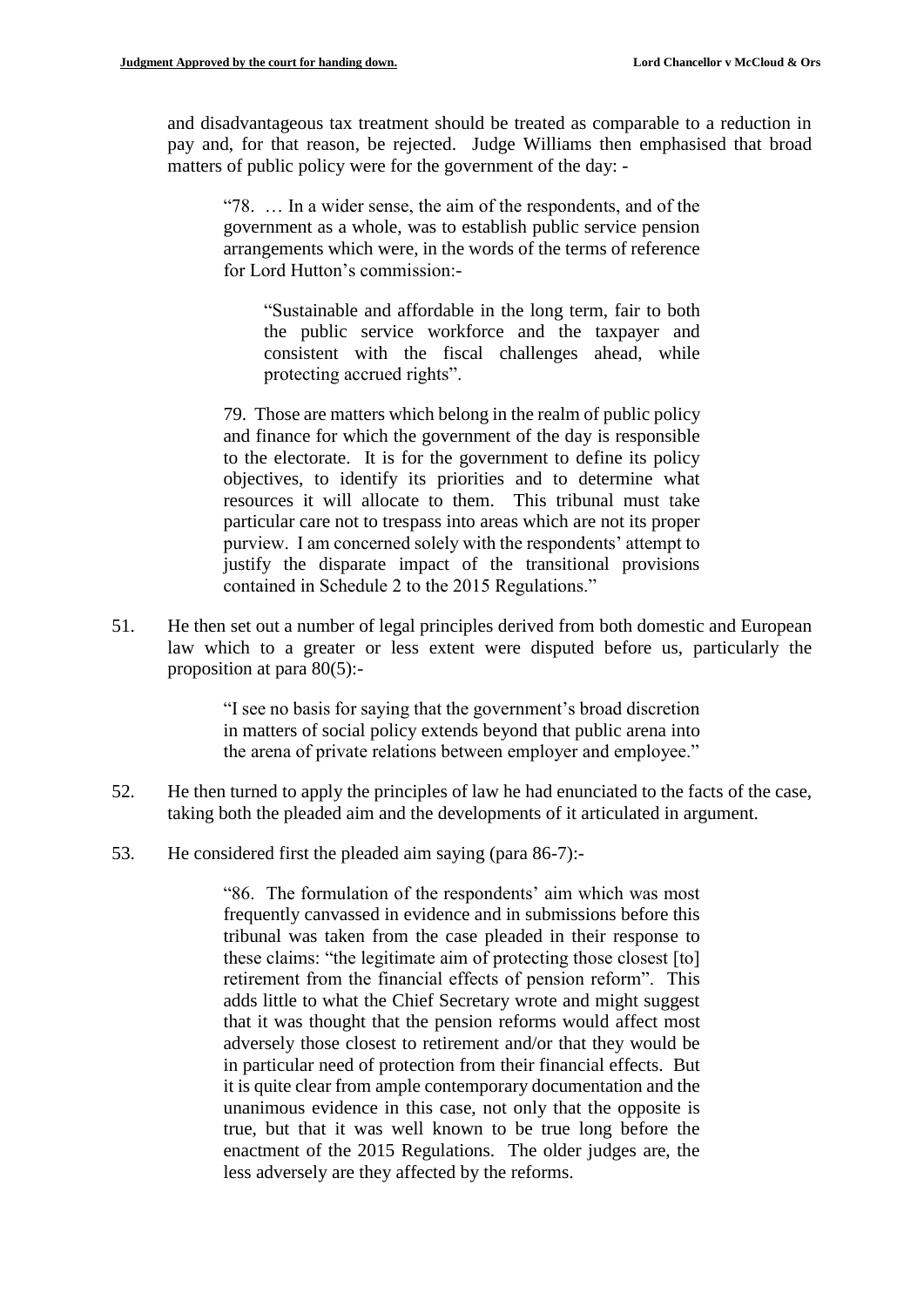and disadvantageous tax treatment should be treated as comparable to a reduction in pay and, for that reason, be rejected. Judge Williams then emphasised that broad matters of public policy were for the government of the day: -

> "78. … In a wider sense, the aim of the respondents, and of the government as a whole, was to establish public service pension arrangements which were, in the words of the terms of reference for Lord Hutton's commission:-
>
> > "Sustainable and affordable in the long term, fair to both the public service workforce and the taxpayer and consistent with the fiscal challenges ahead, while protecting accrued rights".
>
> 79. Those are matters which belong in the realm of public policy and finance for which the government of the day is responsible to the electorate. It is for the government to define its policy objectives, to identify its priorities and to determine what resources it will allocate to them. This tribunal must take particular care not to trespass into areas which are not its proper purview. I am concerned solely with the respondents' attempt to justify the disparate impact of the transitional provisions contained in Schedule 2 to the 2015 Regulations."

51. He then set out a number of legal principles derived from both domestic and European law which to a greater or less extent were disputed before us, particularly the proposition at para 80(5):-

> "I see no basis for saying that the government's broad discretion in matters of social policy extends beyond that public arena into the arena of private relations between employer and employee."

52. He then turned to apply the principles of law he had enunciated to the facts of the case, taking both the pleaded aim and the developments of it articulated in argument.

53. He considered first the pleaded aim saying (para 86-7):-

> "86. The formulation of the respondents' aim which was most frequently canvassed in evidence and in submissions before this tribunal was taken from the case pleaded in their response to these claims: "the legitimate aim of protecting those closest [to] retirement from the financial effects of pension reform". This adds little to what the Chief Secretary wrote and might suggest that it was thought that the pension reforms would affect most adversely those closest to retirement and/or that they would be in particular need of protection from their financial effects. But it is quite clear from ample contemporary documentation and the unanimous evidence in this case, not only that the opposite is true, but that it was well known to be true long before the enactment of the 2015 Regulations. The older judges are, the less adversely are they affected by the reforms.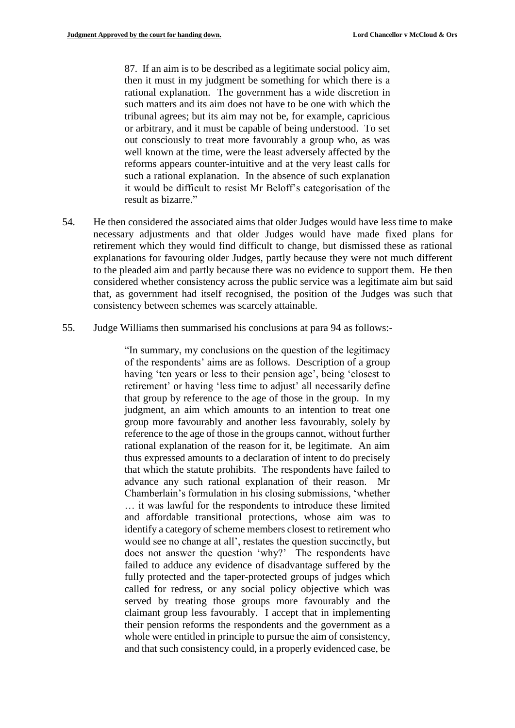> 87. If an aim is to be described as a legitimate social policy aim, then it must in my judgment be something for which there is a rational explanation. The government has a wide discretion in such matters and its aim does not have to be one with which the tribunal agrees; but its aim may not be, for example, capricious or arbitrary, and it must be capable of being understood. To set out consciously to treat more favourably a group who, as was well known at the time, were the least adversely affected by the reforms appears counter-intuitive and at the very least calls for such a rational explanation. In the absence of such explanation it would be difficult to resist Mr Beloff's categorisation of the result as bizarre."

54. He then considered the associated aims that older Judges would have less time to make necessary adjustments and that older Judges would have made fixed plans for retirement which they would find difficult to change, but dismissed these as rational explanations for favouring older Judges, partly because they were not much different to the pleaded aim and partly because there was no evidence to support them. He then considered whether consistency across the public service was a legitimate aim but said that, as government had itself recognised, the position of the Judges was such that consistency between schemes was scarcely attainable.

55. Judge Williams then summarised his conclusions at para 94 as follows:-

> "In summary, my conclusions on the question of the legitimacy of the respondents' aims are as follows. Description of a group having 'ten years or less to their pension age', being 'closest to retirement' or having 'less time to adjust' all necessarily define that group by reference to the age of those in the group. In my judgment, an aim which amounts to an intention to treat one group more favourably and another less favourably, solely by reference to the age of those in the groups cannot, without further rational explanation of the reason for it, be legitimate. An aim thus expressed amounts to a declaration of intent to do precisely that which the statute prohibits. The respondents have failed to advance any such rational explanation of their reason. Mr Chamberlain's formulation in his closing submissions, 'whether … it was lawful for the respondents to introduce these limited and affordable transitional protections, whose aim was to identify a category of scheme members closest to retirement who would see no change at all', restates the question succinctly, but does not answer the question 'why?' The respondents have failed to adduce any evidence of disadvantage suffered by the fully protected and the taper-protected groups of judges which called for redress, or any social policy objective which was served by treating those groups more favourably and the claimant group less favourably. I accept that in implementing their pension reforms the respondents and the government as a whole were entitled in principle to pursue the aim of consistency, and that such consistency could, in a properly evidenced case, be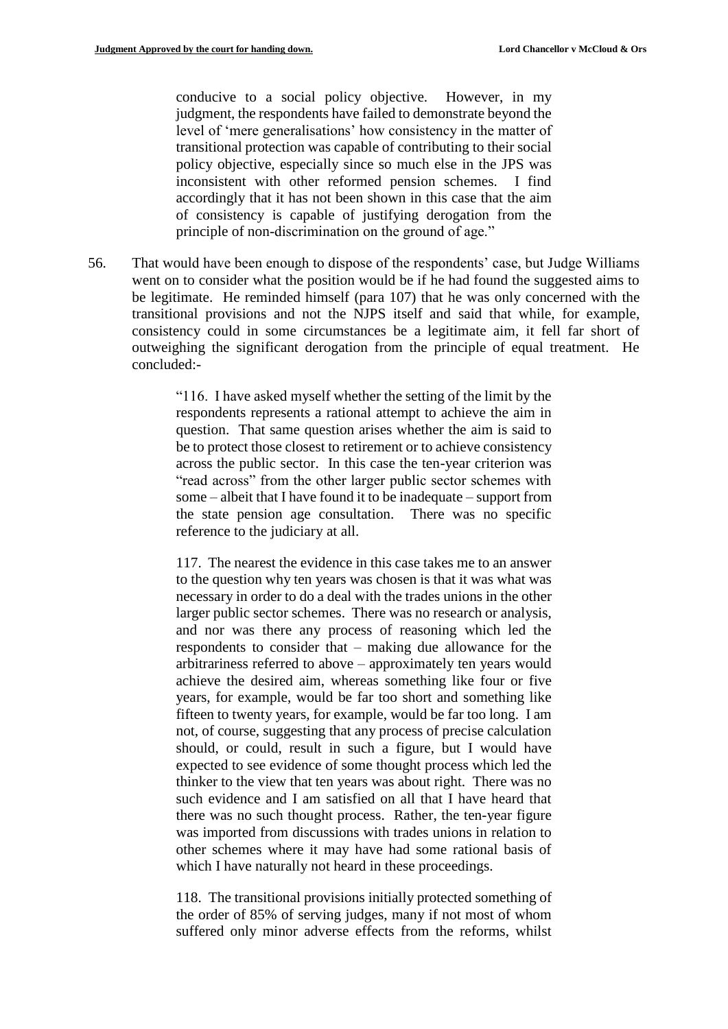> conducive to a social policy objective. However, in my judgment, the respondents have failed to demonstrate beyond the level of 'mere generalisations' how consistency in the matter of transitional protection was capable of contributing to their social policy objective, especially since so much else in the JPS was inconsistent with other reformed pension schemes. I find accordingly that it has not been shown in this case that the aim of consistency is capable of justifying derogation from the principle of non-discrimination on the ground of age."

56. That would have been enough to dispose of the respondents' case, but Judge Williams went on to consider what the position would be if he had found the suggested aims to be legitimate. He reminded himself (para 107) that he was only concerned with the transitional provisions and not the NJPS itself and said that while, for example, consistency could in some circumstances be a legitimate aim, it fell far short of outweighing the significant derogation from the principle of equal treatment. He concluded:-

> "116. I have asked myself whether the setting of the limit by the respondents represents a rational attempt to achieve the aim in question. That same question arises whether the aim is said to be to protect those closest to retirement or to achieve consistency across the public sector. In this case the ten-year criterion was "read across" from the other larger public sector schemes with some – albeit that I have found it to be inadequate – support from the state pension age consultation. There was no specific reference to the judiciary at all.
>
> 117. The nearest the evidence in this case takes me to an answer to the question why ten years was chosen is that it was what was necessary in order to do a deal with the trades unions in the other larger public sector schemes. There was no research or analysis, and nor was there any process of reasoning which led the respondents to consider that – making due allowance for the arbitrariness referred to above – approximately ten years would achieve the desired aim, whereas something like four or five years, for example, would be far too short and something like fifteen to twenty years, for example, would be far too long. I am not, of course, suggesting that any process of precise calculation should, or could, result in such a figure, but I would have expected to see evidence of some thought process which led the thinker to the view that ten years was about right. There was no such evidence and I am satisfied on all that I have heard that there was no such thought process. Rather, the ten-year figure was imported from discussions with trades unions in relation to other schemes where it may have had some rational basis of which I have naturally not heard in these proceedings.
>
> 118. The transitional provisions initially protected something of the order of 85% of serving judges, many if not most of whom suffered only minor adverse effects from the reforms, whilst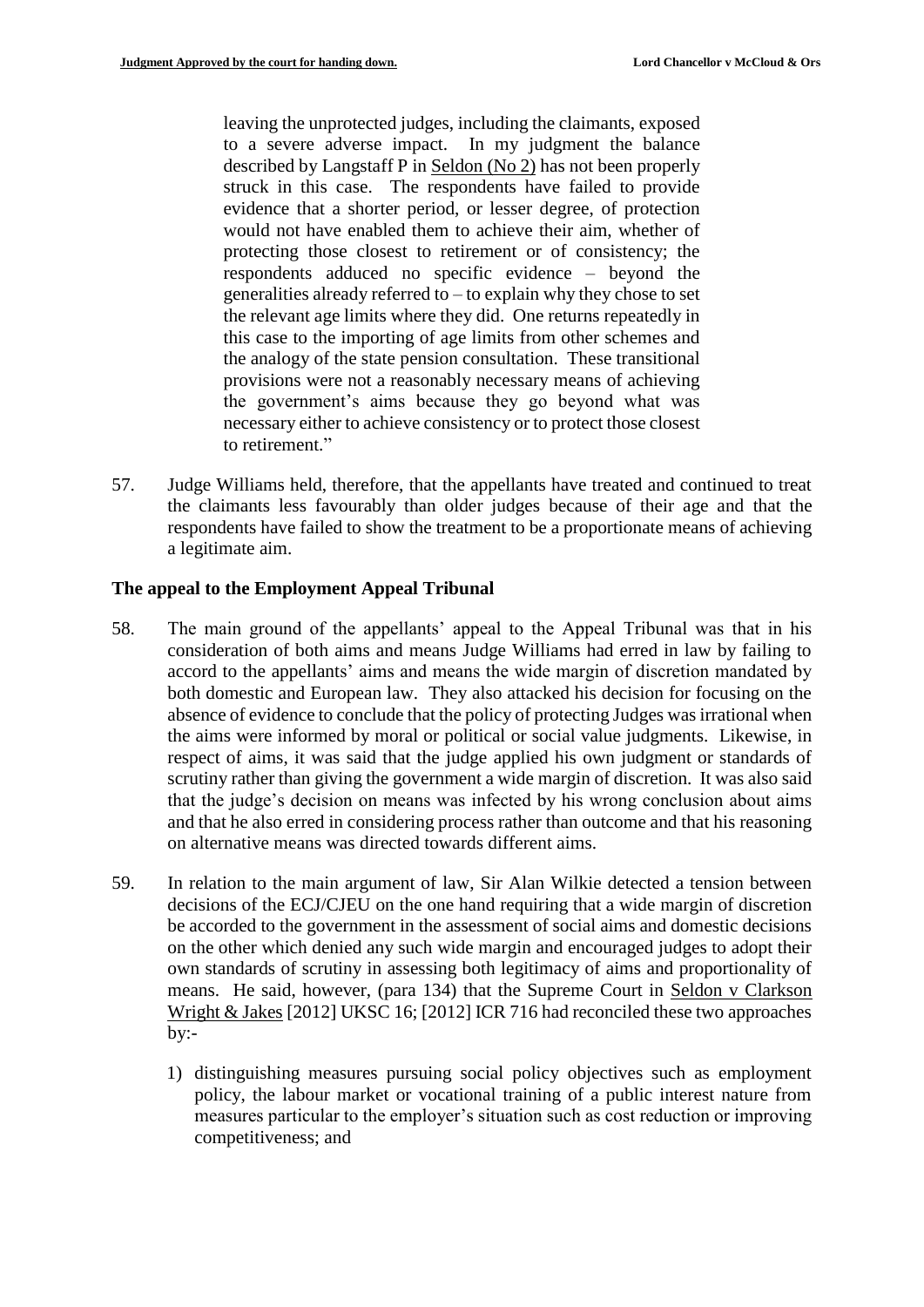> leaving the unprotected judges, including the claimants, exposed to a severe adverse impact. In my judgment the balance described by Langstaff P in Seldon (No 2) has not been properly struck in this case. The respondents have failed to provide evidence that a shorter period, or lesser degree, of protection would not have enabled them to achieve their aim, whether of protecting those closest to retirement or of consistency; the respondents adduced no specific evidence – beyond the generalities already referred to – to explain why they chose to set the relevant age limits where they did. One returns repeatedly in this case to the importing of age limits from other schemes and the analogy of the state pension consultation. These transitional provisions were not a reasonably necessary means of achieving the government's aims because they go beyond what was necessary either to achieve consistency or to protect those closest to retirement."

57. Judge Williams held, therefore, that the appellants have treated and continued to treat the claimants less favourably than older judges because of their age and that the respondents have failed to show the treatment to be a proportionate means of achieving a legitimate aim.

**The appeal to the Employment Appeal Tribunal**

58. The main ground of the appellants' appeal to the Appeal Tribunal was that in his consideration of both aims and means Judge Williams had erred in law by failing to accord to the appellants' aims and means the wide margin of discretion mandated by both domestic and European law. They also attacked his decision for focusing on the absence of evidence to conclude that the policy of protecting Judges was irrational when the aims were informed by moral or political or social value judgments. Likewise, in respect of aims, it was said that the judge applied his own judgment or standards of scrutiny rather than giving the government a wide margin of discretion. It was also said that the judge's decision on means was infected by his wrong conclusion about aims and that he also erred in considering process rather than outcome and that his reasoning on alternative means was directed towards different aims.

59. In relation to the main argument of law, Sir Alan Wilkie detected a tension between decisions of the ECJ/CJEU on the one hand requiring that a wide margin of discretion be accorded to the government in the assessment of social aims and domestic decisions on the other which denied any such wide margin and encouraged judges to adopt their own standards of scrutiny in assessing both legitimacy of aims and proportionality of means. He said, however, (para 134) that the Supreme Court in Seldon v Clarkson Wright & Jakes [2012] UKSC 16; [2012] ICR 716 had reconciled these two approaches by:-

    1) distinguishing measures pursuing social policy objectives such as employment policy, the labour market or vocational training of a public interest nature from measures particular to the employer's situation such as cost reduction or improving competitiveness; and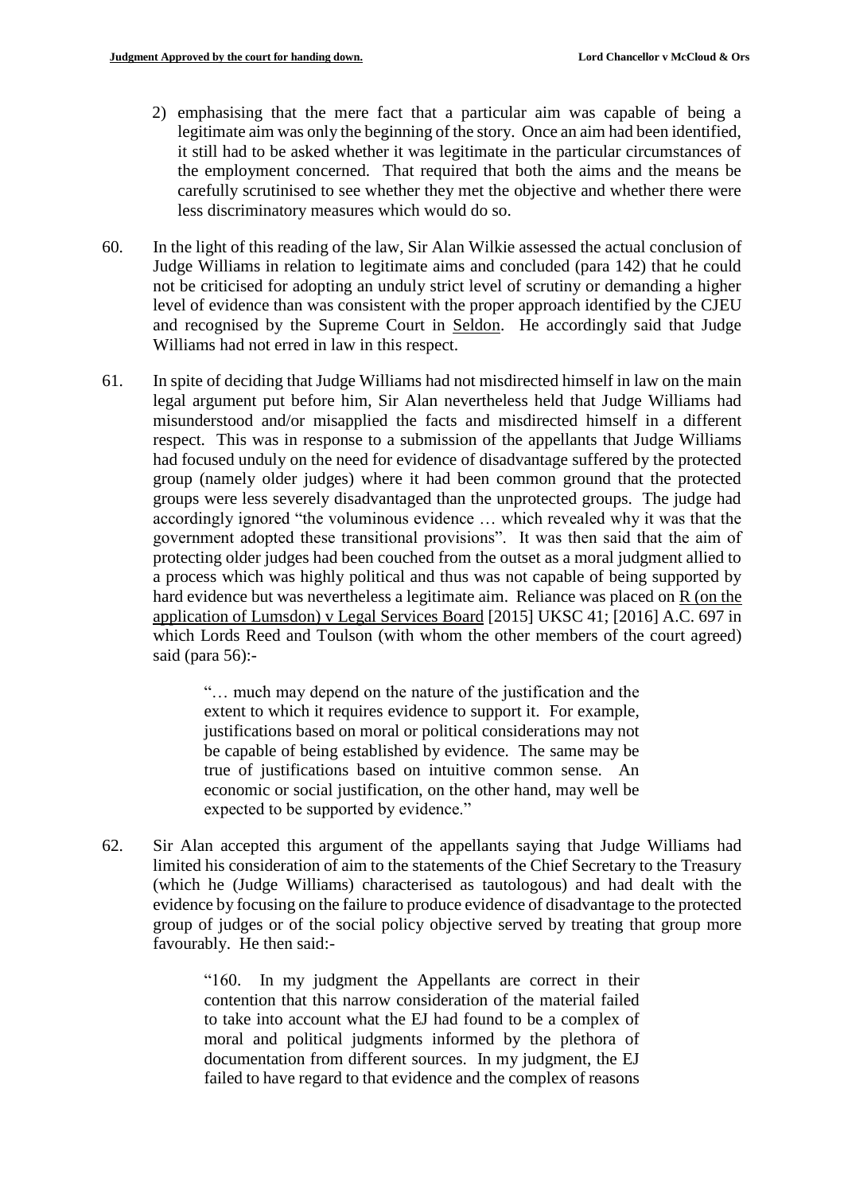2) emphasising that the mere fact that a particular aim was capable of being a legitimate aim was only the beginning of the story. Once an aim had been identified, it still had to be asked whether it was legitimate in the particular circumstances of the employment concerned. That required that both the aims and the means be carefully scrutinised to see whether they met the objective and whether there were less discriminatory measures which would do so.

60. In the light of this reading of the law, Sir Alan Wilkie assessed the actual conclusion of Judge Williams in relation to legitimate aims and concluded (para 142) that he could not be criticised for adopting an unduly strict level of scrutiny or demanding a higher level of evidence than was consistent with the proper approach identified by the CJEU and recognised by the Supreme Court in Seldon. He accordingly said that Judge Williams had not erred in law in this respect.

61. In spite of deciding that Judge Williams had not misdirected himself in law on the main legal argument put before him, Sir Alan nevertheless held that Judge Williams had misunderstood and/or misapplied the facts and misdirected himself in a different respect. This was in response to a submission of the appellants that Judge Williams had focused unduly on the need for evidence of disadvantage suffered by the protected group (namely older judges) where it had been common ground that the protected groups were less severely disadvantaged than the unprotected groups. The judge had accordingly ignored "the voluminous evidence … which revealed why it was that the government adopted these transitional provisions". It was then said that the aim of protecting older judges had been couched from the outset as a moral judgment allied to a process which was highly political and thus was not capable of being supported by hard evidence but was nevertheless a legitimate aim. Reliance was placed on R (on the application of Lumsdon) v Legal Services Board [2015] UKSC 41; [2016] A.C. 697 in which Lords Reed and Toulson (with whom the other members of the court agreed) said (para 56):-

> "… much may depend on the nature of the justification and the extent to which it requires evidence to support it. For example, justifications based on moral or political considerations may not be capable of being established by evidence. The same may be true of justifications based on intuitive common sense. An economic or social justification, on the other hand, may well be expected to be supported by evidence."

62. Sir Alan accepted this argument of the appellants saying that Judge Williams had limited his consideration of aim to the statements of the Chief Secretary to the Treasury (which he (Judge Williams) characterised as tautologous) and had dealt with the evidence by focusing on the failure to produce evidence of disadvantage to the protected group of judges or of the social policy objective served by treating that group more favourably. He then said:-

> "160. In my judgment the Appellants are correct in their contention that this narrow consideration of the material failed to take into account what the EJ had found to be a complex of moral and political judgments informed by the plethora of documentation from different sources. In my judgment, the EJ failed to have regard to that evidence and the complex of reasons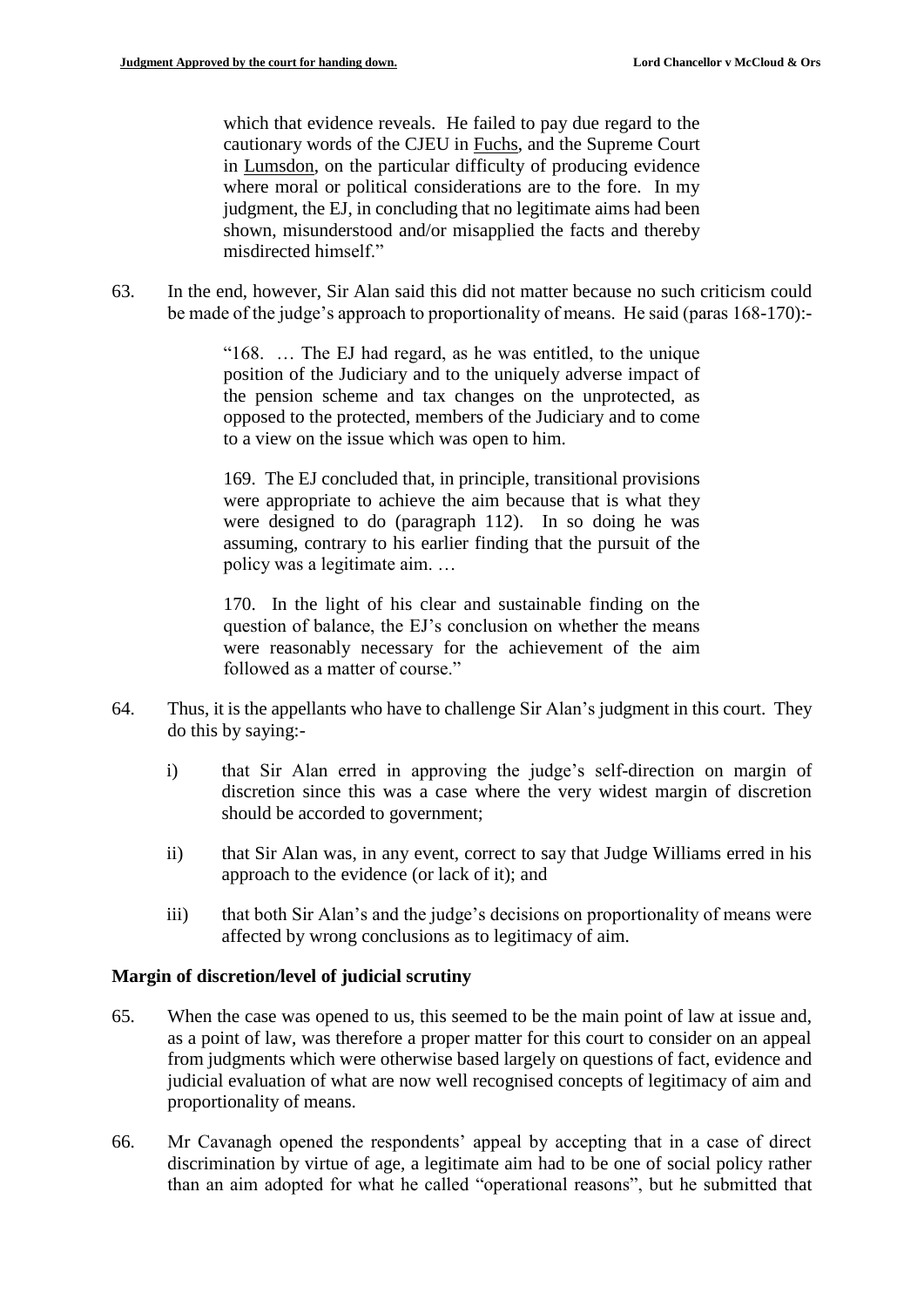> which that evidence reveals. He failed to pay due regard to the cautionary words of the CJEU in Fuchs, and the Supreme Court in Lumsdon, on the particular difficulty of producing evidence where moral or political considerations are to the fore. In my judgment, the EJ, in concluding that no legitimate aims had been shown, misunderstood and/or misapplied the facts and thereby misdirected himself."

63. In the end, however, Sir Alan said this did not matter because no such criticism could be made of the judge's approach to proportionality of means. He said (paras 168-170):-

> "168. … The EJ had regard, as he was entitled, to the unique position of the Judiciary and to the uniquely adverse impact of the pension scheme and tax changes on the unprotected, as opposed to the protected, members of the Judiciary and to come to a view on the issue which was open to him.
>
> 169. The EJ concluded that, in principle, transitional provisions were appropriate to achieve the aim because that is what they were designed to do (paragraph 112). In so doing he was assuming, contrary to his earlier finding that the pursuit of the policy was a legitimate aim. …
>
> 170. In the light of his clear and sustainable finding on the question of balance, the EJ's conclusion on whether the means were reasonably necessary for the achievement of the aim followed as a matter of course."

64. Thus, it is the appellants who have to challenge Sir Alan's judgment in this court. They do this by saying:-

    i) that Sir Alan erred in approving the judge's self-direction on margin of discretion since this was a case where the very widest margin of discretion should be accorded to government;

    ii) that Sir Alan was, in any event, correct to say that Judge Williams erred in his approach to the evidence (or lack of it); and

    iii) that both Sir Alan's and the judge's decisions on proportionality of means were affected by wrong conclusions as to legitimacy of aim.

**Margin of discretion/level of judicial scrutiny**

65. When the case was opened to us, this seemed to be the main point of law at issue and, as a point of law, was therefore a proper matter for this court to consider on an appeal from judgments which were otherwise based largely on questions of fact, evidence and judicial evaluation of what are now well recognised concepts of legitimacy of aim and proportionality of means.

66. Mr Cavanagh opened the respondents' appeal by accepting that in a case of direct discrimination by virtue of age, a legitimate aim had to be one of social policy rather than an aim adopted for what he called "operational reasons", but he submitted that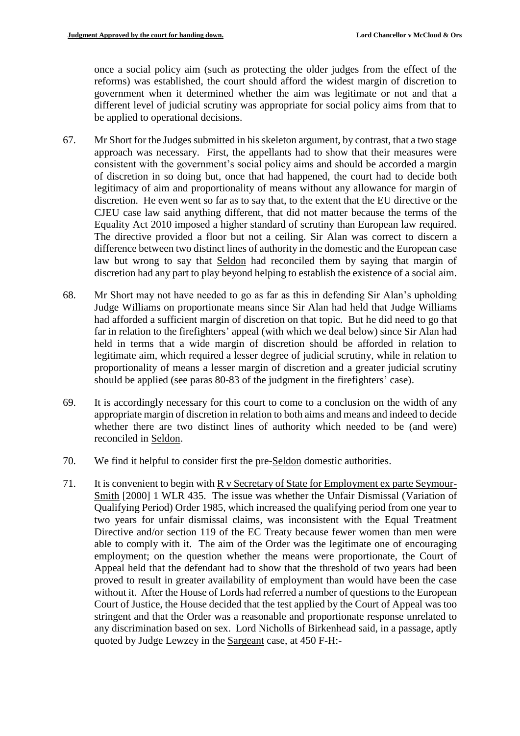once a social policy aim (such as protecting the older judges from the effect of the reforms) was established, the court should afford the widest margin of discretion to government when it determined whether the aim was legitimate or not and that a different level of judicial scrutiny was appropriate for social policy aims from that to be applied to operational decisions.

67. Mr Short for the Judges submitted in his skeleton argument, by contrast, that a two stage approach was necessary. First, the appellants had to show that their measures were consistent with the government's social policy aims and should be accorded a margin of discretion in so doing but, once that had happened, the court had to decide both legitimacy of aim and proportionality of means without any allowance for margin of discretion. He even went so far as to say that, to the extent that the EU directive or the CJEU case law said anything different, that did not matter because the terms of the Equality Act 2010 imposed a higher standard of scrutiny than European law required. The directive provided a floor but not a ceiling. Sir Alan was correct to discern a difference between two distinct lines of authority in the domestic and the European case law but wrong to say that Seldon had reconciled them by saying that margin of discretion had any part to play beyond helping to establish the existence of a social aim.

68. Mr Short may not have needed to go as far as this in defending Sir Alan's upholding Judge Williams on proportionate means since Sir Alan had held that Judge Williams had afforded a sufficient margin of discretion on that topic. But he did need to go that far in relation to the firefighters' appeal (with which we deal below) since Sir Alan had held in terms that a wide margin of discretion should be afforded in relation to legitimate aim, which required a lesser degree of judicial scrutiny, while in relation to proportionality of means a lesser margin of discretion and a greater judicial scrutiny should be applied (see paras 80-83 of the judgment in the firefighters' case).

69. It is accordingly necessary for this court to come to a conclusion on the width of any appropriate margin of discretion in relation to both aims and means and indeed to decide whether there are two distinct lines of authority which needed to be (and were) reconciled in Seldon.

70. We find it helpful to consider first the pre-Seldon domestic authorities.

71. It is convenient to begin with R v Secretary of State for Employment ex parte Seymour-Smith [2000] 1 WLR 435. The issue was whether the Unfair Dismissal (Variation of Qualifying Period) Order 1985, which increased the qualifying period from one year to two years for unfair dismissal claims, was inconsistent with the Equal Treatment Directive and/or section 119 of the EC Treaty because fewer women than men were able to comply with it. The aim of the Order was the legitimate one of encouraging employment; on the question whether the means were proportionate, the Court of Appeal held that the defendant had to show that the threshold of two years had been proved to result in greater availability of employment than would have been the case without it. After the House of Lords had referred a number of questions to the European Court of Justice, the House decided that the test applied by the Court of Appeal was too stringent and that the Order was a reasonable and proportionate response unrelated to any discrimination based on sex. Lord Nicholls of Birkenhead said, in a passage, aptly quoted by Judge Lewzey in the Sargeant case, at 450 F-H:-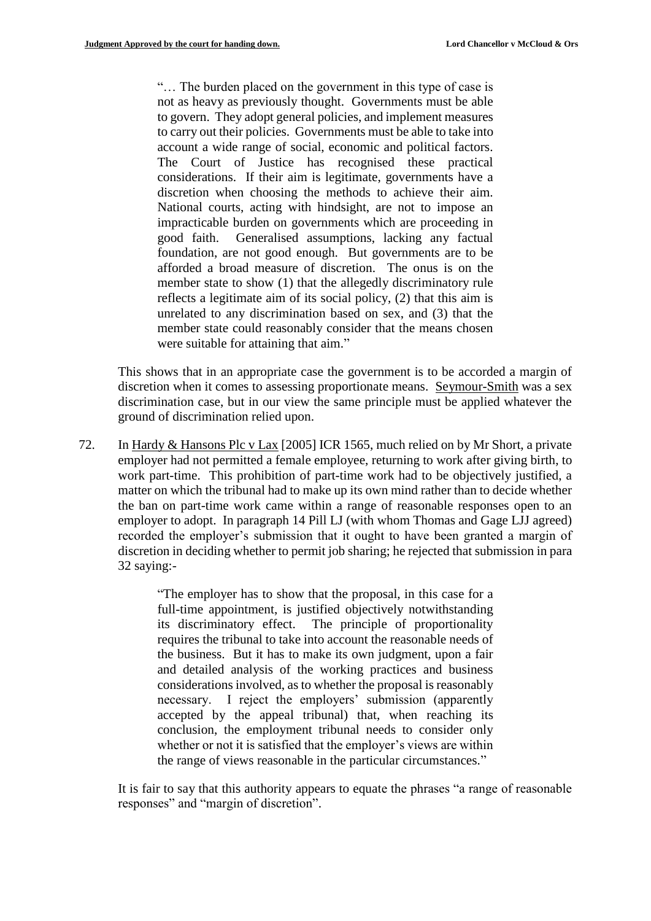> "… The burden placed on the government in this type of case is not as heavy as previously thought. Governments must be able to govern. They adopt general policies, and implement measures to carry out their policies. Governments must be able to take into account a wide range of social, economic and political factors. The Court of Justice has recognised these practical considerations. If their aim is legitimate, governments have a discretion when choosing the methods to achieve their aim. National courts, acting with hindsight, are not to impose an impracticable burden on governments which are proceeding in good faith. Generalised assumptions, lacking any factual foundation, are not good enough. But governments are to be afforded a broad measure of discretion. The onus is on the member state to show (1) that the allegedly discriminatory rule reflects a legitimate aim of its social policy, (2) that this aim is unrelated to any discrimination based on sex, and (3) that the member state could reasonably consider that the means chosen were suitable for attaining that aim."

This shows that in an appropriate case the government is to be accorded a margin of discretion when it comes to assessing proportionate means. Seymour-Smith was a sex discrimination case, but in our view the same principle must be applied whatever the ground of discrimination relied upon.

72. In Hardy & Hansons Plc v Lax [2005] ICR 1565, much relied on by Mr Short, a private employer had not permitted a female employee, returning to work after giving birth, to work part-time. This prohibition of part-time work had to be objectively justified, a matter on which the tribunal had to make up its own mind rather than to decide whether the ban on part-time work came within a range of reasonable responses open to an employer to adopt. In paragraph 14 Pill LJ (with whom Thomas and Gage LJJ agreed) recorded the employer's submission that it ought to have been granted a margin of discretion in deciding whether to permit job sharing; he rejected that submission in para 32 saying:-

> "The employer has to show that the proposal, in this case for a full-time appointment, is justified objectively notwithstanding its discriminatory effect. The principle of proportionality requires the tribunal to take into account the reasonable needs of the business. But it has to make its own judgment, upon a fair and detailed analysis of the working practices and business considerations involved, as to whether the proposal is reasonably necessary. I reject the employers' submission (apparently accepted by the appeal tribunal) that, when reaching its conclusion, the employment tribunal needs to consider only whether or not it is satisfied that the employer's views are within the range of views reasonable in the particular circumstances."

It is fair to say that this authority appears to equate the phrases "a range of reasonable responses" and "margin of discretion".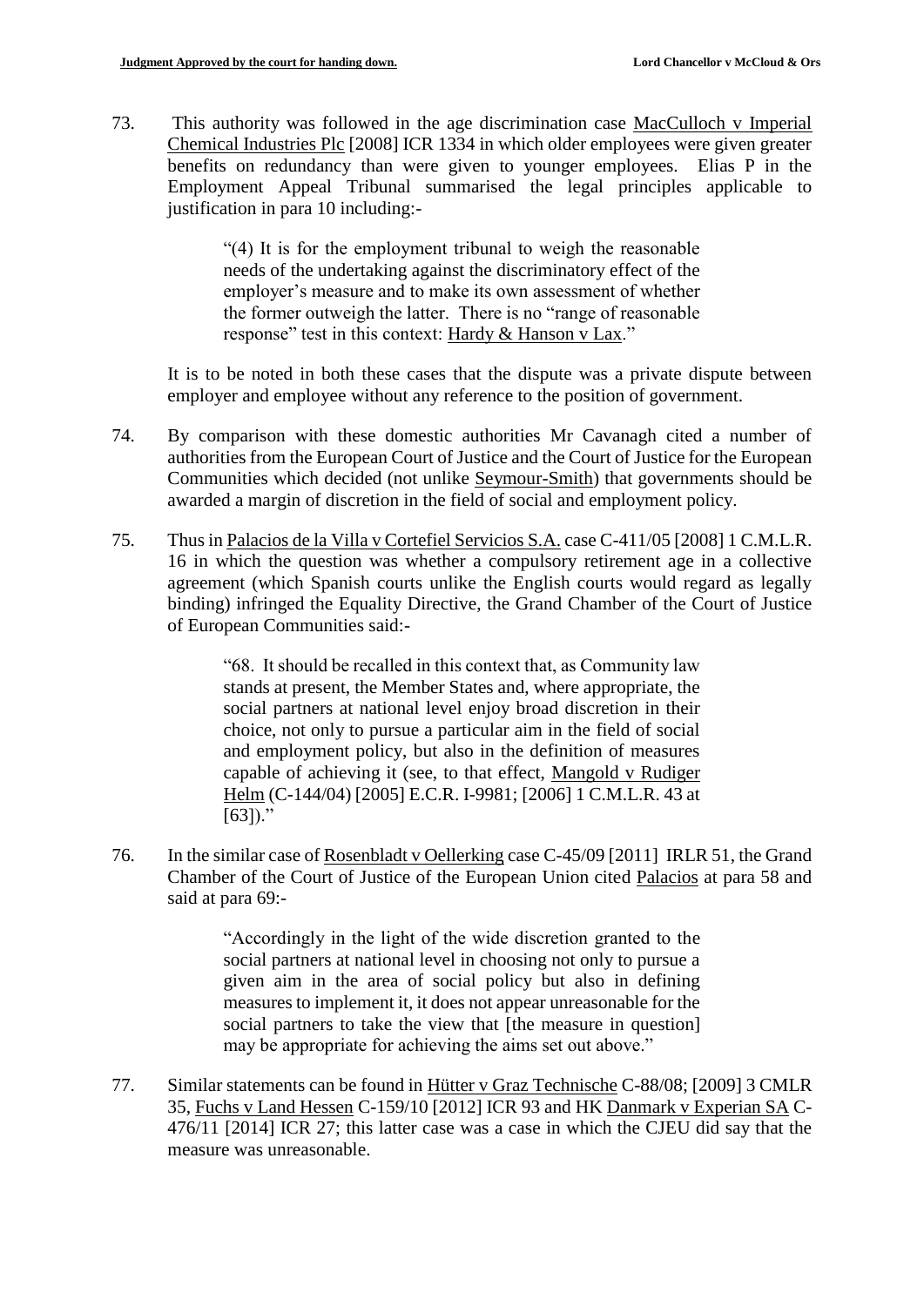73. This authority was followed in the age discrimination case MacCulloch v Imperial Chemical Industries Plc [2008] ICR 1334 in which older employees were given greater benefits on redundancy than were given to younger employees. Elias P in the Employment Appeal Tribunal summarised the legal principles applicable to justification in para 10 including:-

> "(4) It is for the employment tribunal to weigh the reasonable needs of the undertaking against the discriminatory effect of the employer's measure and to make its own assessment of whether the former outweigh the latter. There is no "range of reasonable response" test in this context: Hardy & Hanson v Lax."

It is to be noted in both these cases that the dispute was a private dispute between employer and employee without any reference to the position of government.

74. By comparison with these domestic authorities Mr Cavanagh cited a number of authorities from the European Court of Justice and the Court of Justice for the European Communities which decided (not unlike Seymour-Smith) that governments should be awarded a margin of discretion in the field of social and employment policy.

75. Thus in Palacios de la Villa v Cortefiel Servicios S.A. case C-411/05 [2008] 1 C.M.L.R. 16 in which the question was whether a compulsory retirement age in a collective agreement (which Spanish courts unlike the English courts would regard as legally binding) infringed the Equality Directive, the Grand Chamber of the Court of Justice of European Communities said:-

> "68. It should be recalled in this context that, as Community law stands at present, the Member States and, where appropriate, the social partners at national level enjoy broad discretion in their choice, not only to pursue a particular aim in the field of social and employment policy, but also in the definition of measures capable of achieving it (see, to that effect, Mangold v Rudiger Helm (C-144/04) [2005] E.C.R. I-9981; [2006] 1 C.M.L.R. 43 at [63])."

76. In the similar case of Rosenbladt v Oellerking case C-45/09 [2011] IRLR 51, the Grand Chamber of the Court of Justice of the European Union cited Palacios at para 58 and said at para 69:-

> "Accordingly in the light of the wide discretion granted to the social partners at national level in choosing not only to pursue a given aim in the area of social policy but also in defining measures to implement it, it does not appear unreasonable for the social partners to take the view that [the measure in question] may be appropriate for achieving the aims set out above."

77. Similar statements can be found in Hütter v Graz Technische C-88/08; [2009] 3 CMLR 35, Fuchs v Land Hessen C-159/10 [2012] ICR 93 and HK Danmark v Experian SA C-476/11 [2014] ICR 27; this latter case was a case in which the CJEU did say that the measure was unreasonable.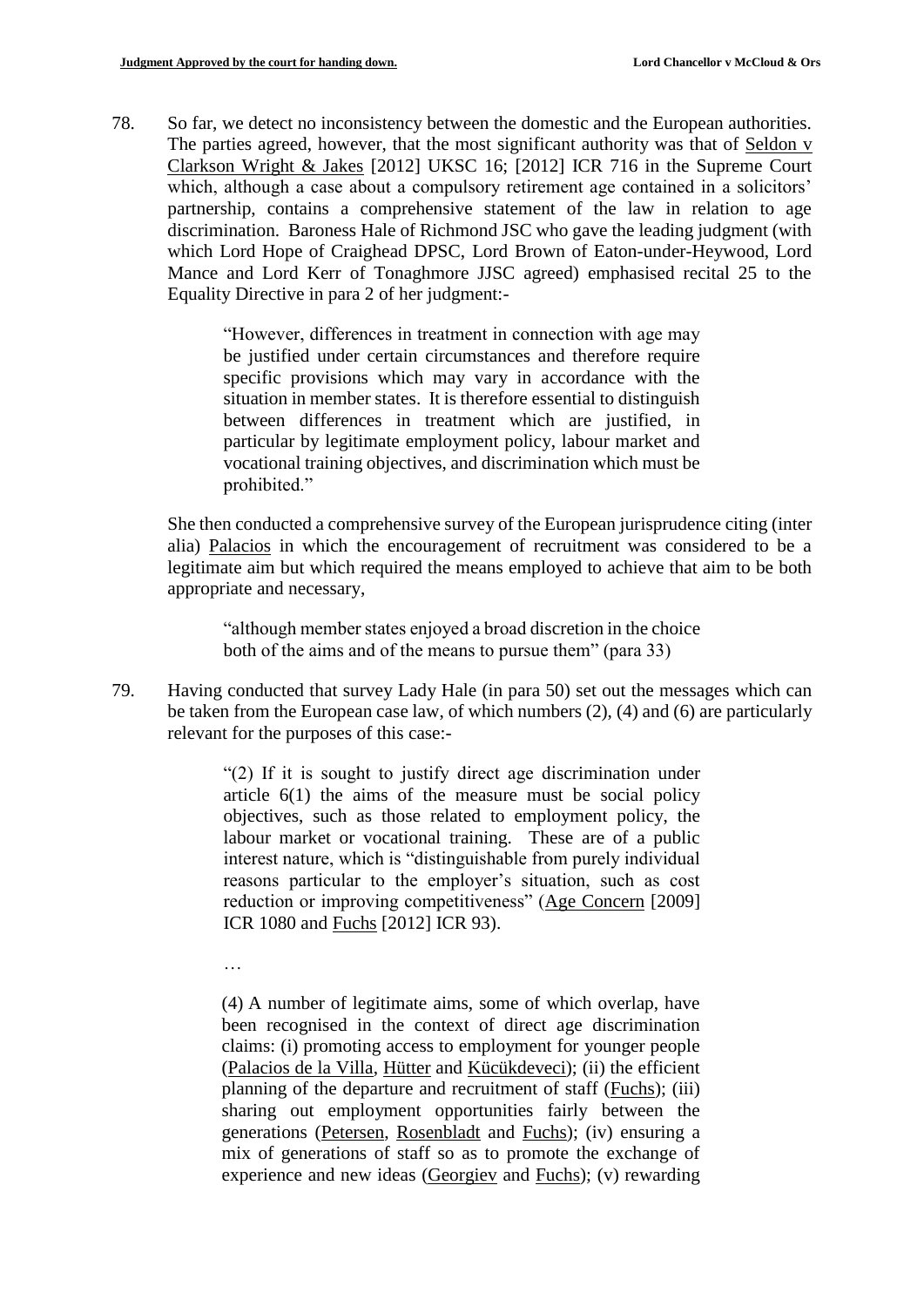78. So far, we detect no inconsistency between the domestic and the European authorities. The parties agreed, however, that the most significant authority was that of Seldon v Clarkson Wright & Jakes [2012] UKSC 16; [2012] ICR 716 in the Supreme Court which, although a case about a compulsory retirement age contained in a solicitors' partnership, contains a comprehensive statement of the law in relation to age discrimination. Baroness Hale of Richmond JSC who gave the leading judgment (with which Lord Hope of Craighead DPSC, Lord Brown of Eaton-under-Heywood, Lord Mance and Lord Kerr of Tonaghmore JJSC agreed) emphasised recital 25 to the Equality Directive in para 2 of her judgment:-

> "However, differences in treatment in connection with age may be justified under certain circumstances and therefore require specific provisions which may vary in accordance with the situation in member states. It is therefore essential to distinguish between differences in treatment which are justified, in particular by legitimate employment policy, labour market and vocational training objectives, and discrimination which must be prohibited."

She then conducted a comprehensive survey of the European jurisprudence citing (inter alia) Palacios in which the encouragement of recruitment was considered to be a legitimate aim but which required the means employed to achieve that aim to be both appropriate and necessary,

> "although member states enjoyed a broad discretion in the choice both of the aims and of the means to pursue them" (para 33)

79. Having conducted that survey Lady Hale (in para 50) set out the messages which can be taken from the European case law, of which numbers (2), (4) and (6) are particularly relevant for the purposes of this case:-

> "(2) If it is sought to justify direct age discrimination under article 6(1) the aims of the measure must be social policy objectives, such as those related to employment policy, the labour market or vocational training. These are of a public interest nature, which is "distinguishable from purely individual reasons particular to the employer's situation, such as cost reduction or improving competitiveness" (Age Concern [2009] ICR 1080 and Fuchs [2012] ICR 93).
>
> …
>
> (4) A number of legitimate aims, some of which overlap, have been recognised in the context of direct age discrimination claims: (i) promoting access to employment for younger people (Palacios de la Villa, Hütter and Kücükdeveci); (ii) the efficient planning of the departure and recruitment of staff (Fuchs); (iii) sharing out employment opportunities fairly between the generations (Petersen, Rosenbladt and Fuchs); (iv) ensuring a mix of generations of staff so as to promote the exchange of experience and new ideas (Georgiev and Fuchs); (v) rewarding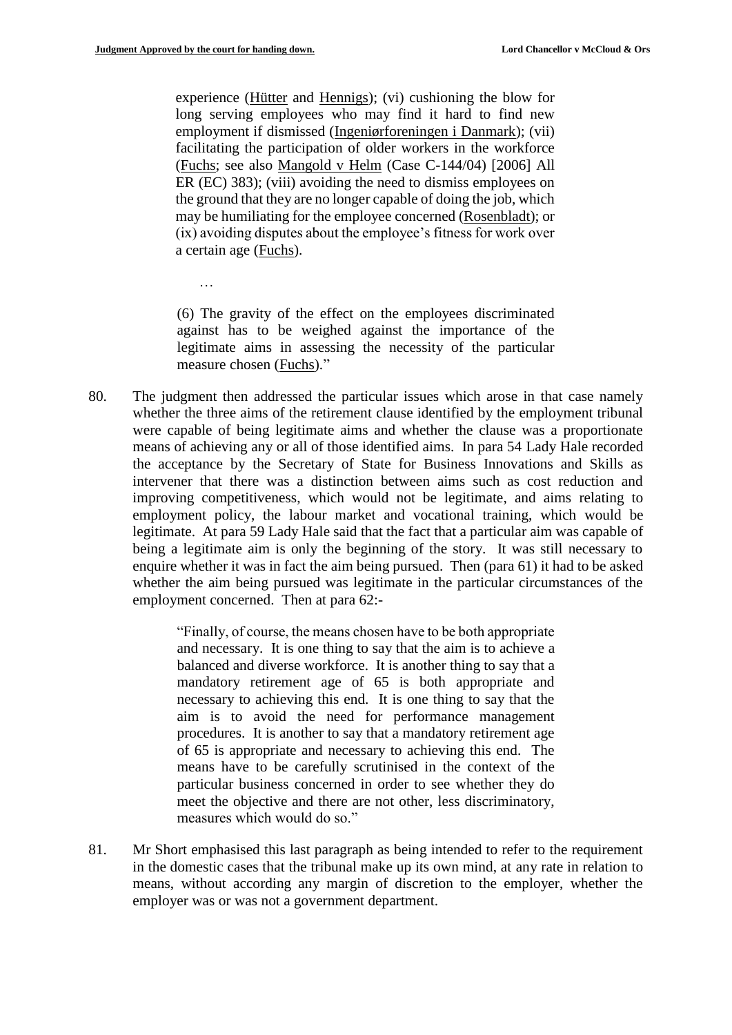> experience (Hütter and Hennigs); (vi) cushioning the blow for long serving employees who may find it hard to find new employment if dismissed (Ingeniørforeningen i Danmark); (vii) facilitating the participation of older workers in the workforce (Fuchs; see also Mangold v Helm (Case C-144/04) [2006] All ER (EC) 383); (viii) avoiding the need to dismiss employees on the ground that they are no longer capable of doing the job, which may be humiliating for the employee concerned (Rosenbladt); or (ix) avoiding disputes about the employee's fitness for work over a certain age (Fuchs).
>
> …
>
> (6) The gravity of the effect on the employees discriminated against has to be weighed against the importance of the legitimate aims in assessing the necessity of the particular measure chosen (Fuchs)."

80. The judgment then addressed the particular issues which arose in that case namely whether the three aims of the retirement clause identified by the employment tribunal were capable of being legitimate aims and whether the clause was a proportionate means of achieving any or all of those identified aims. In para 54 Lady Hale recorded the acceptance by the Secretary of State for Business Innovations and Skills as intervener that there was a distinction between aims such as cost reduction and improving competitiveness, which would not be legitimate, and aims relating to employment policy, the labour market and vocational training, which would be legitimate. At para 59 Lady Hale said that the fact that a particular aim was capable of being a legitimate aim is only the beginning of the story. It was still necessary to enquire whether it was in fact the aim being pursued. Then (para 61) it had to be asked whether the aim being pursued was legitimate in the particular circumstances of the employment concerned. Then at para 62:-

> "Finally, of course, the means chosen have to be both appropriate and necessary. It is one thing to say that the aim is to achieve a balanced and diverse workforce. It is another thing to say that a mandatory retirement age of 65 is both appropriate and necessary to achieving this end. It is one thing to say that the aim is to avoid the need for performance management procedures. It is another to say that a mandatory retirement age of 65 is appropriate and necessary to achieving this end. The means have to be carefully scrutinised in the context of the particular business concerned in order to see whether they do meet the objective and there are not other, less discriminatory, measures which would do so."

81. Mr Short emphasised this last paragraph as being intended to refer to the requirement in the domestic cases that the tribunal make up its own mind, at any rate in relation to means, without according any margin of discretion to the employer, whether the employer was or was not a government department.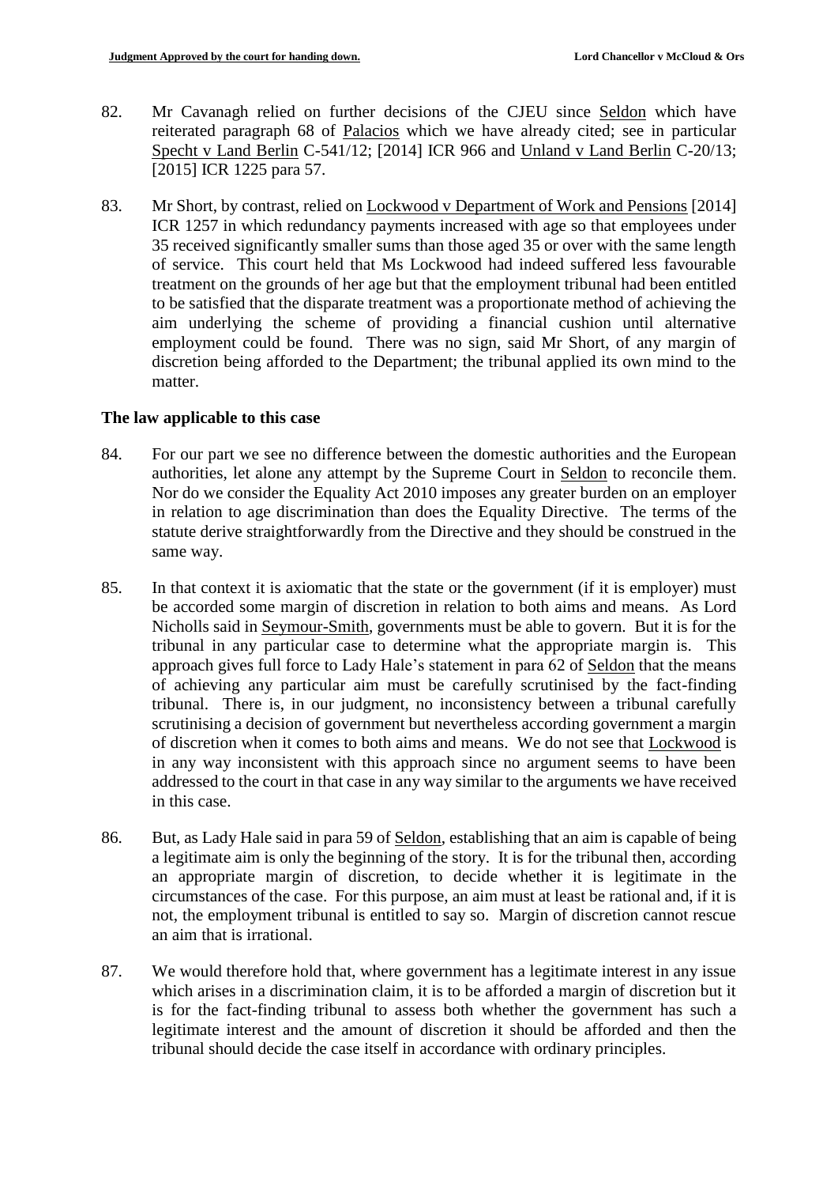82. Mr Cavanagh relied on further decisions of the CJEU since Seldon which have reiterated paragraph 68 of Palacios which we have already cited; see in particular Specht v Land Berlin C-541/12; [2014] ICR 966 and Unland v Land Berlin C-20/13; [2015] ICR 1225 para 57.

83. Mr Short, by contrast, relied on Lockwood v Department of Work and Pensions [2014] ICR 1257 in which redundancy payments increased with age so that employees under 35 received significantly smaller sums than those aged 35 or over with the same length of service. This court held that Ms Lockwood had indeed suffered less favourable treatment on the grounds of her age but that the employment tribunal had been entitled to be satisfied that the disparate treatment was a proportionate method of achieving the aim underlying the scheme of providing a financial cushion until alternative employment could be found. There was no sign, said Mr Short, of any margin of discretion being afforded to the Department; the tribunal applied its own mind to the matter.

## The law applicable to this case

84. For our part we see no difference between the domestic authorities and the European authorities, let alone any attempt by the Supreme Court in Seldon to reconcile them. Nor do we consider the Equality Act 2010 imposes any greater burden on an employer in relation to age discrimination than does the Equality Directive. The terms of the statute derive straightforwardly from the Directive and they should be construed in the same way.

85. In that context it is axiomatic that the state or the government (if it is employer) must be accorded some margin of discretion in relation to both aims and means. As Lord Nicholls said in Seymour-Smith, governments must be able to govern. But it is for the tribunal in any particular case to determine what the appropriate margin is. This approach gives full force to Lady Hale's statement in para 62 of Seldon that the means of achieving any particular aim must be carefully scrutinised by the fact-finding tribunal. There is, in our judgment, no inconsistency between a tribunal carefully scrutinising a decision of government but nevertheless according government a margin of discretion when it comes to both aims and means. We do not see that Lockwood is in any way inconsistent with this approach since no argument seems to have been addressed to the court in that case in any way similar to the arguments we have received in this case.

86. But, as Lady Hale said in para 59 of Seldon, establishing that an aim is capable of being a legitimate aim is only the beginning of the story. It is for the tribunal then, according an appropriate margin of discretion, to decide whether it is legitimate in the circumstances of the case. For this purpose, an aim must at least be rational and, if it is not, the employment tribunal is entitled to say so. Margin of discretion cannot rescue an aim that is irrational.

87. We would therefore hold that, where government has a legitimate interest in any issue which arises in a discrimination claim, it is to be afforded a margin of discretion but it is for the fact-finding tribunal to assess both whether the government has such a legitimate interest and the amount of discretion it should be afforded and then the tribunal should decide the case itself in accordance with ordinary principles.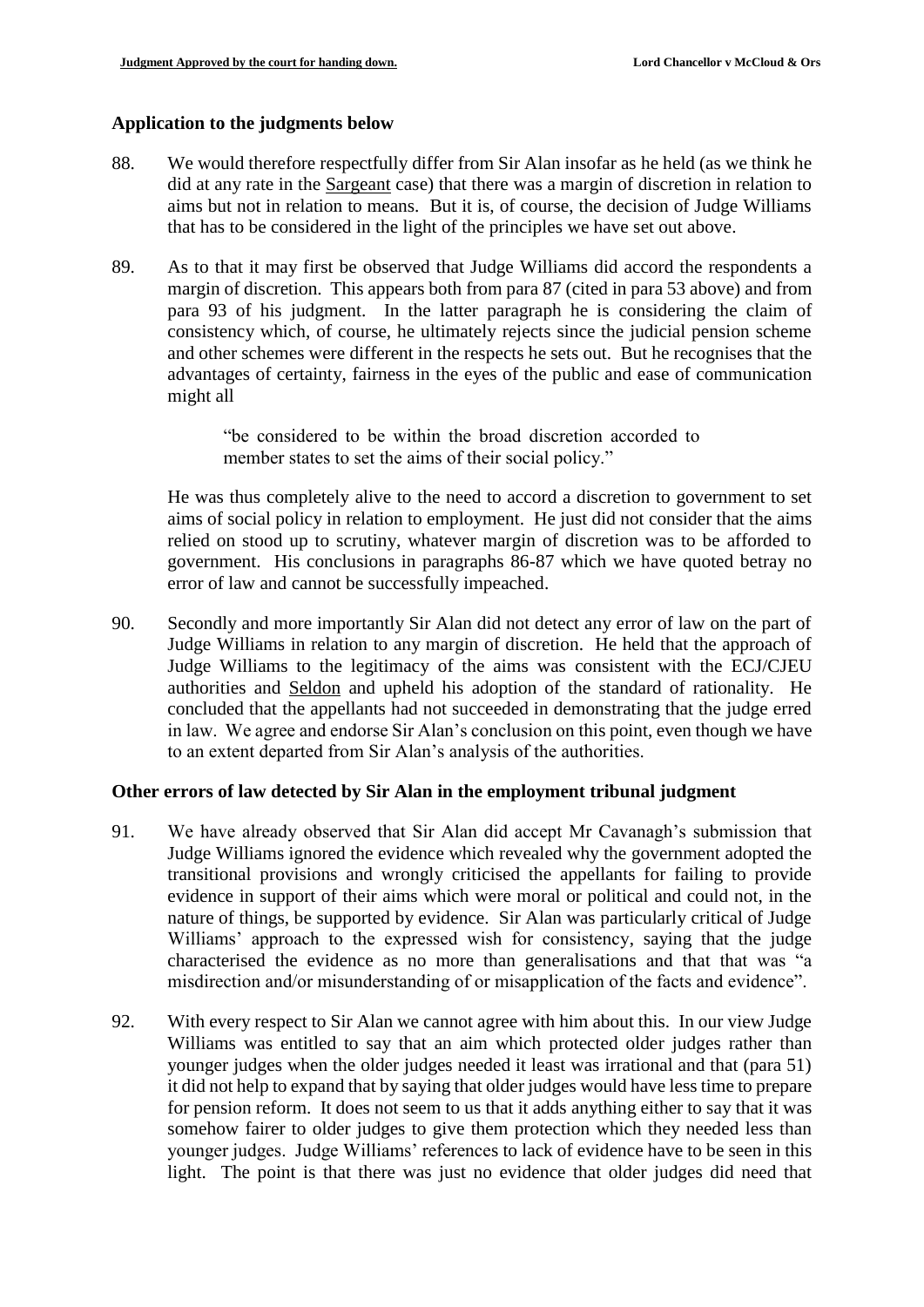## Application to the judgments below

88. We would therefore respectfully differ from Sir Alan insofar as he held (as we think he did at any rate in the Sargeant case) that there was a margin of discretion in relation to aims but not in relation to means. But it is, of course, the decision of Judge Williams that has to be considered in the light of the principles we have set out above.

89. As to that it may first be observed that Judge Williams did accord the respondents a margin of discretion. This appears both from para 87 (cited in para 53 above) and from para 93 of his judgment. In the latter paragraph he is considering the claim of consistency which, of course, he ultimately rejects since the judicial pension scheme and other schemes were different in the respects he sets out. But he recognises that the advantages of certainty, fairness in the eyes of the public and ease of communication might all

> "be considered to be within the broad discretion accorded to member states to set the aims of their social policy."

He was thus completely alive to the need to accord a discretion to government to set aims of social policy in relation to employment. He just did not consider that the aims relied on stood up to scrutiny, whatever margin of discretion was to be afforded to government. His conclusions in paragraphs 86-87 which we have quoted betray no error of law and cannot be successfully impeached.

90. Secondly and more importantly Sir Alan did not detect any error of law on the part of Judge Williams in relation to any margin of discretion. He held that the approach of Judge Williams to the legitimacy of the aims was consistent with the ECJ/CJEU authorities and Seldon and upheld his adoption of the standard of rationality. He concluded that the appellants had not succeeded in demonstrating that the judge erred in law. We agree and endorse Sir Alan's conclusion on this point, even though we have to an extent departed from Sir Alan's analysis of the authorities.

## Other errors of law detected by Sir Alan in the employment tribunal judgment

91. We have already observed that Sir Alan did accept Mr Cavanagh's submission that Judge Williams ignored the evidence which revealed why the government adopted the transitional provisions and wrongly criticised the appellants for failing to provide evidence in support of their aims which were moral or political and could not, in the nature of things, be supported by evidence. Sir Alan was particularly critical of Judge Williams' approach to the expressed wish for consistency, saying that the judge characterised the evidence as no more than generalisations and that that was "a misdirection and/or misunderstanding of or misapplication of the facts and evidence".

92. With every respect to Sir Alan we cannot agree with him about this. In our view Judge Williams was entitled to say that an aim which protected older judges rather than younger judges when the older judges needed it least was irrational and that (para 51) it did not help to expand that by saying that older judges would have less time to prepare for pension reform. It does not seem to us that it adds anything either to say that it was somehow fairer to older judges to give them protection which they needed less than younger judges. Judge Williams' references to lack of evidence have to be seen in this light. The point is that there was just no evidence that older judges did need that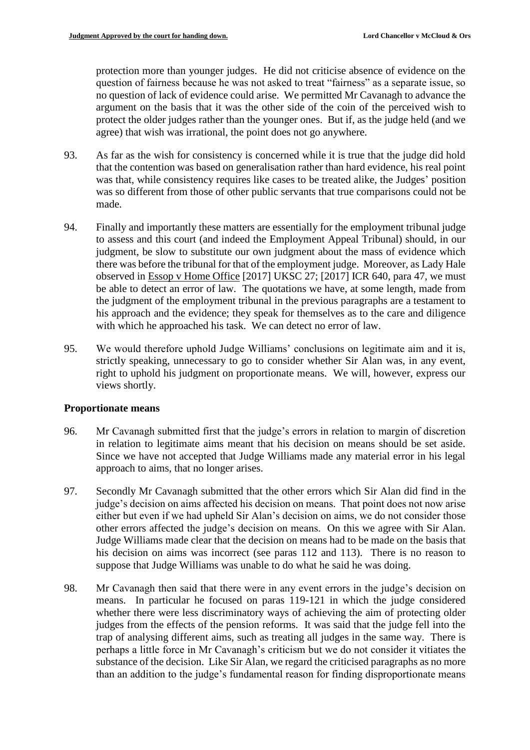protection more than younger judges. He did not criticise absence of evidence on the question of fairness because he was not asked to treat "fairness" as a separate issue, so no question of lack of evidence could arise. We permitted Mr Cavanagh to advance the argument on the basis that it was the other side of the coin of the perceived wish to protect the older judges rather than the younger ones. But if, as the judge held (and we agree) that wish was irrational, the point does not go anywhere.

93. As far as the wish for consistency is concerned while it is true that the judge did hold that the contention was based on generalisation rather than hard evidence, his real point was that, while consistency requires like cases to be treated alike, the Judges' position was so different from those of other public servants that true comparisons could not be made.

94. Finally and importantly these matters are essentially for the employment tribunal judge to assess and this court (and indeed the Employment Appeal Tribunal) should, in our judgment, be slow to substitute our own judgment about the mass of evidence which there was before the tribunal for that of the employment judge. Moreover, as Lady Hale observed in Essop v Home Office [2017] UKSC 27; [2017] ICR 640, para 47, we must be able to detect an error of law. The quotations we have, at some length, made from the judgment of the employment tribunal in the previous paragraphs are a testament to his approach and the evidence; they speak for themselves as to the care and diligence with which he approached his task. We can detect no error of law.

95. We would therefore uphold Judge Williams' conclusions on legitimate aim and it is, strictly speaking, unnecessary to go to consider whether Sir Alan was, in any event, right to uphold his judgment on proportionate means. We will, however, express our views shortly.

## Proportionate means

96. Mr Cavanagh submitted first that the judge's errors in relation to margin of discretion in relation to legitimate aims meant that his decision on means should be set aside. Since we have not accepted that Judge Williams made any material error in his legal approach to aims, that no longer arises.

97. Secondly Mr Cavanagh submitted that the other errors which Sir Alan did find in the judge's decision on aims affected his decision on means. That point does not now arise either but even if we had upheld Sir Alan's decision on aims, we do not consider those other errors affected the judge's decision on means. On this we agree with Sir Alan. Judge Williams made clear that the decision on means had to be made on the basis that his decision on aims was incorrect (see paras 112 and 113). There is no reason to suppose that Judge Williams was unable to do what he said he was doing.

98. Mr Cavanagh then said that there were in any event errors in the judge's decision on means. In particular he focused on paras 119-121 in which the judge considered whether there were less discriminatory ways of achieving the aim of protecting older judges from the effects of the pension reforms. It was said that the judge fell into the trap of analysing different aims, such as treating all judges in the same way. There is perhaps a little force in Mr Cavanagh's criticism but we do not consider it vitiates the substance of the decision. Like Sir Alan, we regard the criticised paragraphs as no more than an addition to the judge's fundamental reason for finding disproportionate means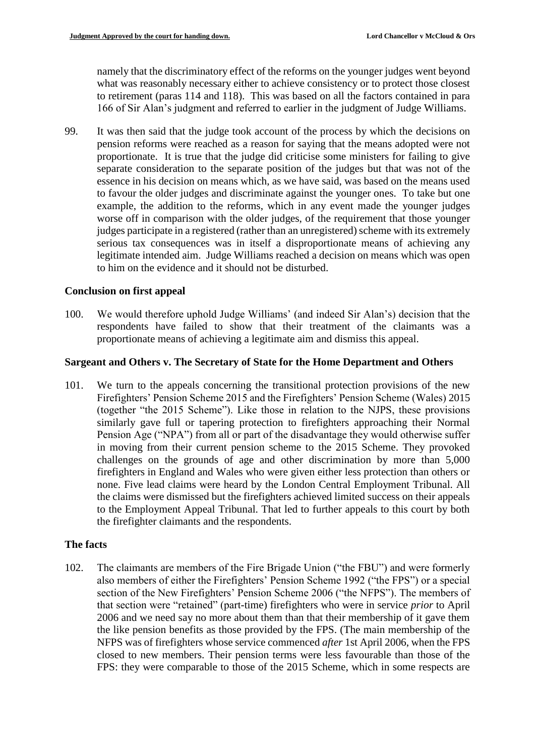namely that the discriminatory effect of the reforms on the younger judges went beyond what was reasonably necessary either to achieve consistency or to protect those closest to retirement (paras 114 and 118). This was based on all the factors contained in para 166 of Sir Alan's judgment and referred to earlier in the judgment of Judge Williams.

99. It was then said that the judge took account of the process by which the decisions on pension reforms were reached as a reason for saying that the means adopted were not proportionate. It is true that the judge did criticise some ministers for failing to give separate consideration to the separate position of the judges but that was not of the essence in his decision on means which, as we have said, was based on the means used to favour the older judges and discriminate against the younger ones. To take but one example, the addition to the reforms, which in any event made the younger judges worse off in comparison with the older judges, of the requirement that those younger judges participate in a registered (rather than an unregistered) scheme with its extremely serious tax consequences was in itself a disproportionate means of achieving any legitimate intended aim. Judge Williams reached a decision on means which was open to him on the evidence and it should not be disturbed.

### Conclusion on first appeal

100. We would therefore uphold Judge Williams' (and indeed Sir Alan's) decision that the respondents have failed to show that their treatment of the claimants was a proportionate means of achieving a legitimate aim and dismiss this appeal.

### Sargeant and Others v. The Secretary of State for the Home Department and Others

101. We turn to the appeals concerning the transitional protection provisions of the new Firefighters' Pension Scheme 2015 and the Firefighters' Pension Scheme (Wales) 2015 (together "the 2015 Scheme"). Like those in relation to the NJPS, these provisions similarly gave full or tapering protection to firefighters approaching their Normal Pension Age ("NPA") from all or part of the disadvantage they would otherwise suffer in moving from their current pension scheme to the 2015 Scheme. They provoked challenges on the grounds of age and other discrimination by more than 5,000 firefighters in England and Wales who were given either less protection than others or none. Five lead claims were heard by the London Central Employment Tribunal. All the claims were dismissed but the firefighters achieved limited success on their appeals to the Employment Appeal Tribunal. That led to further appeals to this court by both the firefighter claimants and the respondents.

### The facts

102. The claimants are members of the Fire Brigade Union ("the FBU") and were formerly also members of either the Firefighters' Pension Scheme 1992 ("the FPS") or a special section of the New Firefighters' Pension Scheme 2006 ("the NFPS"). The members of that section were "retained" (part-time) firefighters who were in service *prior* to April 2006 and we need say no more about them than that their membership of it gave them the like pension benefits as those provided by the FPS. (The main membership of the NFPS was of firefighters whose service commenced *after* 1st April 2006, when the FPS closed to new members. Their pension terms were less favourable than those of the FPS: they were comparable to those of the 2015 Scheme, which in some respects are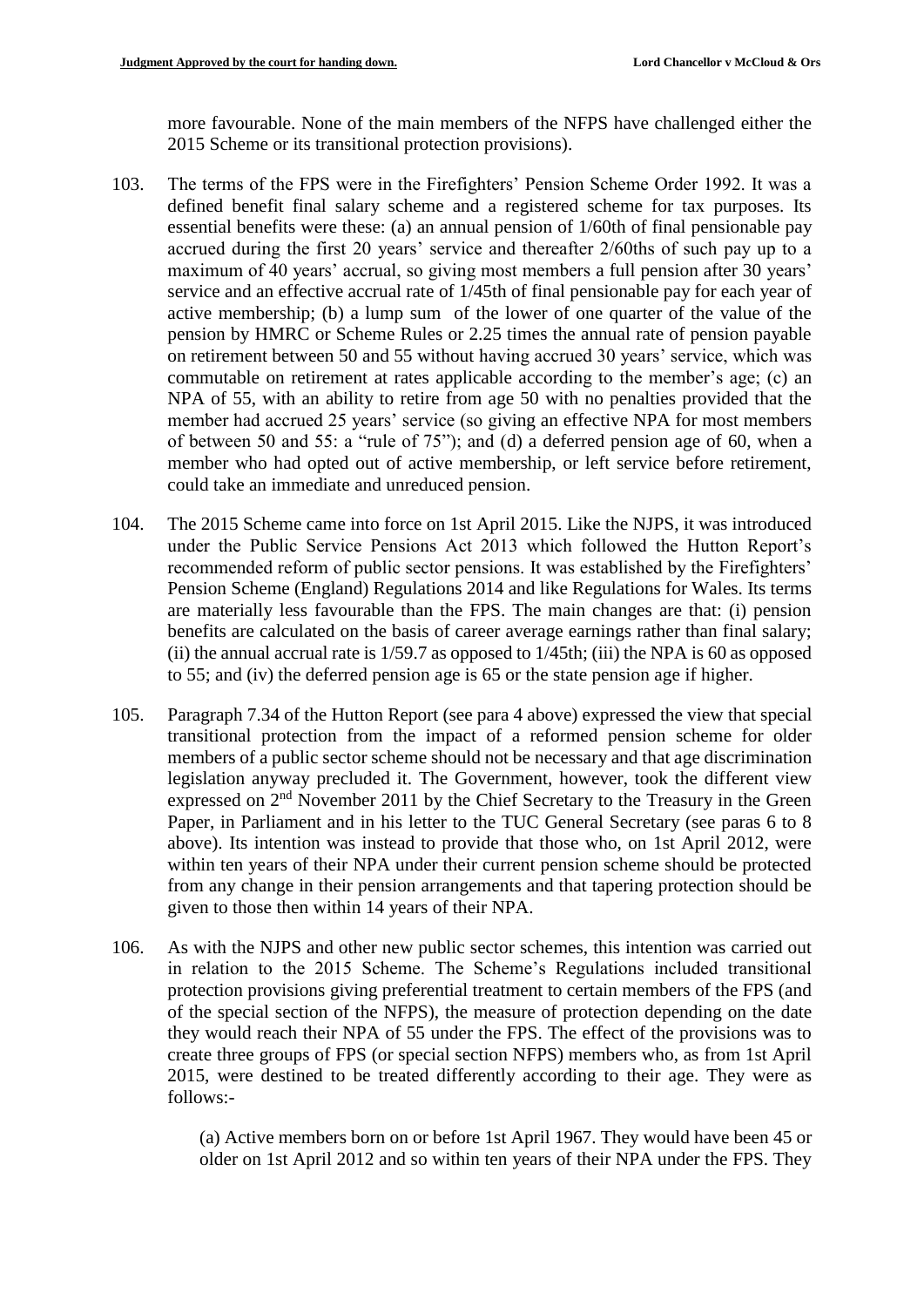more favourable. None of the main members of the NFPS have challenged either the 2015 Scheme or its transitional protection provisions).

103. The terms of the FPS were in the Firefighters' Pension Scheme Order 1992. It was a defined benefit final salary scheme and a registered scheme for tax purposes. Its essential benefits were these: (a) an annual pension of 1/60th of final pensionable pay accrued during the first 20 years' service and thereafter 2/60ths of such pay up to a maximum of 40 years' accrual, so giving most members a full pension after 30 years' service and an effective accrual rate of 1/45th of final pensionable pay for each year of active membership; (b) a lump sum of the lower of one quarter of the value of the pension by HMRC or Scheme Rules or 2.25 times the annual rate of pension payable on retirement between 50 and 55 without having accrued 30 years' service, which was commutable on retirement at rates applicable according to the member's age; (c) an NPA of 55, with an ability to retire from age 50 with no penalties provided that the member had accrued 25 years' service (so giving an effective NPA for most members of between 50 and 55: a "rule of 75"); and (d) a deferred pension age of 60, when a member who had opted out of active membership, or left service before retirement, could take an immediate and unreduced pension.

104. The 2015 Scheme came into force on 1st April 2015. Like the NJPS, it was introduced under the Public Service Pensions Act 2013 which followed the Hutton Report's recommended reform of public sector pensions. It was established by the Firefighters' Pension Scheme (England) Regulations 2014 and like Regulations for Wales. Its terms are materially less favourable than the FPS. The main changes are that: (i) pension benefits are calculated on the basis of career average earnings rather than final salary; (ii) the annual accrual rate is 1/59.7 as opposed to 1/45th; (iii) the NPA is 60 as opposed to 55; and (iv) the deferred pension age is 65 or the state pension age if higher.

105. Paragraph 7.34 of the Hutton Report (see para 4 above) expressed the view that special transitional protection from the impact of a reformed pension scheme for older members of a public sector scheme should not be necessary and that age discrimination legislation anyway precluded it. The Government, however, took the different view expressed on 2nd November 2011 by the Chief Secretary to the Treasury in the Green Paper, in Parliament and in his letter to the TUC General Secretary (see paras 6 to 8 above). Its intention was instead to provide that those who, on 1st April 2012, were within ten years of their NPA under their current pension scheme should be protected from any change in their pension arrangements and that tapering protection should be given to those then within 14 years of their NPA.

106. As with the NJPS and other new public sector schemes, this intention was carried out in relation to the 2015 Scheme. The Scheme's Regulations included transitional protection provisions giving preferential treatment to certain members of the FPS (and of the special section of the NFPS), the measure of protection depending on the date they would reach their NPA of 55 under the FPS. The effect of the provisions was to create three groups of FPS (or special section NFPS) members who, as from 1st April 2015, were destined to be treated differently according to their age. They were as follows:-

(a) Active members born on or before 1st April 1967. They would have been 45 or older on 1st April 2012 and so within ten years of their NPA under the FPS. They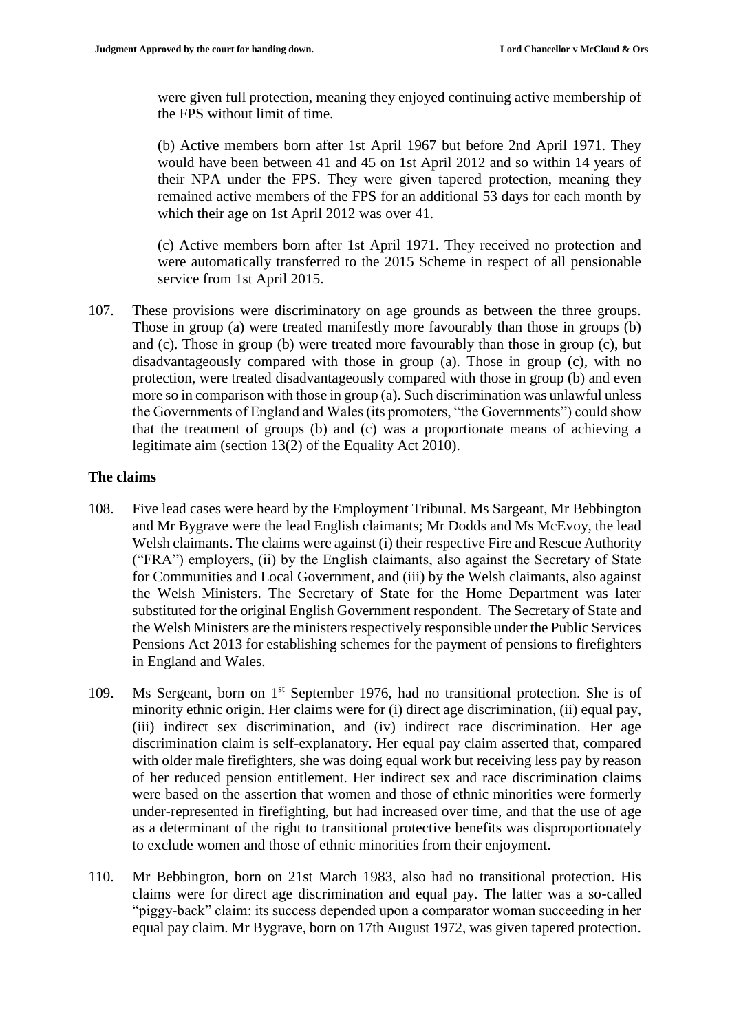were given full protection, meaning they enjoyed continuing active membership of the FPS without limit of time.

(b) Active members born after 1st April 1967 but before 2nd April 1971. They would have been between 41 and 45 on 1st April 2012 and so within 14 years of their NPA under the FPS. They were given tapered protection, meaning they remained active members of the FPS for an additional 53 days for each month by which their age on 1st April 2012 was over 41.

(c) Active members born after 1st April 1971. They received no protection and were automatically transferred to the 2015 Scheme in respect of all pensionable service from 1st April 2015.

107. These provisions were discriminatory on age grounds as between the three groups. Those in group (a) were treated manifestly more favourably than those in groups (b) and (c). Those in group (b) were treated more favourably than those in group (c), but disadvantageously compared with those in group (a). Those in group (c), with no protection, were treated disadvantageously compared with those in group (b) and even more so in comparison with those in group (a). Such discrimination was unlawful unless the Governments of England and Wales (its promoters, "the Governments") could show that the treatment of groups (b) and (c) was a proportionate means of achieving a legitimate aim (section 13(2) of the Equality Act 2010).

## The claims

108. Five lead cases were heard by the Employment Tribunal. Ms Sargeant, Mr Bebbington and Mr Bygrave were the lead English claimants; Mr Dodds and Ms McEvoy, the lead Welsh claimants. The claims were against (i) their respective Fire and Rescue Authority ("FRA") employers, (ii) by the English claimants, also against the Secretary of State for Communities and Local Government, and (iii) by the Welsh claimants, also against the Welsh Ministers. The Secretary of State for the Home Department was later substituted for the original English Government respondent. The Secretary of State and the Welsh Ministers are the ministers respectively responsible under the Public Services Pensions Act 2013 for establishing schemes for the payment of pensions to firefighters in England and Wales.

109. Ms Sergeant, born on 1st September 1976, had no transitional protection. She is of minority ethnic origin. Her claims were for (i) direct age discrimination, (ii) equal pay, (iii) indirect sex discrimination, and (iv) indirect race discrimination. Her age discrimination claim is self-explanatory. Her equal pay claim asserted that, compared with older male firefighters, she was doing equal work but receiving less pay by reason of her reduced pension entitlement. Her indirect sex and race discrimination claims were based on the assertion that women and those of ethnic minorities were formerly under-represented in firefighting, but had increased over time, and that the use of age as a determinant of the right to transitional protective benefits was disproportionately to exclude women and those of ethnic minorities from their enjoyment.

110. Mr Bebbington, born on 21st March 1983, also had no transitional protection. His claims were for direct age discrimination and equal pay. The latter was a so-called "piggy-back" claim: its success depended upon a comparator woman succeeding in her equal pay claim. Mr Bygrave, born on 17th August 1972, was given tapered protection.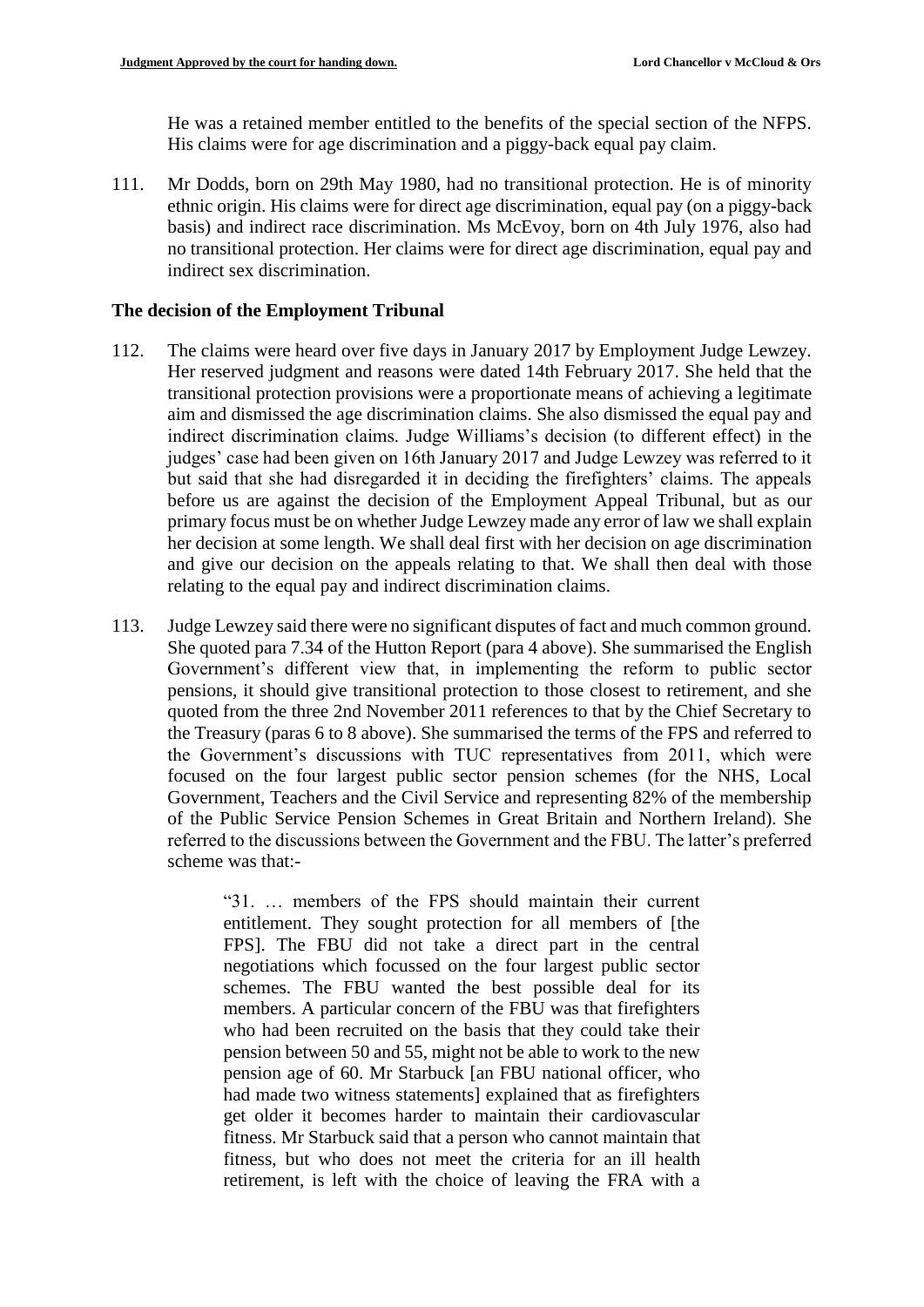He was a retained member entitled to the benefits of the special section of the NFPS. His claims were for age discrimination and a piggy-back equal pay claim.

111. Mr Dodds, born on 29th May 1980, had no transitional protection. He is of minority ethnic origin. His claims were for direct age discrimination, equal pay (on a piggy-back basis) and indirect race discrimination. Ms McEvoy, born on 4th July 1976, also had no transitional protection. Her claims were for direct age discrimination, equal pay and indirect sex discrimination.

## The decision of the Employment Tribunal

112. The claims were heard over five days in January 2017 by Employment Judge Lewzey. Her reserved judgment and reasons were dated 14th February 2017. She held that the transitional protection provisions were a proportionate means of achieving a legitimate aim and dismissed the age discrimination claims. She also dismissed the equal pay and indirect discrimination claims. Judge Williams's decision (to different effect) in the judges' case had been given on 16th January 2017 and Judge Lewzey was referred to it but said that she had disregarded it in deciding the firefighters' claims. The appeals before us are against the decision of the Employment Appeal Tribunal, but as our primary focus must be on whether Judge Lewzey made any error of law we shall explain her decision at some length. We shall deal first with her decision on age discrimination and give our decision on the appeals relating to that. We shall then deal with those relating to the equal pay and indirect discrimination claims.

113. Judge Lewzey said there were no significant disputes of fact and much common ground. She quoted para 7.34 of the Hutton Report (para 4 above). She summarised the English Government's different view that, in implementing the reform to public sector pensions, it should give transitional protection to those closest to retirement, and she quoted from the three 2nd November 2011 references to that by the Chief Secretary to the Treasury (paras 6 to 8 above). She summarised the terms of the FPS and referred to the Government's discussions with TUC representatives from 2011, which were focused on the four largest public sector pension schemes (for the NHS, Local Government, Teachers and the Civil Service and representing 82% of the membership of the Public Service Pension Schemes in Great Britain and Northern Ireland). She referred to the discussions between the Government and the FBU. The latter's preferred scheme was that:-

> "31. … members of the FPS should maintain their current entitlement. They sought protection for all members of [the FPS]. The FBU did not take a direct part in the central negotiations which focussed on the four largest public sector schemes. The FBU wanted the best possible deal for its members. A particular concern of the FBU was that firefighters who had been recruited on the basis that they could take their pension between 50 and 55, might not be able to work to the new pension age of 60. Mr Starbuck [an FBU national officer, who had made two witness statements] explained that as firefighters get older it becomes harder to maintain their cardiovascular fitness. Mr Starbuck said that a person who cannot maintain that fitness, but who does not meet the criteria for an ill health retirement, is left with the choice of leaving the FRA with a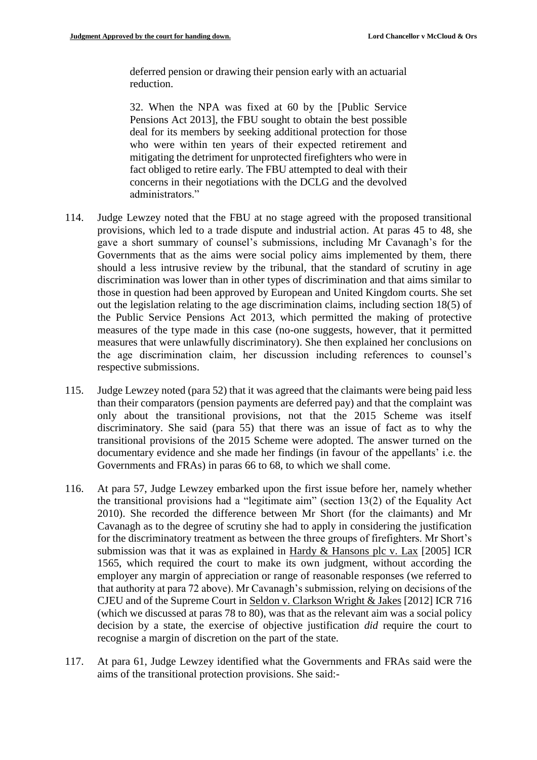> deferred pension or drawing their pension early with an actuarial reduction.
>
> 32. When the NPA was fixed at 60 by the [Public Service Pensions Act 2013], the FBU sought to obtain the best possible deal for its members by seeking additional protection for those who were within ten years of their expected retirement and mitigating the detriment for unprotected firefighters who were in fact obliged to retire early. The FBU attempted to deal with their concerns in their negotiations with the DCLG and the devolved administrators."

114. Judge Lewzey noted that the FBU at no stage agreed with the proposed transitional provisions, which led to a trade dispute and industrial action. At paras 45 to 48, she gave a short summary of counsel's submissions, including Mr Cavanagh's for the Governments that as the aims were social policy aims implemented by them, there should a less intrusive review by the tribunal, that the standard of scrutiny in age discrimination was lower than in other types of discrimination and that aims similar to those in question had been approved by European and United Kingdom courts. She set out the legislation relating to the age discrimination claims, including section 18(5) of the Public Service Pensions Act 2013, which permitted the making of protective measures of the type made in this case (no-one suggests, however, that it permitted measures that were unlawfully discriminatory). She then explained her conclusions on the age discrimination claim, her discussion including references to counsel's respective submissions.

115. Judge Lewzey noted (para 52) that it was agreed that the claimants were being paid less than their comparators (pension payments are deferred pay) and that the complaint was only about the transitional provisions, not that the 2015 Scheme was itself discriminatory. She said (para 55) that there was an issue of fact as to why the transitional provisions of the 2015 Scheme were adopted. The answer turned on the documentary evidence and she made her findings (in favour of the appellants' i.e. the Governments and FRAs) in paras 66 to 68, to which we shall come.

116. At para 57, Judge Lewzey embarked upon the first issue before her, namely whether the transitional provisions had a "legitimate aim" (section 13(2) of the Equality Act 2010). She recorded the difference between Mr Short (for the claimants) and Mr Cavanagh as to the degree of scrutiny she had to apply in considering the justification for the discriminatory treatment as between the three groups of firefighters. Mr Short's submission was that it was as explained in Hardy & Hansons plc v. Lax [2005] ICR 1565, which required the court to make its own judgment, without according the employer any margin of appreciation or range of reasonable responses (we referred to that authority at para 72 above). Mr Cavanagh's submission, relying on decisions of the CJEU and of the Supreme Court in Seldon v. Clarkson Wright & Jakes [2012] ICR 716 (which we discussed at paras 78 to 80), was that as the relevant aim was a social policy decision by a state, the exercise of objective justification *did* require the court to recognise a margin of discretion on the part of the state.

117. At para 61, Judge Lewzey identified what the Governments and FRAs said were the aims of the transitional protection provisions. She said:-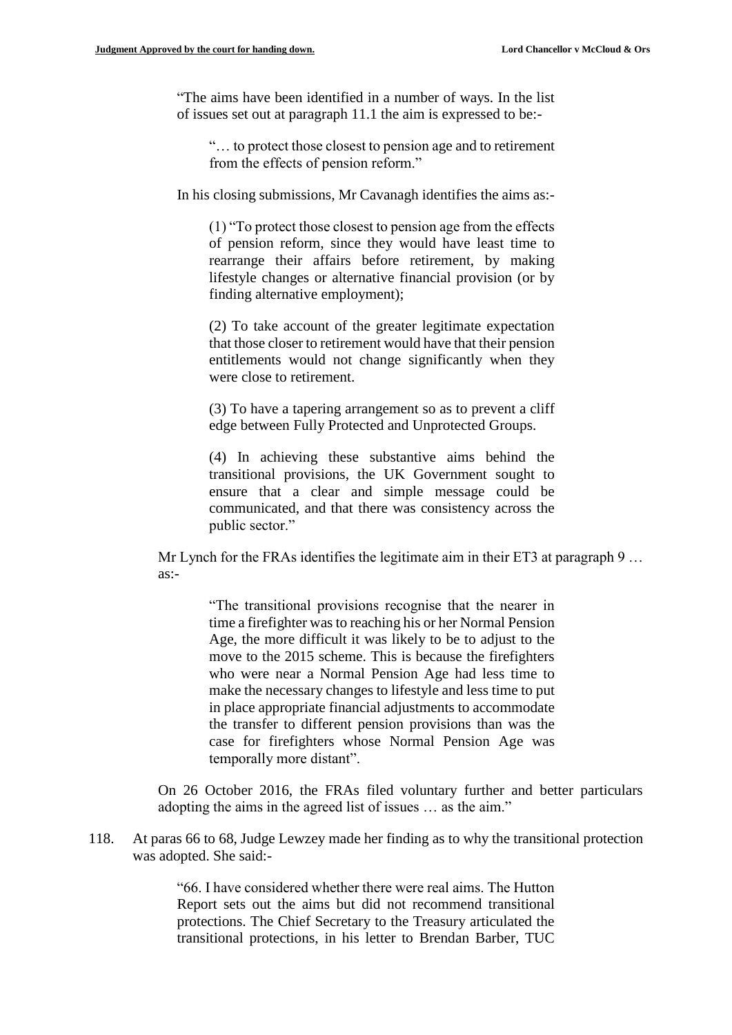"The aims have been identified in a number of ways. In the list of issues set out at paragraph 11.1 the aim is expressed to be:-

> "… to protect those closest to pension age and to retirement from the effects of pension reform."

In his closing submissions, Mr Cavanagh identifies the aims as:-

> (1) "To protect those closest to pension age from the effects of pension reform, since they would have least time to rearrange their affairs before retirement, by making lifestyle changes or alternative financial provision (or by finding alternative employment);
>
> (2) To take account of the greater legitimate expectation that those closer to retirement would have that their pension entitlements would not change significantly when they were close to retirement.
>
> (3) To have a tapering arrangement so as to prevent a cliff edge between Fully Protected and Unprotected Groups.
>
> (4) In achieving these substantive aims behind the transitional provisions, the UK Government sought to ensure that a clear and simple message could be communicated, and that there was consistency across the public sector."

Mr Lynch for the FRAs identifies the legitimate aim in their ET3 at paragraph 9 … as:-

> "The transitional provisions recognise that the nearer in time a firefighter was to reaching his or her Normal Pension Age, the more difficult it was likely to be to adjust to the move to the 2015 scheme. This is because the firefighters who were near a Normal Pension Age had less time to make the necessary changes to lifestyle and less time to put in place appropriate financial adjustments to accommodate the transfer to different pension provisions than was the case for firefighters whose Normal Pension Age was temporally more distant".

On 26 October 2016, the FRAs filed voluntary further and better particulars adopting the aims in the agreed list of issues … as the aim."

118. At paras 66 to 68, Judge Lewzey made her finding as to why the transitional protection was adopted. She said:-

> "66. I have considered whether there were real aims. The Hutton Report sets out the aims but did not recommend transitional protections. The Chief Secretary to the Treasury articulated the transitional protections, in his letter to Brendan Barber, TUC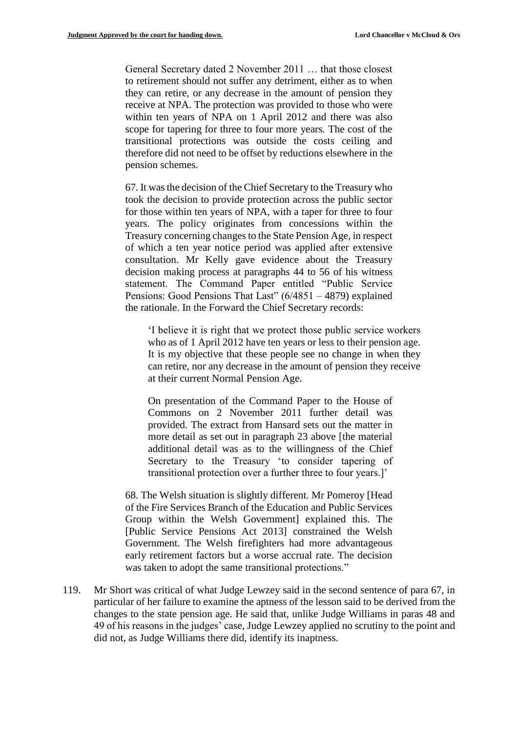> General Secretary dated 2 November 2011 … that those closest to retirement should not suffer any detriment, either as to when they can retire, or any decrease in the amount of pension they receive at NPA. The protection was provided to those who were within ten years of NPA on 1 April 2012 and there was also scope for tapering for three to four more years. The cost of the transitional protections was outside the costs ceiling and therefore did not need to be offset by reductions elsewhere in the pension schemes.
>
> 67. It was the decision of the Chief Secretary to the Treasury who took the decision to provide protection across the public sector for those within ten years of NPA, with a taper for three to four years. The policy originates from concessions within the Treasury concerning changes to the State Pension Age, in respect of which a ten year notice period was applied after extensive consultation. Mr Kelly gave evidence about the Treasury decision making process at paragraphs 44 to 56 of his witness statement. The Command Paper entitled "Public Service Pensions: Good Pensions That Last" (6/4851 – 4879) explained the rationale. In the Forward the Chief Secretary records:
>
> > 'I believe it is right that we protect those public service workers who as of 1 April 2012 have ten years or less to their pension age. It is my objective that these people see no change in when they can retire, nor any decrease in the amount of pension they receive at their current Normal Pension Age.
> >
> > On presentation of the Command Paper to the House of Commons on 2 November 2011 further detail was provided. The extract from Hansard sets out the matter in more detail as set out in paragraph 23 above [the material additional detail was as to the willingness of the Chief Secretary to the Treasury 'to consider tapering of transitional protection over a further three to four years.]'
>
> 68. The Welsh situation is slightly different. Mr Pomeroy [Head of the Fire Services Branch of the Education and Public Services Group within the Welsh Government] explained this. The [Public Service Pensions Act 2013] constrained the Welsh Government. The Welsh firefighters had more advantageous early retirement factors but a worse accrual rate. The decision was taken to adopt the same transitional protections."

119. Mr Short was critical of what Judge Lewzey said in the second sentence of para 67, in particular of her failure to examine the aptness of the lesson said to be derived from the changes to the state pension age. He said that, unlike Judge Williams in paras 48 and 49 of his reasons in the judges' case, Judge Lewzey applied no scrutiny to the point and did not, as Judge Williams there did, identify its inaptness.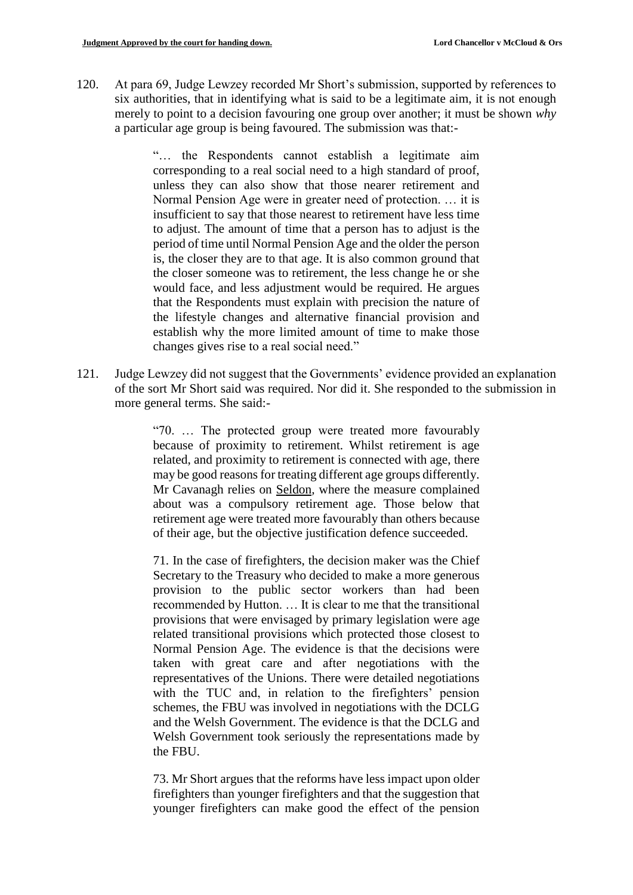120. At para 69, Judge Lewzey recorded Mr Short's submission, supported by references to six authorities, that in identifying what is said to be a legitimate aim, it is not enough merely to point to a decision favouring one group over another; it must be shown *why* a particular age group is being favoured. The submission was that:-

> "… the Respondents cannot establish a legitimate aim corresponding to a real social need to a high standard of proof, unless they can also show that those nearer retirement and Normal Pension Age were in greater need of protection. … it is insufficient to say that those nearest to retirement have less time to adjust. The amount of time that a person has to adjust is the period of time until Normal Pension Age and the older the person is, the closer they are to that age. It is also common ground that the closer someone was to retirement, the less change he or she would face, and less adjustment would be required. He argues that the Respondents must explain with precision the nature of the lifestyle changes and alternative financial provision and establish why the more limited amount of time to make those changes gives rise to a real social need."

121. Judge Lewzey did not suggest that the Governments' evidence provided an explanation of the sort Mr Short said was required. Nor did it. She responded to the submission in more general terms. She said:-

> "70. … The protected group were treated more favourably because of proximity to retirement. Whilst retirement is age related, and proximity to retirement is connected with age, there may be good reasons for treating different age groups differently. Mr Cavanagh relies on Seldon, where the measure complained about was a compulsory retirement age. Those below that retirement age were treated more favourably than others because of their age, but the objective justification defence succeeded.
>
> 71. In the case of firefighters, the decision maker was the Chief Secretary to the Treasury who decided to make a more generous provision to the public sector workers than had been recommended by Hutton. … It is clear to me that the transitional provisions that were envisaged by primary legislation were age related transitional provisions which protected those closest to Normal Pension Age. The evidence is that the decisions were taken with great care and after negotiations with the representatives of the Unions. There were detailed negotiations with the TUC and, in relation to the firefighters' pension schemes, the FBU was involved in negotiations with the DCLG and the Welsh Government. The evidence is that the DCLG and Welsh Government took seriously the representations made by the FBU.
>
> 73. Mr Short argues that the reforms have less impact upon older firefighters than younger firefighters and that the suggestion that younger firefighters can make good the effect of the pension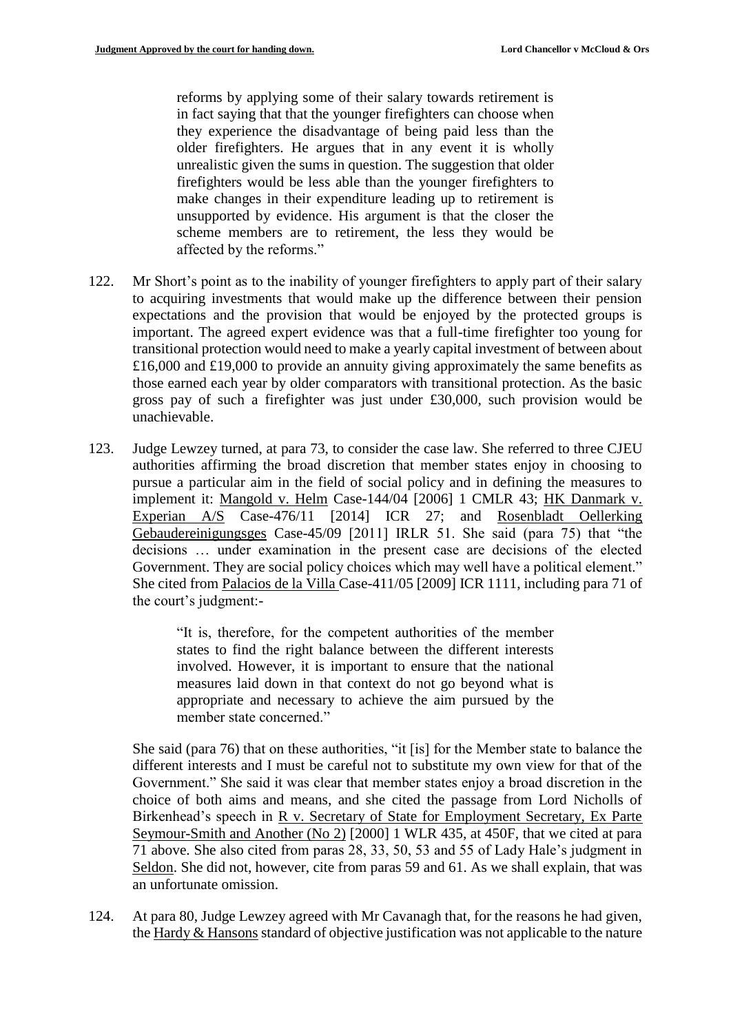> reforms by applying some of their salary towards retirement is in fact saying that that the younger firefighters can choose when they experience the disadvantage of being paid less than the older firefighters. He argues that in any event it is wholly unrealistic given the sums in question. The suggestion that older firefighters would be less able than the younger firefighters to make changes in their expenditure leading up to retirement is unsupported by evidence. His argument is that the closer the scheme members are to retirement, the less they would be affected by the reforms."

122. Mr Short's point as to the inability of younger firefighters to apply part of their salary to acquiring investments that would make up the difference between their pension expectations and the provision that would be enjoyed by the protected groups is important. The agreed expert evidence was that a full-time firefighter too young for transitional protection would need to make a yearly capital investment of between about £16,000 and £19,000 to provide an annuity giving approximately the same benefits as those earned each year by older comparators with transitional protection. As the basic gross pay of such a firefighter was just under £30,000, such provision would be unachievable.

123. Judge Lewzey turned, at para 73, to consider the case law. She referred to three CJEU authorities affirming the broad discretion that member states enjoy in choosing to pursue a particular aim in the field of social policy and in defining the measures to implement it: Mangold v. Helm Case-144/04 [2006] 1 CMLR 43; HK Danmark v. Experian A/S Case-476/11 [2014] ICR 27; and Rosenbladt Oellerking Gebaudereinigungsges Case-45/09 [2011] IRLR 51. She said (para 75) that "the decisions … under examination in the present case are decisions of the elected Government. They are social policy choices which may well have a political element." She cited from Palacios de la Villa Case-411/05 [2009] ICR 1111, including para 71 of the court's judgment:-

> "It is, therefore, for the competent authorities of the member states to find the right balance between the different interests involved. However, it is important to ensure that the national measures laid down in that context do not go beyond what is appropriate and necessary to achieve the aim pursued by the member state concerned."

She said (para 76) that on these authorities, "it [is] for the Member state to balance the different interests and I must be careful not to substitute my own view for that of the Government." She said it was clear that member states enjoy a broad discretion in the choice of both aims and means, and she cited the passage from Lord Nicholls of Birkenhead's speech in R v. Secretary of State for Employment Secretary, Ex Parte Seymour-Smith and Another (No 2) [2000] 1 WLR 435, at 450F, that we cited at para 71 above. She also cited from paras 28, 33, 50, 53 and 55 of Lady Hale's judgment in Seldon. She did not, however, cite from paras 59 and 61. As we shall explain, that was an unfortunate omission.

124. At para 80, Judge Lewzey agreed with Mr Cavanagh that, for the reasons he had given, the Hardy & Hansons standard of objective justification was not applicable to the nature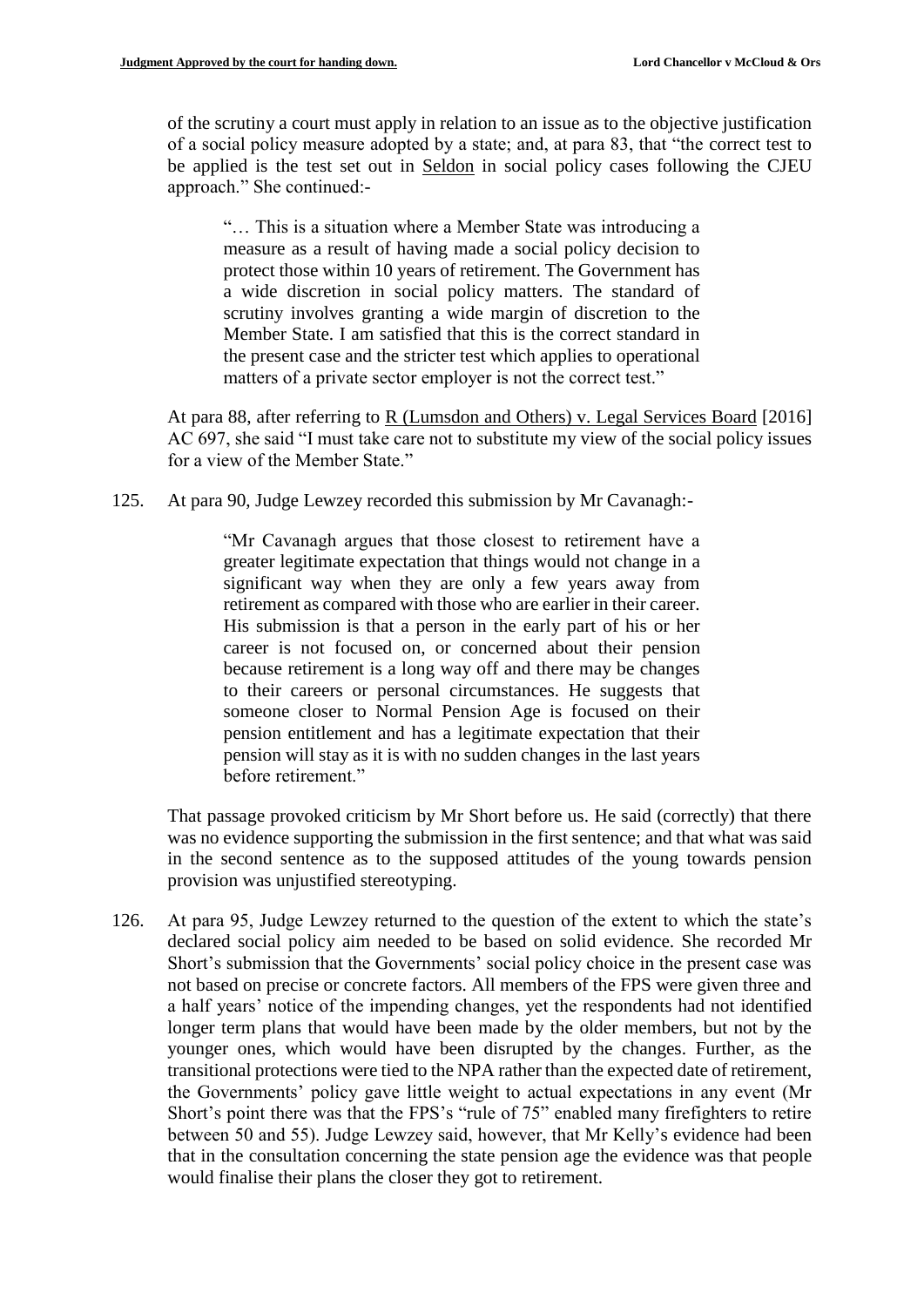of the scrutiny a court must apply in relation to an issue as to the objective justification of a social policy measure adopted by a state; and, at para 83, that "the correct test to be applied is the test set out in Seldon in social policy cases following the CJEU approach." She continued:-

> "… This is a situation where a Member State was introducing a measure as a result of having made a social policy decision to protect those within 10 years of retirement. The Government has a wide discretion in social policy matters. The standard of scrutiny involves granting a wide margin of discretion to the Member State. I am satisfied that this is the correct standard in the present case and the stricter test which applies to operational matters of a private sector employer is not the correct test."

At para 88, after referring to R (Lumsdon and Others) v. Legal Services Board [2016] AC 697, she said "I must take care not to substitute my view of the social policy issues for a view of the Member State."

125. At para 90, Judge Lewzey recorded this submission by Mr Cavanagh:-

> "Mr Cavanagh argues that those closest to retirement have a greater legitimate expectation that things would not change in a significant way when they are only a few years away from retirement as compared with those who are earlier in their career. His submission is that a person in the early part of his or her career is not focused on, or concerned about their pension because retirement is a long way off and there may be changes to their careers or personal circumstances. He suggests that someone closer to Normal Pension Age is focused on their pension entitlement and has a legitimate expectation that their pension will stay as it is with no sudden changes in the last years before retirement."

That passage provoked criticism by Mr Short before us. He said (correctly) that there was no evidence supporting the submission in the first sentence; and that what was said in the second sentence as to the supposed attitudes of the young towards pension provision was unjustified stereotyping.

126. At para 95, Judge Lewzey returned to the question of the extent to which the state's declared social policy aim needed to be based on solid evidence. She recorded Mr Short's submission that the Governments' social policy choice in the present case was not based on precise or concrete factors. All members of the FPS were given three and a half years' notice of the impending changes, yet the respondents had not identified longer term plans that would have been made by the older members, but not by the younger ones, which would have been disrupted by the changes. Further, as the transitional protections were tied to the NPA rather than the expected date of retirement, the Governments' policy gave little weight to actual expectations in any event (Mr Short's point there was that the FPS's "rule of 75" enabled many firefighters to retire between 50 and 55). Judge Lewzey said, however, that Mr Kelly's evidence had been that in the consultation concerning the state pension age the evidence was that people would finalise their plans the closer they got to retirement.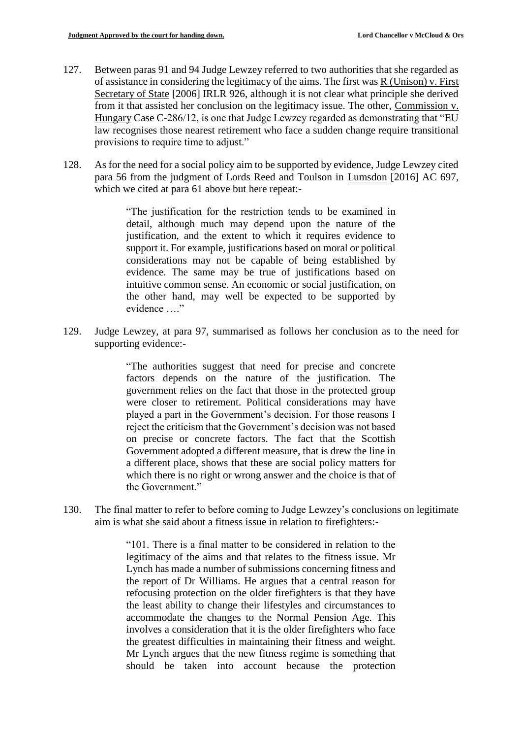127. Between paras 91 and 94 Judge Lewzey referred to two authorities that she regarded as of assistance in considering the legitimacy of the aims. The first was R (Unison) v. First Secretary of State [2006] IRLR 926, although it is not clear what principle she derived from it that assisted her conclusion on the legitimacy issue. The other, Commission v. Hungary Case C-286/12, is one that Judge Lewzey regarded as demonstrating that "EU law recognises those nearest retirement who face a sudden change require transitional provisions to require time to adjust."

128. As for the need for a social policy aim to be supported by evidence, Judge Lewzey cited para 56 from the judgment of Lords Reed and Toulson in Lumsdon [2016] AC 697, which we cited at para 61 above but here repeat:-

> "The justification for the restriction tends to be examined in detail, although much may depend upon the nature of the justification, and the extent to which it requires evidence to support it. For example, justifications based on moral or political considerations may not be capable of being established by evidence. The same may be true of justifications based on intuitive common sense. An economic or social justification, on the other hand, may well be expected to be supported by evidence …."

129. Judge Lewzey, at para 97, summarised as follows her conclusion as to the need for supporting evidence:-

> "The authorities suggest that need for precise and concrete factors depends on the nature of the justification. The government relies on the fact that those in the protected group were closer to retirement. Political considerations may have played a part in the Government's decision. For those reasons I reject the criticism that the Government's decision was not based on precise or concrete factors. The fact that the Scottish Government adopted a different measure, that is drew the line in a different place, shows that these are social policy matters for which there is no right or wrong answer and the choice is that of the Government."

130. The final matter to refer to before coming to Judge Lewzey's conclusions on legitimate aim is what she said about a fitness issue in relation to firefighters:-

> "101. There is a final matter to be considered in relation to the legitimacy of the aims and that relates to the fitness issue. Mr Lynch has made a number of submissions concerning fitness and the report of Dr Williams. He argues that a central reason for refocusing protection on the older firefighters is that they have the least ability to change their lifestyles and circumstances to accommodate the changes to the Normal Pension Age. This involves a consideration that it is the older firefighters who face the greatest difficulties in maintaining their fitness and weight. Mr Lynch argues that the new fitness regime is something that should be taken into account because the protection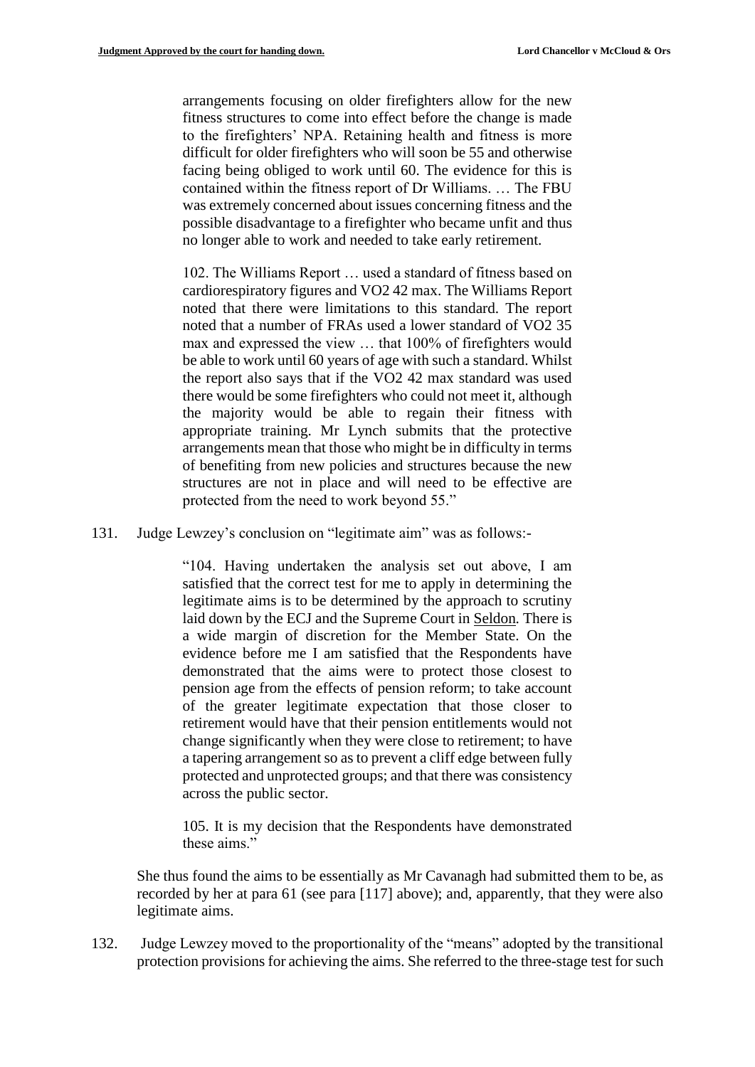> arrangements focusing on older firefighters allow for the new fitness structures to come into effect before the change is made to the firefighters' NPA. Retaining health and fitness is more difficult for older firefighters who will soon be 55 and otherwise facing being obliged to work until 60. The evidence for this is contained within the fitness report of Dr Williams. … The FBU was extremely concerned about issues concerning fitness and the possible disadvantage to a firefighter who became unfit and thus no longer able to work and needed to take early retirement.
>
> 102. The Williams Report … used a standard of fitness based on cardiorespiratory figures and VO2 42 max. The Williams Report noted that there were limitations to this standard. The report noted that a number of FRAs used a lower standard of VO2 35 max and expressed the view … that 100% of firefighters would be able to work until 60 years of age with such a standard. Whilst the report also says that if the VO2 42 max standard was used there would be some firefighters who could not meet it, although the majority would be able to regain their fitness with appropriate training. Mr Lynch submits that the protective arrangements mean that those who might be in difficulty in terms of benefiting from new policies and structures because the new structures are not in place and will need to be effective are protected from the need to work beyond 55."

131. Judge Lewzey's conclusion on "legitimate aim" was as follows:-

> "104. Having undertaken the analysis set out above, I am satisfied that the correct test for me to apply in determining the legitimate aims is to be determined by the approach to scrutiny laid down by the ECJ and the Supreme Court in Seldon. There is a wide margin of discretion for the Member State. On the evidence before me I am satisfied that the Respondents have demonstrated that the aims were to protect those closest to pension age from the effects of pension reform; to take account of the greater legitimate expectation that those closer to retirement would have that their pension entitlements would not change significantly when they were close to retirement; to have a tapering arrangement so as to prevent a cliff edge between fully protected and unprotected groups; and that there was consistency across the public sector.
>
> 105. It is my decision that the Respondents have demonstrated these aims."

She thus found the aims to be essentially as Mr Cavanagh had submitted them to be, as recorded by her at para 61 (see para [117] above); and, apparently, that they were also legitimate aims.

132. Judge Lewzey moved to the proportionality of the "means" adopted by the transitional protection provisions for achieving the aims. She referred to the three-stage test for such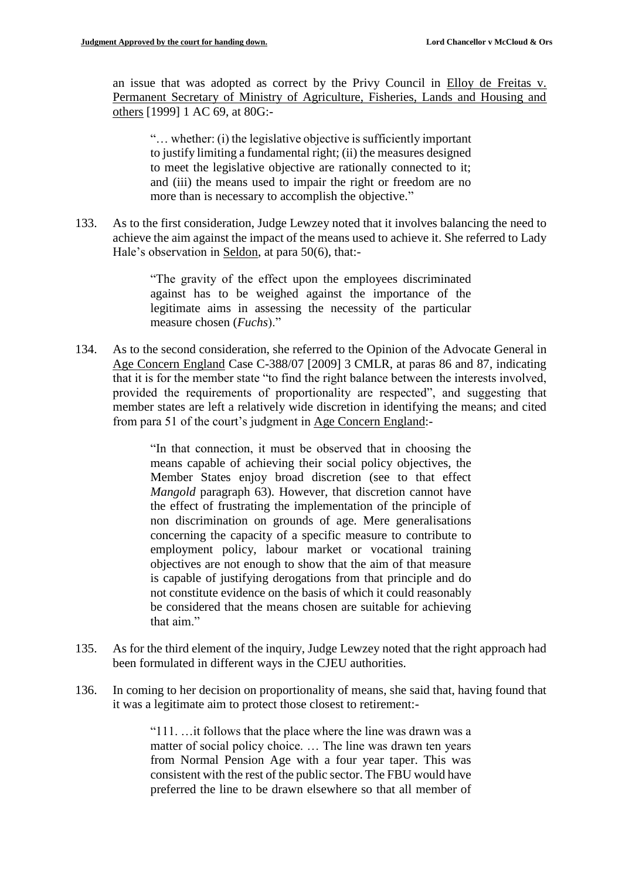an issue that was adopted as correct by the Privy Council in Elloy de Freitas v. Permanent Secretary of Ministry of Agriculture, Fisheries, Lands and Housing and others [1999] 1 AC 69, at 80G:-

> "… whether: (i) the legislative objective is sufficiently important to justify limiting a fundamental right; (ii) the measures designed to meet the legislative objective are rationally connected to it; and (iii) the means used to impair the right or freedom are no more than is necessary to accomplish the objective."

133. As to the first consideration, Judge Lewzey noted that it involves balancing the need to achieve the aim against the impact of the means used to achieve it. She referred to Lady Hale's observation in Seldon, at para 50(6), that:-

> "The gravity of the effect upon the employees discriminated against has to be weighed against the importance of the legitimate aims in assessing the necessity of the particular measure chosen (*Fuchs*)."

134. As to the second consideration, she referred to the Opinion of the Advocate General in Age Concern England Case C-388/07 [2009] 3 CMLR, at paras 86 and 87, indicating that it is for the member state "to find the right balance between the interests involved, provided the requirements of proportionality are respected", and suggesting that member states are left a relatively wide discretion in identifying the means; and cited from para 51 of the court's judgment in Age Concern England:-

> "In that connection, it must be observed that in choosing the means capable of achieving their social policy objectives, the Member States enjoy broad discretion (see to that effect *Mangold* paragraph 63). However, that discretion cannot have the effect of frustrating the implementation of the principle of non discrimination on grounds of age. Mere generalisations concerning the capacity of a specific measure to contribute to employment policy, labour market or vocational training objectives are not enough to show that the aim of that measure is capable of justifying derogations from that principle and do not constitute evidence on the basis of which it could reasonably be considered that the means chosen are suitable for achieving that aim."

135. As for the third element of the inquiry, Judge Lewzey noted that the right approach had been formulated in different ways in the CJEU authorities.

136. In coming to her decision on proportionality of means, she said that, having found that it was a legitimate aim to protect those closest to retirement:-

> "111. …it follows that the place where the line was drawn was a matter of social policy choice. … The line was drawn ten years from Normal Pension Age with a four year taper. This was consistent with the rest of the public sector. The FBU would have preferred the line to be drawn elsewhere so that all member of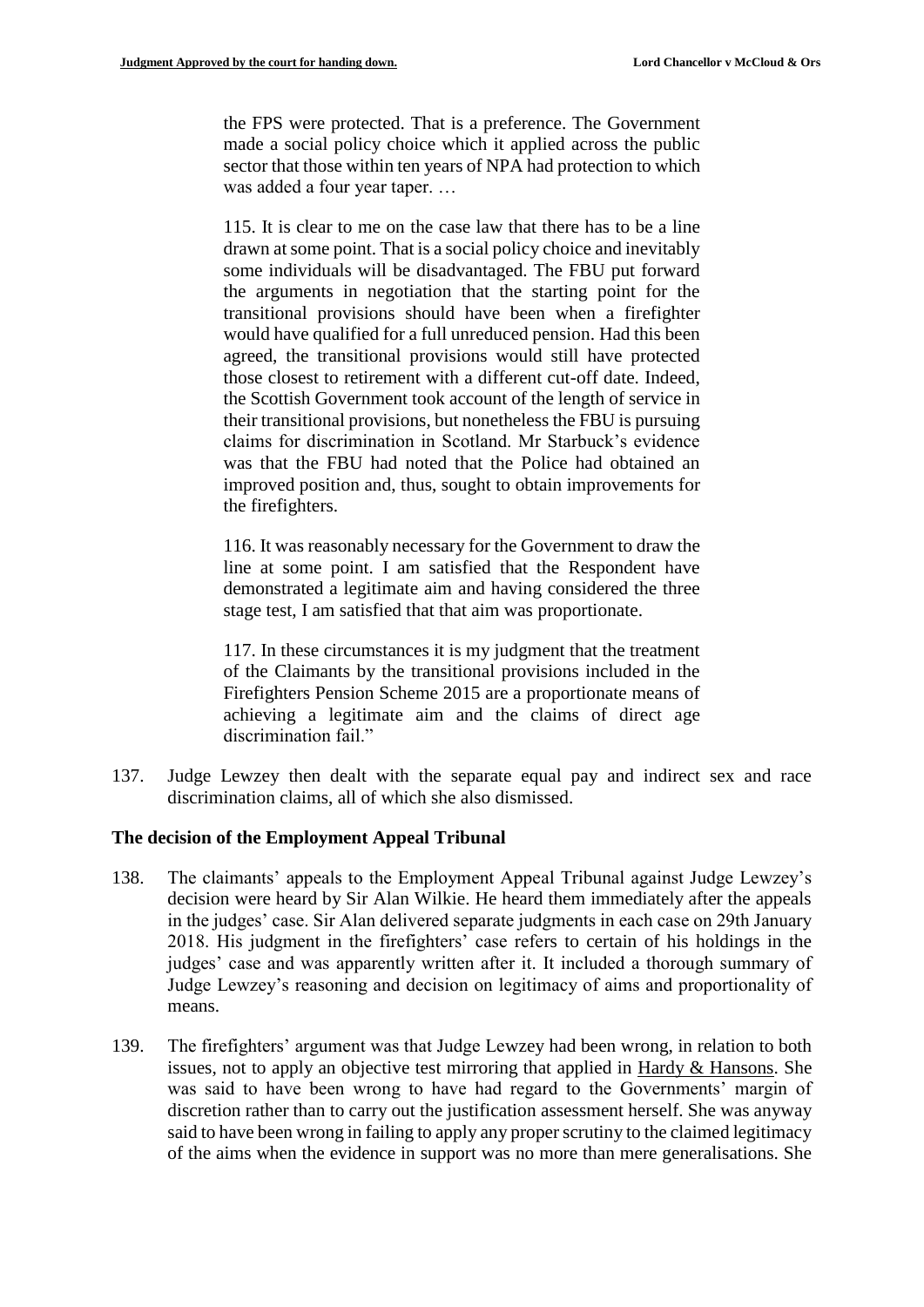> the FPS were protected. That is a preference. The Government made a social policy choice which it applied across the public sector that those within ten years of NPA had protection to which was added a four year taper. …
>
> 115. It is clear to me on the case law that there has to be a line drawn at some point. That is a social policy choice and inevitably some individuals will be disadvantaged. The FBU put forward the arguments in negotiation that the starting point for the transitional provisions should have been when a firefighter would have qualified for a full unreduced pension. Had this been agreed, the transitional provisions would still have protected those closest to retirement with a different cut-off date. Indeed, the Scottish Government took account of the length of service in their transitional provisions, but nonetheless the FBU is pursuing claims for discrimination in Scotland. Mr Starbuck's evidence was that the FBU had noted that the Police had obtained an improved position and, thus, sought to obtain improvements for the firefighters.
>
> 116. It was reasonably necessary for the Government to draw the line at some point. I am satisfied that the Respondent have demonstrated a legitimate aim and having considered the three stage test, I am satisfied that that aim was proportionate.
>
> 117. In these circumstances it is my judgment that the treatment of the Claimants by the transitional provisions included in the Firefighters Pension Scheme 2015 are a proportionate means of achieving a legitimate aim and the claims of direct age discrimination fail."

137. Judge Lewzey then dealt with the separate equal pay and indirect sex and race discrimination claims, all of which she also dismissed.

## The decision of the Employment Appeal Tribunal

138. The claimants' appeals to the Employment Appeal Tribunal against Judge Lewzey's decision were heard by Sir Alan Wilkie. He heard them immediately after the appeals in the judges' case. Sir Alan delivered separate judgments in each case on 29th January 2018. His judgment in the firefighters' case refers to certain of his holdings in the judges' case and was apparently written after it. It included a thorough summary of Judge Lewzey's reasoning and decision on legitimacy of aims and proportionality of means.

139. The firefighters' argument was that Judge Lewzey had been wrong, in relation to both issues, not to apply an objective test mirroring that applied in Hardy & Hansons. She was said to have been wrong to have had regard to the Governments' margin of discretion rather than to carry out the justification assessment herself. She was anyway said to have been wrong in failing to apply any proper scrutiny to the claimed legitimacy of the aims when the evidence in support was no more than mere generalisations. She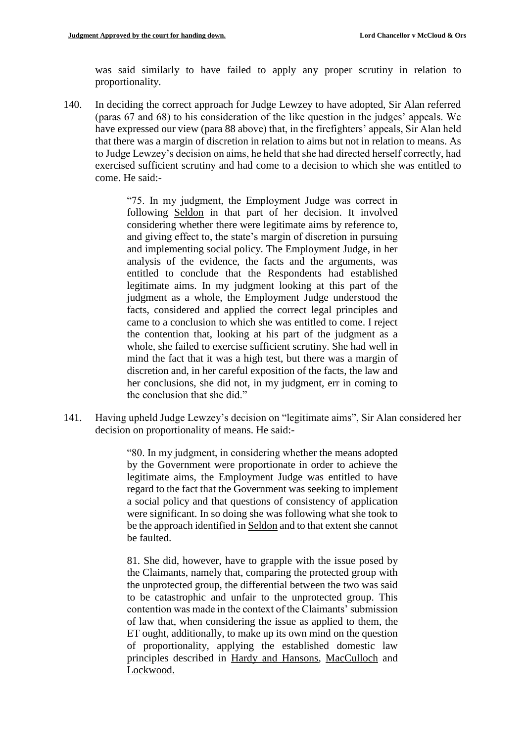was said similarly to have failed to apply any proper scrutiny in relation to proportionality.

140. In deciding the correct approach for Judge Lewzey to have adopted, Sir Alan referred (paras 67 and 68) to his consideration of the like question in the judges' appeals. We have expressed our view (para 88 above) that, in the firefighters' appeals, Sir Alan held that there was a margin of discretion in relation to aims but not in relation to means. As to Judge Lewzey's decision on aims, he held that she had directed herself correctly, had exercised sufficient scrutiny and had come to a decision to which she was entitled to come. He said:-

> "75. In my judgment, the Employment Judge was correct in following Seldon in that part of her decision. It involved considering whether there were legitimate aims by reference to, and giving effect to, the state's margin of discretion in pursuing and implementing social policy. The Employment Judge, in her analysis of the evidence, the facts and the arguments, was entitled to conclude that the Respondents had established legitimate aims. In my judgment looking at this part of the judgment as a whole, the Employment Judge understood the facts, considered and applied the correct legal principles and came to a conclusion to which she was entitled to come. I reject the contention that, looking at his part of the judgment as a whole, she failed to exercise sufficient scrutiny. She had well in mind the fact that it was a high test, but there was a margin of discretion and, in her careful exposition of the facts, the law and her conclusions, she did not, in my judgment, err in coming to the conclusion that she did."

141. Having upheld Judge Lewzey's decision on "legitimate aims", Sir Alan considered her decision on proportionality of means. He said:-

> "80. In my judgment, in considering whether the means adopted by the Government were proportionate in order to achieve the legitimate aims, the Employment Judge was entitled to have regard to the fact that the Government was seeking to implement a social policy and that questions of consistency of application were significant. In so doing she was following what she took to be the approach identified in Seldon and to that extent she cannot be faulted.
>
> 81. She did, however, have to grapple with the issue posed by the Claimants, namely that, comparing the protected group with the unprotected group, the differential between the two was said to be catastrophic and unfair to the unprotected group. This contention was made in the context of the Claimants' submission of law that, when considering the issue as applied to them, the ET ought, additionally, to make up its own mind on the question of proportionality, applying the established domestic law principles described in Hardy and Hansons, MacCulloch and Lockwood.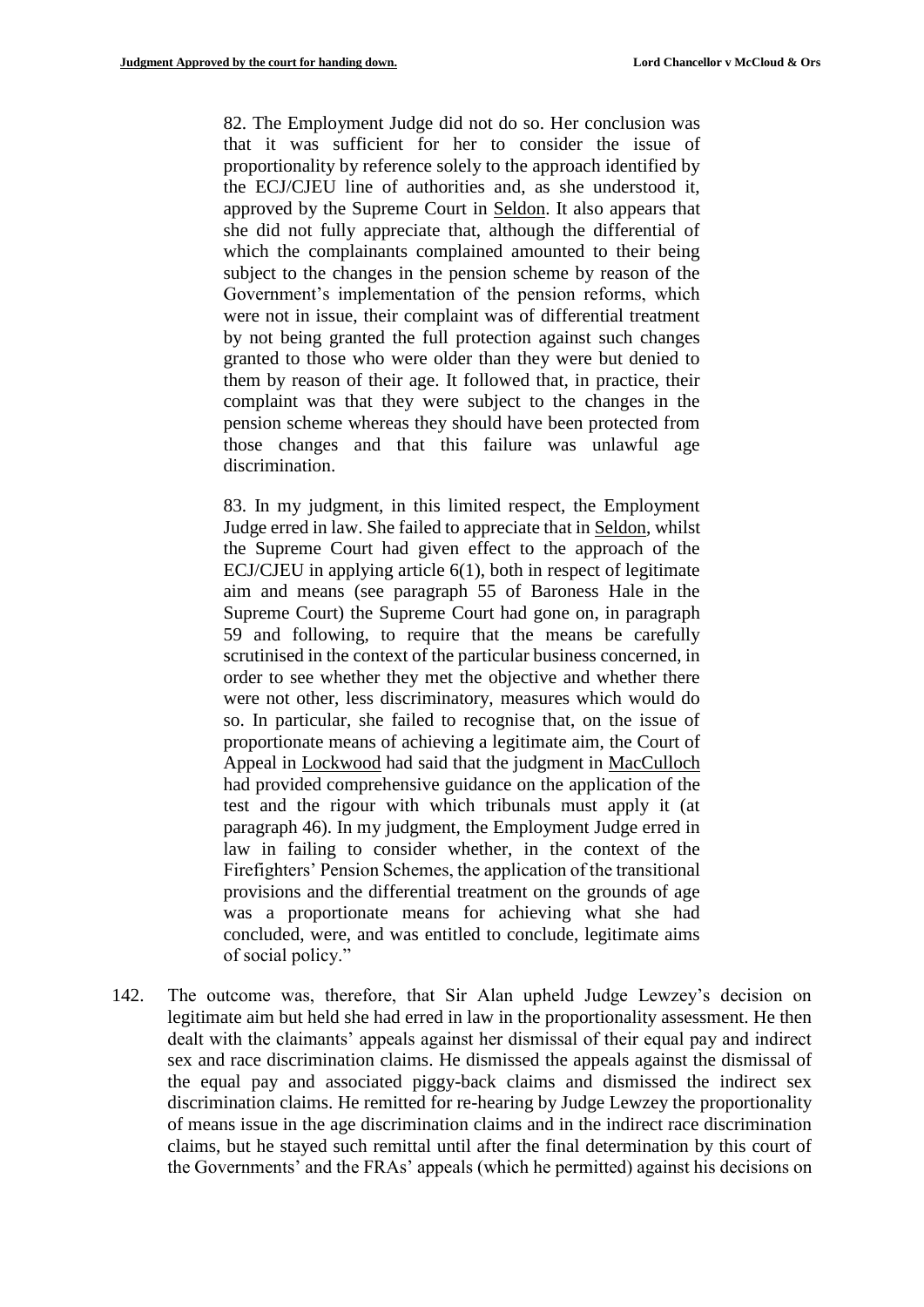> 82. The Employment Judge did not do so. Her conclusion was that it was sufficient for her to consider the issue of proportionality by reference solely to the approach identified by the ECJ/CJEU line of authorities and, as she understood it, approved by the Supreme Court in Seldon. It also appears that she did not fully appreciate that, although the differential of which the complainants complained amounted to their being subject to the changes in the pension scheme by reason of the Government's implementation of the pension reforms, which were not in issue, their complaint was of differential treatment by not being granted the full protection against such changes granted to those who were older than they were but denied to them by reason of their age. It followed that, in practice, their complaint was that they were subject to the changes in the pension scheme whereas they should have been protected from those changes and that this failure was unlawful age discrimination.
>
> 83. In my judgment, in this limited respect, the Employment Judge erred in law. She failed to appreciate that in Seldon, whilst the Supreme Court had given effect to the approach of the ECJ/CJEU in applying article 6(1), both in respect of legitimate aim and means (see paragraph 55 of Baroness Hale in the Supreme Court) the Supreme Court had gone on, in paragraph 59 and following, to require that the means be carefully scrutinised in the context of the particular business concerned, in order to see whether they met the objective and whether there were not other, less discriminatory, measures which would do so. In particular, she failed to recognise that, on the issue of proportionate means of achieving a legitimate aim, the Court of Appeal in Lockwood had said that the judgment in MacCulloch had provided comprehensive guidance on the application of the test and the rigour with which tribunals must apply it (at paragraph 46). In my judgment, the Employment Judge erred in law in failing to consider whether, in the context of the Firefighters' Pension Schemes, the application of the transitional provisions and the differential treatment on the grounds of age was a proportionate means for achieving what she had concluded, were, and was entitled to conclude, legitimate aims of social policy."

142. The outcome was, therefore, that Sir Alan upheld Judge Lewzey's decision on legitimate aim but held she had erred in law in the proportionality assessment. He then dealt with the claimants' appeals against her dismissal of their equal pay and indirect sex and race discrimination claims. He dismissed the appeals against the dismissal of the equal pay and associated piggy-back claims and dismissed the indirect sex discrimination claims. He remitted for re-hearing by Judge Lewzey the proportionality of means issue in the age discrimination claims and in the indirect race discrimination claims, but he stayed such remittal until after the final determination by this court of the Governments' and the FRAs' appeals (which he permitted) against his decisions on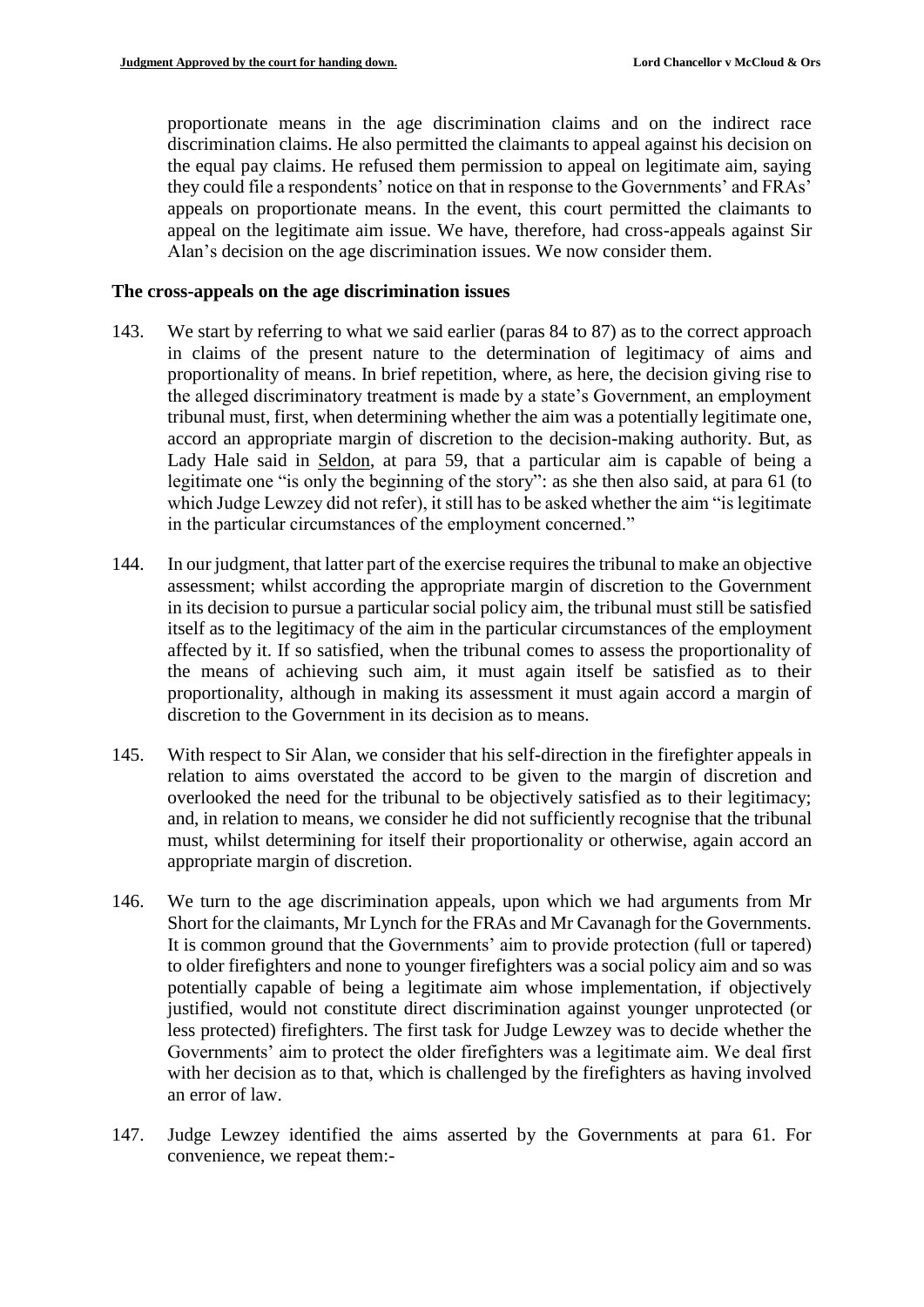proportionate means in the age discrimination claims and on the indirect race discrimination claims. He also permitted the claimants to appeal against his decision on the equal pay claims. He refused them permission to appeal on legitimate aim, saying they could file a respondents' notice on that in response to the Governments' and FRAs' appeals on proportionate means. In the event, this court permitted the claimants to appeal on the legitimate aim issue. We have, therefore, had cross-appeals against Sir Alan's decision on the age discrimination issues. We now consider them.

## The cross-appeals on the age discrimination issues

143. We start by referring to what we said earlier (paras 84 to 87) as to the correct approach in claims of the present nature to the determination of legitimacy of aims and proportionality of means. In brief repetition, where, as here, the decision giving rise to the alleged discriminatory treatment is made by a state's Government, an employment tribunal must, first, when determining whether the aim was a potentially legitimate one, accord an appropriate margin of discretion to the decision-making authority. But, as Lady Hale said in Seldon, at para 59, that a particular aim is capable of being a legitimate one "is only the beginning of the story": as she then also said, at para 61 (to which Judge Lewzey did not refer), it still has to be asked whether the aim "is legitimate in the particular circumstances of the employment concerned."

144. In our judgment, that latter part of the exercise requires the tribunal to make an objective assessment; whilst according the appropriate margin of discretion to the Government in its decision to pursue a particular social policy aim, the tribunal must still be satisfied itself as to the legitimacy of the aim in the particular circumstances of the employment affected by it. If so satisfied, when the tribunal comes to assess the proportionality of the means of achieving such aim, it must again itself be satisfied as to their proportionality, although in making its assessment it must again accord a margin of discretion to the Government in its decision as to means.

145. With respect to Sir Alan, we consider that his self-direction in the firefighter appeals in relation to aims overstated the accord to be given to the margin of discretion and overlooked the need for the tribunal to be objectively satisfied as to their legitimacy; and, in relation to means, we consider he did not sufficiently recognise that the tribunal must, whilst determining for itself their proportionality or otherwise, again accord an appropriate margin of discretion.

146. We turn to the age discrimination appeals, upon which we had arguments from Mr Short for the claimants, Mr Lynch for the FRAs and Mr Cavanagh for the Governments. It is common ground that the Governments' aim to provide protection (full or tapered) to older firefighters and none to younger firefighters was a social policy aim and so was potentially capable of being a legitimate aim whose implementation, if objectively justified, would not constitute direct discrimination against younger unprotected (or less protected) firefighters. The first task for Judge Lewzey was to decide whether the Governments' aim to protect the older firefighters was a legitimate aim. We deal first with her decision as to that, which is challenged by the firefighters as having involved an error of law.

147. Judge Lewzey identified the aims asserted by the Governments at para 61. For convenience, we repeat them:-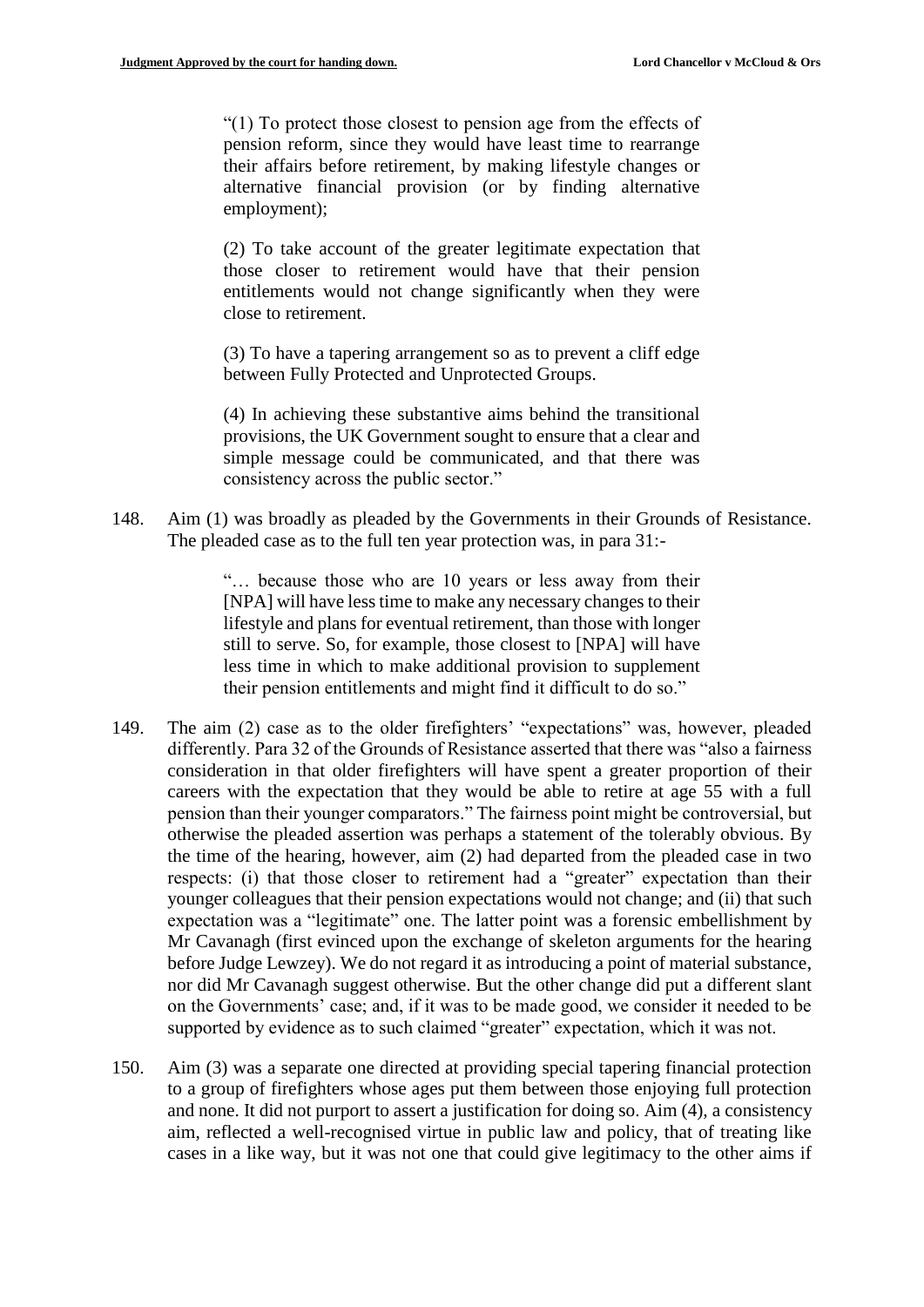> "(1) To protect those closest to pension age from the effects of pension reform, since they would have least time to rearrange their affairs before retirement, by making lifestyle changes or alternative financial provision (or by finding alternative employment);
>
> (2) To take account of the greater legitimate expectation that those closer to retirement would have that their pension entitlements would not change significantly when they were close to retirement.
>
> (3) To have a tapering arrangement so as to prevent a cliff edge between Fully Protected and Unprotected Groups.
>
> (4) In achieving these substantive aims behind the transitional provisions, the UK Government sought to ensure that a clear and simple message could be communicated, and that there was consistency across the public sector."

148. Aim (1) was broadly as pleaded by the Governments in their Grounds of Resistance. The pleaded case as to the full ten year protection was, in para 31:-

> "… because those who are 10 years or less away from their [NPA] will have less time to make any necessary changes to their lifestyle and plans for eventual retirement, than those with longer still to serve. So, for example, those closest to [NPA] will have less time in which to make additional provision to supplement their pension entitlements and might find it difficult to do so."

149. The aim (2) case as to the older firefighters' "expectations" was, however, pleaded differently. Para 32 of the Grounds of Resistance asserted that there was "also a fairness consideration in that older firefighters will have spent a greater proportion of their careers with the expectation that they would be able to retire at age 55 with a full pension than their younger comparators." The fairness point might be controversial, but otherwise the pleaded assertion was perhaps a statement of the tolerably obvious. By the time of the hearing, however, aim (2) had departed from the pleaded case in two respects: (i) that those closer to retirement had a "greater" expectation than their younger colleagues that their pension expectations would not change; and (ii) that such expectation was a "legitimate" one. The latter point was a forensic embellishment by Mr Cavanagh (first evinced upon the exchange of skeleton arguments for the hearing before Judge Lewzey). We do not regard it as introducing a point of material substance, nor did Mr Cavanagh suggest otherwise. But the other change did put a different slant on the Governments' case; and, if it was to be made good, we consider it needed to be supported by evidence as to such claimed "greater" expectation, which it was not.

150. Aim (3) was a separate one directed at providing special tapering financial protection to a group of firefighters whose ages put them between those enjoying full protection and none. It did not purport to assert a justification for doing so. Aim (4), a consistency aim, reflected a well-recognised virtue in public law and policy, that of treating like cases in a like way, but it was not one that could give legitimacy to the other aims if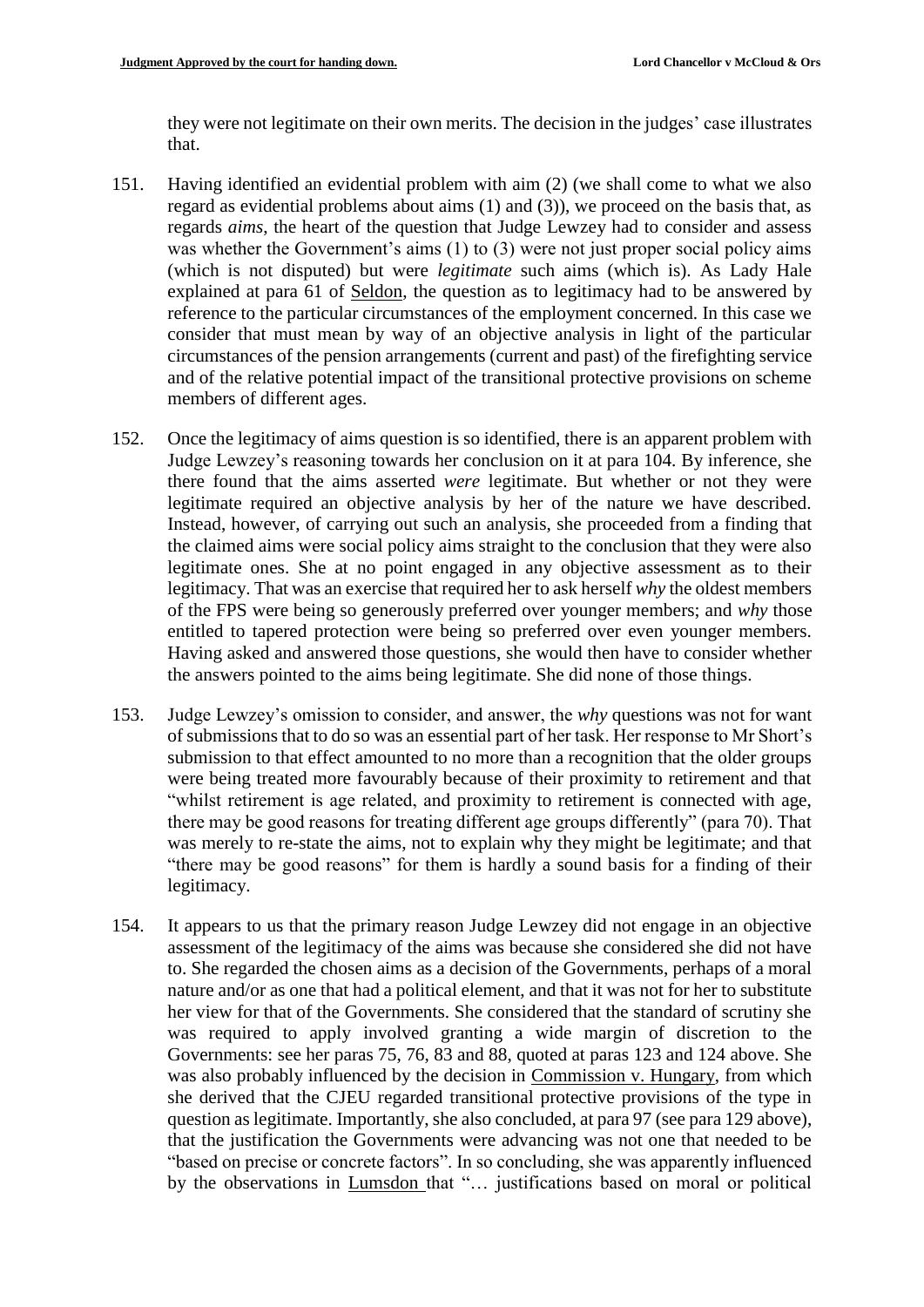they were not legitimate on their own merits. The decision in the judges' case illustrates that.

151. Having identified an evidential problem with aim (2) (we shall come to what we also regard as evidential problems about aims (1) and (3)), we proceed on the basis that, as regards *aims*, the heart of the question that Judge Lewzey had to consider and assess was whether the Government's aims (1) to (3) were not just proper social policy aims (which is not disputed) but were *legitimate* such aims (which is). As Lady Hale explained at para 61 of Seldon, the question as to legitimacy had to be answered by reference to the particular circumstances of the employment concerned. In this case we consider that must mean by way of an objective analysis in light of the particular circumstances of the pension arrangements (current and past) of the firefighting service and of the relative potential impact of the transitional protective provisions on scheme members of different ages.

152. Once the legitimacy of aims question is so identified, there is an apparent problem with Judge Lewzey's reasoning towards her conclusion on it at para 104. By inference, she there found that the aims asserted *were* legitimate. But whether or not they were legitimate required an objective analysis by her of the nature we have described. Instead, however, of carrying out such an analysis, she proceeded from a finding that the claimed aims were social policy aims straight to the conclusion that they were also legitimate ones. She at no point engaged in any objective assessment as to their legitimacy. That was an exercise that required her to ask herself *why* the oldest members of the FPS were being so generously preferred over younger members; and *why* those entitled to tapered protection were being so preferred over even younger members. Having asked and answered those questions, she would then have to consider whether the answers pointed to the aims being legitimate. She did none of those things.

153. Judge Lewzey's omission to consider, and answer, the *why* questions was not for want of submissions that to do so was an essential part of her task. Her response to Mr Short's submission to that effect amounted to no more than a recognition that the older groups were being treated more favourably because of their proximity to retirement and that "whilst retirement is age related, and proximity to retirement is connected with age, there may be good reasons for treating different age groups differently" (para 70). That was merely to re-state the aims, not to explain why they might be legitimate; and that "there may be good reasons" for them is hardly a sound basis for a finding of their legitimacy.

154. It appears to us that the primary reason Judge Lewzey did not engage in an objective assessment of the legitimacy of the aims was because she considered she did not have to. She regarded the chosen aims as a decision of the Governments, perhaps of a moral nature and/or as one that had a political element, and that it was not for her to substitute her view for that of the Governments. She considered that the standard of scrutiny she was required to apply involved granting a wide margin of discretion to the Governments: see her paras 75, 76, 83 and 88, quoted at paras 123 and 124 above. She was also probably influenced by the decision in Commission v. Hungary, from which she derived that the CJEU regarded transitional protective provisions of the type in question as legitimate. Importantly, she also concluded, at para 97 (see para 129 above), that the justification the Governments were advancing was not one that needed to be "based on precise or concrete factors". In so concluding, she was apparently influenced by the observations in Lumsdon that "… justifications based on moral or political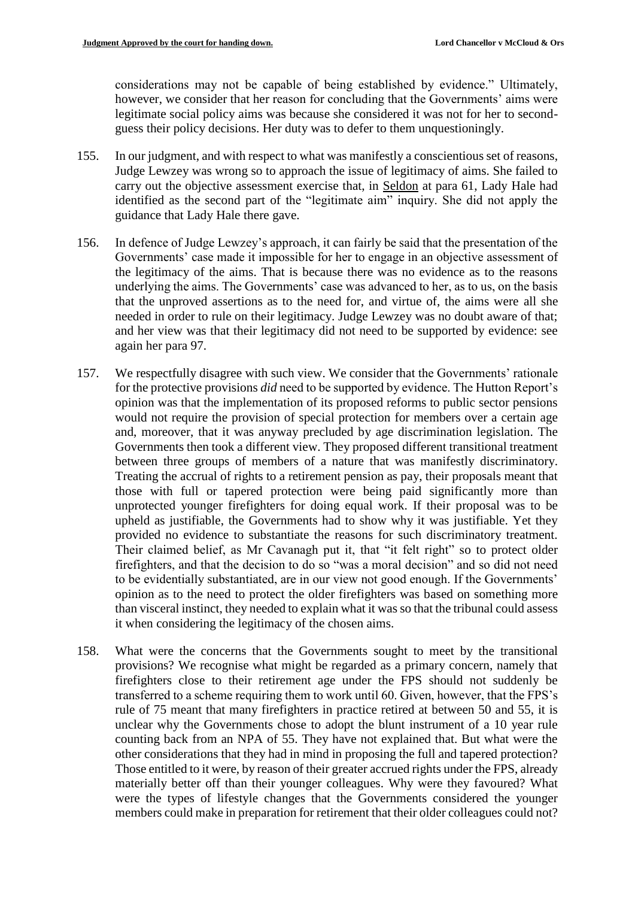considerations may not be capable of being established by evidence." Ultimately, however, we consider that her reason for concluding that the Governments' aims were legitimate social policy aims was because she considered it was not for her to second-guess their policy decisions. Her duty was to defer to them unquestioningly.

155. In our judgment, and with respect to what was manifestly a conscientious set of reasons, Judge Lewzey was wrong so to approach the issue of legitimacy of aims. She failed to carry out the objective assessment exercise that, in Seldon at para 61, Lady Hale had identified as the second part of the "legitimate aim" inquiry. She did not apply the guidance that Lady Hale there gave.

156. In defence of Judge Lewzey's approach, it can fairly be said that the presentation of the Governments' case made it impossible for her to engage in an objective assessment of the legitimacy of the aims. That is because there was no evidence as to the reasons underlying the aims. The Governments' case was advanced to her, as to us, on the basis that the unproved assertions as to the need for, and virtue of, the aims were all she needed in order to rule on their legitimacy. Judge Lewzey was no doubt aware of that; and her view was that their legitimacy did not need to be supported by evidence: see again her para 97.

157. We respectfully disagree with such view. We consider that the Governments' rationale for the protective provisions *did* need to be supported by evidence. The Hutton Report's opinion was that the implementation of its proposed reforms to public sector pensions would not require the provision of special protection for members over a certain age and, moreover, that it was anyway precluded by age discrimination legislation. The Governments then took a different view. They proposed different transitional treatment between three groups of members of a nature that was manifestly discriminatory. Treating the accrual of rights to a retirement pension as pay, their proposals meant that those with full or tapered protection were being paid significantly more than unprotected younger firefighters for doing equal work. If their proposal was to be upheld as justifiable, the Governments had to show why it was justifiable. Yet they provided no evidence to substantiate the reasons for such discriminatory treatment. Their claimed belief, as Mr Cavanagh put it, that "it felt right" so to protect older firefighters, and that the decision to do so "was a moral decision" and so did not need to be evidentially substantiated, are in our view not good enough. If the Governments' opinion as to the need to protect the older firefighters was based on something more than visceral instinct, they needed to explain what it was so that the tribunal could assess it when considering the legitimacy of the chosen aims.

158. What were the concerns that the Governments sought to meet by the transitional provisions? We recognise what might be regarded as a primary concern, namely that firefighters close to their retirement age under the FPS should not suddenly be transferred to a scheme requiring them to work until 60. Given, however, that the FPS's rule of 75 meant that many firefighters in practice retired at between 50 and 55, it is unclear why the Governments chose to adopt the blunt instrument of a 10 year rule counting back from an NPA of 55. They have not explained that. But what were the other considerations that they had in mind in proposing the full and tapered protection? Those entitled to it were, by reason of their greater accrued rights under the FPS, already materially better off than their younger colleagues. Why were they favoured? What were the types of lifestyle changes that the Governments considered the younger members could make in preparation for retirement that their older colleagues could not?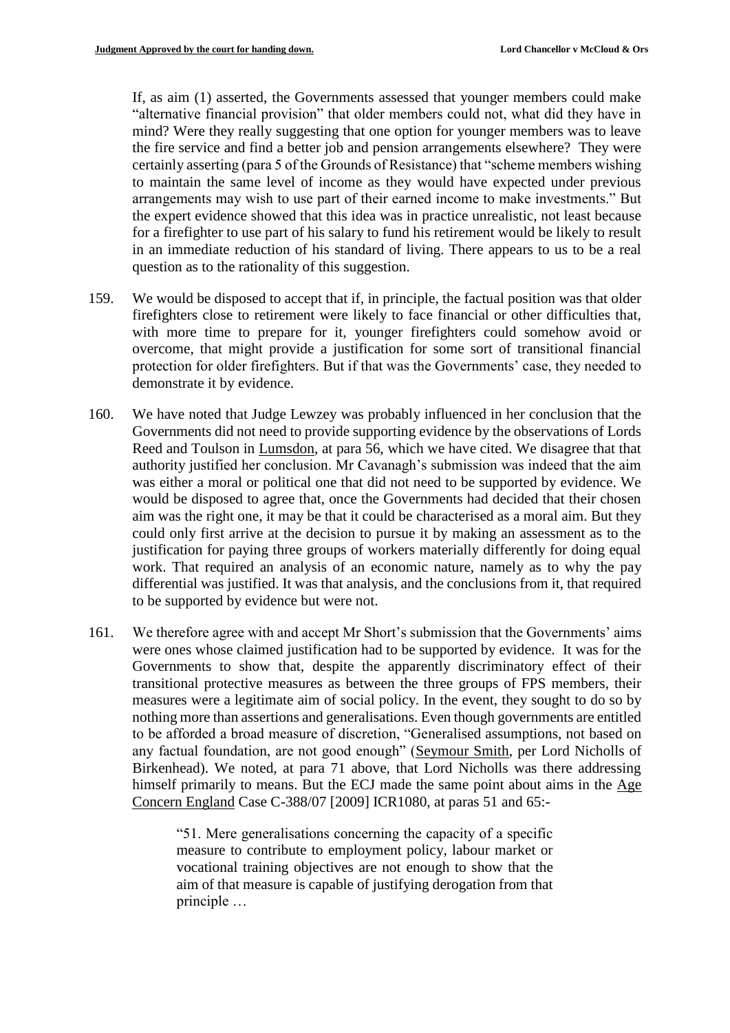If, as aim (1) asserted, the Governments assessed that younger members could make "alternative financial provision" that older members could not, what did they have in mind? Were they really suggesting that one option for younger members was to leave the fire service and find a better job and pension arrangements elsewhere? They were certainly asserting (para 5 of the Grounds of Resistance) that "scheme members wishing to maintain the same level of income as they would have expected under previous arrangements may wish to use part of their earned income to make investments." But the expert evidence showed that this idea was in practice unrealistic, not least because for a firefighter to use part of his salary to fund his retirement would be likely to result in an immediate reduction of his standard of living. There appears to us to be a real question as to the rationality of this suggestion.

159. We would be disposed to accept that if, in principle, the factual position was that older firefighters close to retirement were likely to face financial or other difficulties that, with more time to prepare for it, younger firefighters could somehow avoid or overcome, that might provide a justification for some sort of transitional financial protection for older firefighters. But if that was the Governments' case, they needed to demonstrate it by evidence.

160. We have noted that Judge Lewzey was probably influenced in her conclusion that the Governments did not need to provide supporting evidence by the observations of Lords Reed and Toulson in Lumsdon, at para 56, which we have cited. We disagree that that authority justified her conclusion. Mr Cavanagh's submission was indeed that the aim was either a moral or political one that did not need to be supported by evidence. We would be disposed to agree that, once the Governments had decided that their chosen aim was the right one, it may be that it could be characterised as a moral aim. But they could only first arrive at the decision to pursue it by making an assessment as to the justification for paying three groups of workers materially differently for doing equal work. That required an analysis of an economic nature, namely as to why the pay differential was justified. It was that analysis, and the conclusions from it, that required to be supported by evidence but were not.

161. We therefore agree with and accept Mr Short's submission that the Governments' aims were ones whose claimed justification had to be supported by evidence. It was for the Governments to show that, despite the apparently discriminatory effect of their transitional protective measures as between the three groups of FPS members, their measures were a legitimate aim of social policy. In the event, they sought to do so by nothing more than assertions and generalisations. Even though governments are entitled to be afforded a broad measure of discretion, "Generalised assumptions, not based on any factual foundation, are not good enough" (Seymour Smith, per Lord Nicholls of Birkenhead). We noted, at para 71 above, that Lord Nicholls was there addressing himself primarily to means. But the ECJ made the same point about aims in the Age Concern England Case C-388/07 [2009] ICR1080, at paras 51 and 65:-

> "51. Mere generalisations concerning the capacity of a specific measure to contribute to employment policy, labour market or vocational training objectives are not enough to show that the aim of that measure is capable of justifying derogation from that principle …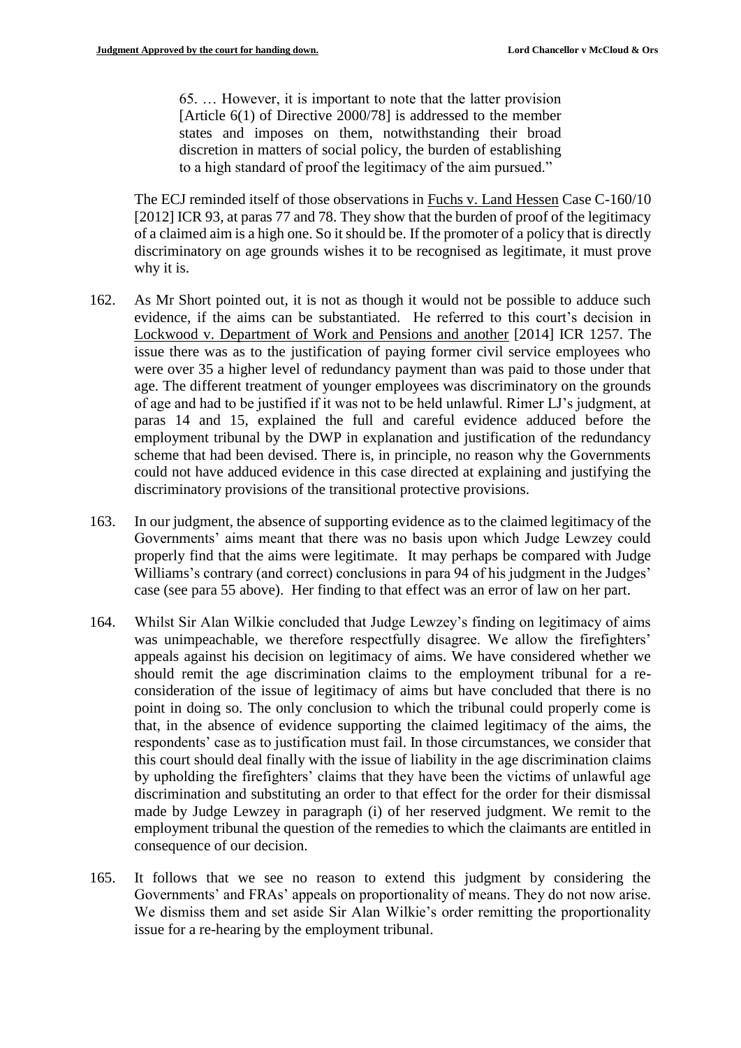> 65. … However, it is important to note that the latter provision [Article 6(1) of Directive 2000/78] is addressed to the member states and imposes on them, notwithstanding their broad discretion in matters of social policy, the burden of establishing to a high standard of proof the legitimacy of the aim pursued."

The ECJ reminded itself of those observations in Fuchs v. Land Hessen Case C-160/10 [2012] ICR 93, at paras 77 and 78. They show that the burden of proof of the legitimacy of a claimed aim is a high one. So it should be. If the promoter of a policy that is directly discriminatory on age grounds wishes it to be recognised as legitimate, it must prove why it is.

162. As Mr Short pointed out, it is not as though it would not be possible to adduce such evidence, if the aims can be substantiated. He referred to this court's decision in Lockwood v. Department of Work and Pensions and another [2014] ICR 1257. The issue there was as to the justification of paying former civil service employees who were over 35 a higher level of redundancy payment than was paid to those under that age. The different treatment of younger employees was discriminatory on the grounds of age and had to be justified if it was not to be held unlawful. Rimer LJ's judgment, at paras 14 and 15, explained the full and careful evidence adduced before the employment tribunal by the DWP in explanation and justification of the redundancy scheme that had been devised. There is, in principle, no reason why the Governments could not have adduced evidence in this case directed at explaining and justifying the discriminatory provisions of the transitional protective provisions.

163. In our judgment, the absence of supporting evidence as to the claimed legitimacy of the Governments' aims meant that there was no basis upon which Judge Lewzey could properly find that the aims were legitimate. It may perhaps be compared with Judge Williams's contrary (and correct) conclusions in para 94 of his judgment in the Judges' case (see para 55 above). Her finding to that effect was an error of law on her part.

164. Whilst Sir Alan Wilkie concluded that Judge Lewzey's finding on legitimacy of aims was unimpeachable, we therefore respectfully disagree. We allow the firefighters' appeals against his decision on legitimacy of aims. We have considered whether we should remit the age discrimination claims to the employment tribunal for a re-consideration of the issue of legitimacy of aims but have concluded that there is no point in doing so. The only conclusion to which the tribunal could properly come is that, in the absence of evidence supporting the claimed legitimacy of the aims, the respondents' case as to justification must fail. In those circumstances, we consider that this court should deal finally with the issue of liability in the age discrimination claims by upholding the firefighters' claims that they have been the victims of unlawful age discrimination and substituting an order to that effect for the order for their dismissal made by Judge Lewzey in paragraph (i) of her reserved judgment. We remit to the employment tribunal the question of the remedies to which the claimants are entitled in consequence of our decision.

165. It follows that we see no reason to extend this judgment by considering the Governments' and FRAs' appeals on proportionality of means. They do not now arise. We dismiss them and set aside Sir Alan Wilkie's order remitting the proportionality issue for a re-hearing by the employment tribunal.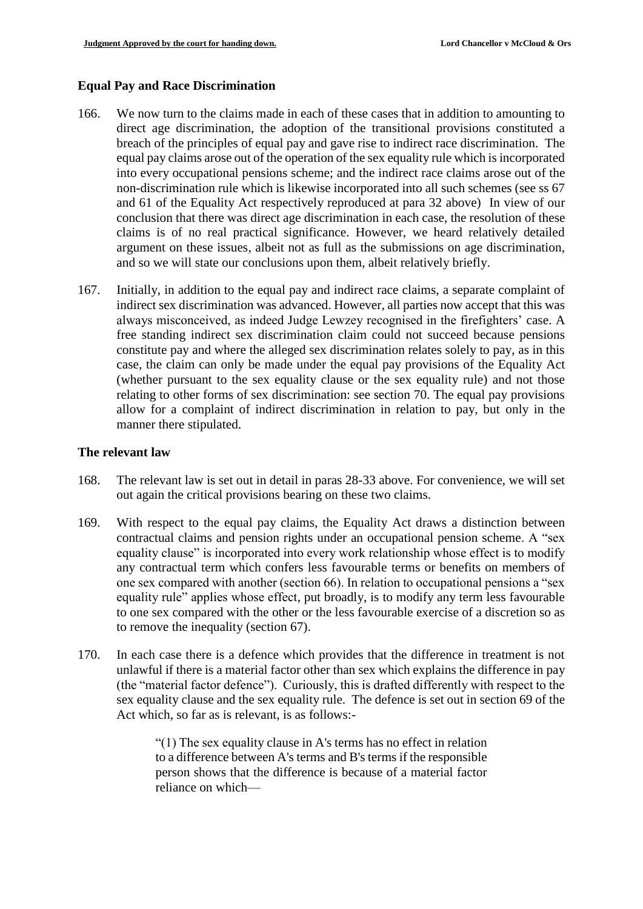## Equal Pay and Race Discrimination

166. We now turn to the claims made in each of these cases that in addition to amounting to direct age discrimination, the adoption of the transitional provisions constituted a breach of the principles of equal pay and gave rise to indirect race discrimination. The equal pay claims arose out of the operation of the sex equality rule which is incorporated into every occupational pensions scheme; and the indirect race claims arose out of the non-discrimination rule which is likewise incorporated into all such schemes (see ss 67 and 61 of the Equality Act respectively reproduced at para 32 above) In view of our conclusion that there was direct age discrimination in each case, the resolution of these claims is of no real practical significance. However, we heard relatively detailed argument on these issues, albeit not as full as the submissions on age discrimination, and so we will state our conclusions upon them, albeit relatively briefly.

167. Initially, in addition to the equal pay and indirect race claims, a separate complaint of indirect sex discrimination was advanced. However, all parties now accept that this was always misconceived, as indeed Judge Lewzey recognised in the firefighters' case. A free standing indirect sex discrimination claim could not succeed because pensions constitute pay and where the alleged sex discrimination relates solely to pay, as in this case, the claim can only be made under the equal pay provisions of the Equality Act (whether pursuant to the sex equality clause or the sex equality rule) and not those relating to other forms of sex discrimination: see section 70. The equal pay provisions allow for a complaint of indirect discrimination in relation to pay, but only in the manner there stipulated.

## The relevant law

168. The relevant law is set out in detail in paras 28-33 above. For convenience, we will set out again the critical provisions bearing on these two claims.

169. With respect to the equal pay claims, the Equality Act draws a distinction between contractual claims and pension rights under an occupational pension scheme. A "sex equality clause" is incorporated into every work relationship whose effect is to modify any contractual term which confers less favourable terms or benefits on members of one sex compared with another (section 66). In relation to occupational pensions a "sex equality rule" applies whose effect, put broadly, is to modify any term less favourable to one sex compared with the other or the less favourable exercise of a discretion so as to remove the inequality (section 67).

170. In each case there is a defence which provides that the difference in treatment is not unlawful if there is a material factor other than sex which explains the difference in pay (the "material factor defence"). Curiously, this is drafted differently with respect to the sex equality clause and the sex equality rule. The defence is set out in section 69 of the Act which, so far as is relevant, is as follows:-

> "(1) The sex equality clause in A's terms has no effect in relation to a difference between A's terms and B's terms if the responsible person shows that the difference is because of a material factor reliance on which—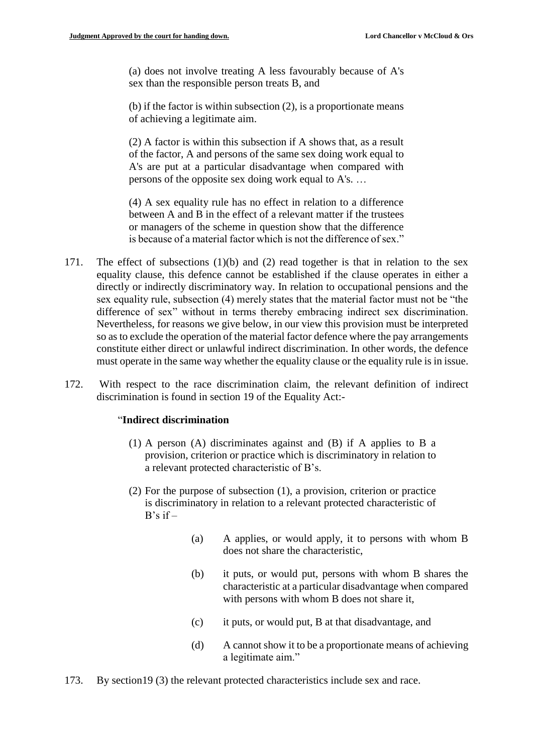> (a) does not involve treating A less favourably because of A's sex than the responsible person treats B, and
>
> (b) if the factor is within subsection (2), is a proportionate means of achieving a legitimate aim.
>
> (2) A factor is within this subsection if A shows that, as a result of the factor, A and persons of the same sex doing work equal to A's are put at a particular disadvantage when compared with persons of the opposite sex doing work equal to A's. …
>
> (4) A sex equality rule has no effect in relation to a difference between A and B in the effect of a relevant matter if the trustees or managers of the scheme in question show that the difference is because of a material factor which is not the difference of sex."

171. The effect of subsections (1)(b) and (2) read together is that in relation to the sex equality clause, this defence cannot be established if the clause operates in either a directly or indirectly discriminatory way. In relation to occupational pensions and the sex equality rule, subsection (4) merely states that the material factor must not be "the difference of sex" without in terms thereby embracing indirect sex discrimination. Nevertheless, for reasons we give below, in our view this provision must be interpreted so as to exclude the operation of the material factor defence where the pay arrangements constitute either direct or unlawful indirect discrimination. In other words, the defence must operate in the same way whether the equality clause or the equality rule is in issue.

172. With respect to the race discrimination claim, the relevant definition of indirect discrimination is found in section 19 of the Equality Act:-

> "**Indirect discrimination**
>
> (1) A person (A) discriminates against and (B) if A applies to B a provision, criterion or practice which is discriminatory in relation to a relevant protected characteristic of B's.
>
> (2) For the purpose of subsection (1), a provision, criterion or practice is discriminatory in relation to a relevant protected characteristic of B's if –
>
> (a) A applies, or would apply, it to persons with whom B does not share the characteristic,
>
> (b) it puts, or would put, persons with whom B shares the characteristic at a particular disadvantage when compared with persons with whom B does not share it,
>
> (c) it puts, or would put, B at that disadvantage, and
>
> (d) A cannot show it to be a proportionate means of achieving a legitimate aim."

173. By section19 (3) the relevant protected characteristics include sex and race.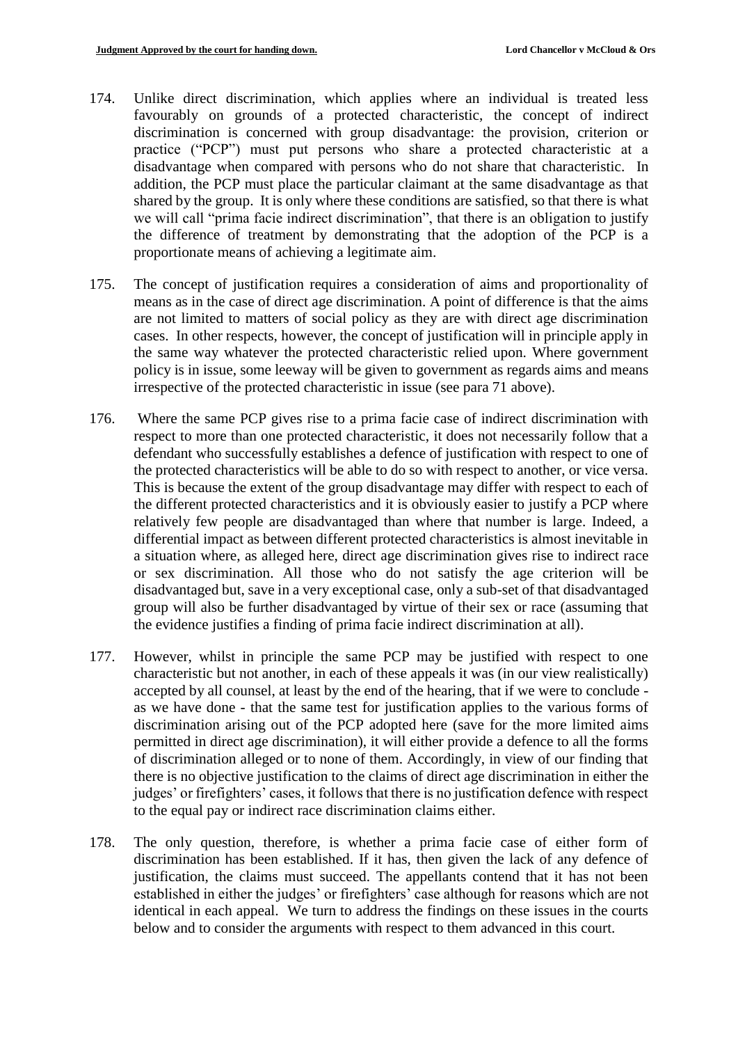174. Unlike direct discrimination, which applies where an individual is treated less favourably on grounds of a protected characteristic, the concept of indirect discrimination is concerned with group disadvantage: the provision, criterion or practice ("PCP") must put persons who share a protected characteristic at a disadvantage when compared with persons who do not share that characteristic. In addition, the PCP must place the particular claimant at the same disadvantage as that shared by the group. It is only where these conditions are satisfied, so that there is what we will call "prima facie indirect discrimination", that there is an obligation to justify the difference of treatment by demonstrating that the adoption of the PCP is a proportionate means of achieving a legitimate aim.

175. The concept of justification requires a consideration of aims and proportionality of means as in the case of direct age discrimination. A point of difference is that the aims are not limited to matters of social policy as they are with direct age discrimination cases. In other respects, however, the concept of justification will in principle apply in the same way whatever the protected characteristic relied upon. Where government policy is in issue, some leeway will be given to government as regards aims and means irrespective of the protected characteristic in issue (see para 71 above).

176. Where the same PCP gives rise to a prima facie case of indirect discrimination with respect to more than one protected characteristic, it does not necessarily follow that a defendant who successfully establishes a defence of justification with respect to one of the protected characteristics will be able to do so with respect to another, or vice versa. This is because the extent of the group disadvantage may differ with respect to each of the different protected characteristics and it is obviously easier to justify a PCP where relatively few people are disadvantaged than where that number is large. Indeed, a differential impact as between different protected characteristics is almost inevitable in a situation where, as alleged here, direct age discrimination gives rise to indirect race or sex discrimination. All those who do not satisfy the age criterion will be disadvantaged but, save in a very exceptional case, only a sub-set of that disadvantaged group will also be further disadvantaged by virtue of their sex or race (assuming that the evidence justifies a finding of prima facie indirect discrimination at all).

177. However, whilst in principle the same PCP may be justified with respect to one characteristic but not another, in each of these appeals it was (in our view realistically) accepted by all counsel, at least by the end of the hearing, that if we were to conclude - as we have done - that the same test for justification applies to the various forms of discrimination arising out of the PCP adopted here (save for the more limited aims permitted in direct age discrimination), it will either provide a defence to all the forms of discrimination alleged or to none of them. Accordingly, in view of our finding that there is no objective justification to the claims of direct age discrimination in either the judges' or firefighters' cases, it follows that there is no justification defence with respect to the equal pay or indirect race discrimination claims either.

178. The only question, therefore, is whether a prima facie case of either form of discrimination has been established. If it has, then given the lack of any defence of justification, the claims must succeed. The appellants contend that it has not been established in either the judges' or firefighters' case although for reasons which are not identical in each appeal. We turn to address the findings on these issues in the courts below and to consider the arguments with respect to them advanced in this court.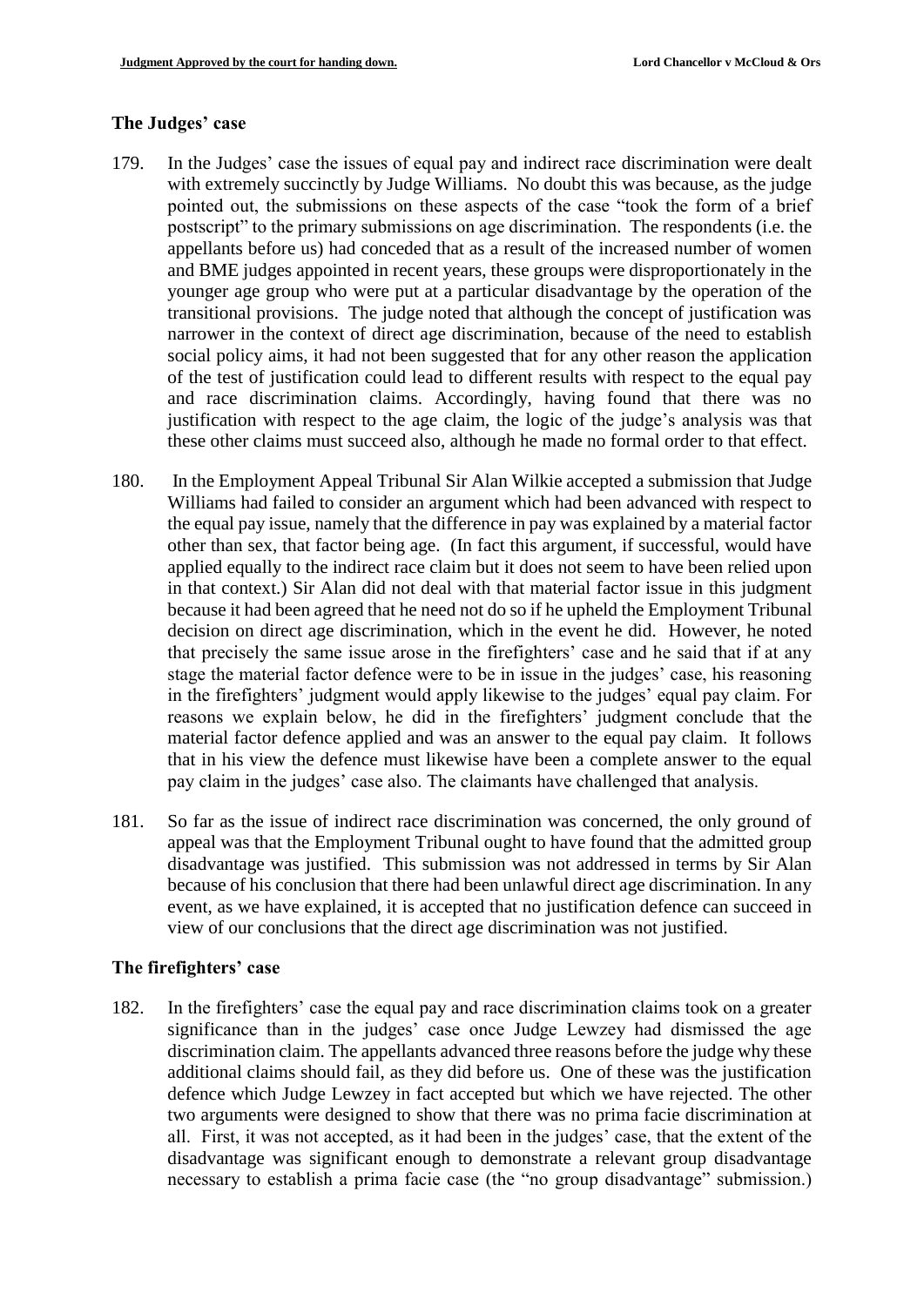## The Judges' case

179. In the Judges' case the issues of equal pay and indirect race discrimination were dealt with extremely succinctly by Judge Williams. No doubt this was because, as the judge pointed out, the submissions on these aspects of the case "took the form of a brief postscript" to the primary submissions on age discrimination. The respondents (i.e. the appellants before us) had conceded that as a result of the increased number of women and BME judges appointed in recent years, these groups were disproportionately in the younger age group who were put at a particular disadvantage by the operation of the transitional provisions. The judge noted that although the concept of justification was narrower in the context of direct age discrimination, because of the need to establish social policy aims, it had not been suggested that for any other reason the application of the test of justification could lead to different results with respect to the equal pay and race discrimination claims. Accordingly, having found that there was no justification with respect to the age claim, the logic of the judge's analysis was that these other claims must succeed also, although he made no formal order to that effect.

180. In the Employment Appeal Tribunal Sir Alan Wilkie accepted a submission that Judge Williams had failed to consider an argument which had been advanced with respect to the equal pay issue, namely that the difference in pay was explained by a material factor other than sex, that factor being age. (In fact this argument, if successful, would have applied equally to the indirect race claim but it does not seem to have been relied upon in that context.) Sir Alan did not deal with that material factor issue in this judgment because it had been agreed that he need not do so if he upheld the Employment Tribunal decision on direct age discrimination, which in the event he did. However, he noted that precisely the same issue arose in the firefighters' case and he said that if at any stage the material factor defence were to be in issue in the judges' case, his reasoning in the firefighters' judgment would apply likewise to the judges' equal pay claim. For reasons we explain below, he did in the firefighters' judgment conclude that the material factor defence applied and was an answer to the equal pay claim. It follows that in his view the defence must likewise have been a complete answer to the equal pay claim in the judges' case also. The claimants have challenged that analysis.

181. So far as the issue of indirect race discrimination was concerned, the only ground of appeal was that the Employment Tribunal ought to have found that the admitted group disadvantage was justified. This submission was not addressed in terms by Sir Alan because of his conclusion that there had been unlawful direct age discrimination. In any event, as we have explained, it is accepted that no justification defence can succeed in view of our conclusions that the direct age discrimination was not justified.

## The firefighters' case

182. In the firefighters' case the equal pay and race discrimination claims took on a greater significance than in the judges' case once Judge Lewzey had dismissed the age discrimination claim. The appellants advanced three reasons before the judge why these additional claims should fail, as they did before us. One of these was the justification defence which Judge Lewzey in fact accepted but which we have rejected. The other two arguments were designed to show that there was no prima facie discrimination at all. First, it was not accepted, as it had been in the judges' case, that the extent of the disadvantage was significant enough to demonstrate a relevant group disadvantage necessary to establish a prima facie case (the "no group disadvantage" submission.)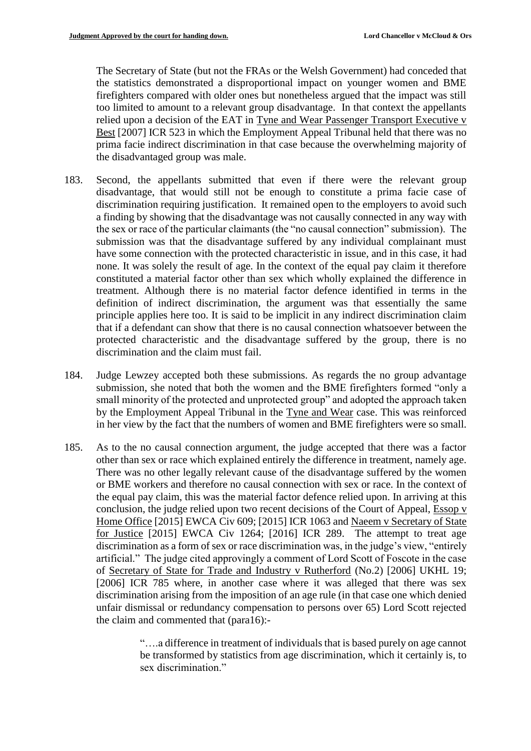The Secretary of State (but not the FRAs or the Welsh Government) had conceded that the statistics demonstrated a disproportional impact on younger women and BME firefighters compared with older ones but nonetheless argued that the impact was still too limited to amount to a relevant group disadvantage. In that context the appellants relied upon a decision of the EAT in Tyne and Wear Passenger Transport Executive v Best [2007] ICR 523 in which the Employment Appeal Tribunal held that there was no prima facie indirect discrimination in that case because the overwhelming majority of the disadvantaged group was male.

183. Second, the appellants submitted that even if there were the relevant group disadvantage, that would still not be enough to constitute a prima facie case of discrimination requiring justification. It remained open to the employers to avoid such a finding by showing that the disadvantage was not causally connected in any way with the sex or race of the particular claimants (the "no causal connection" submission). The submission was that the disadvantage suffered by any individual complainant must have some connection with the protected characteristic in issue, and in this case, it had none. It was solely the result of age. In the context of the equal pay claim it therefore constituted a material factor other than sex which wholly explained the difference in treatment. Although there is no material factor defence identified in terms in the definition of indirect discrimination, the argument was that essentially the same principle applies here too. It is said to be implicit in any indirect discrimination claim that if a defendant can show that there is no causal connection whatsoever between the protected characteristic and the disadvantage suffered by the group, there is no discrimination and the claim must fail.

184. Judge Lewzey accepted both these submissions. As regards the no group advantage submission, she noted that both the women and the BME firefighters formed "only a small minority of the protected and unprotected group" and adopted the approach taken by the Employment Appeal Tribunal in the Tyne and Wear case. This was reinforced in her view by the fact that the numbers of women and BME firefighters were so small.

185. As to the no causal connection argument, the judge accepted that there was a factor other than sex or race which explained entirely the difference in treatment, namely age. There was no other legally relevant cause of the disadvantage suffered by the women or BME workers and therefore no causal connection with sex or race. In the context of the equal pay claim, this was the material factor defence relied upon. In arriving at this conclusion, the judge relied upon two recent decisions of the Court of Appeal, Essop v Home Office [2015] EWCA Civ 609; [2015] ICR 1063 and Naeem v Secretary of State for Justice [2015] EWCA Civ 1264; [2016] ICR 289. The attempt to treat age discrimination as a form of sex or race discrimination was, in the judge's view, "entirely artificial." The judge cited approvingly a comment of Lord Scott of Foscote in the case of Secretary of State for Trade and Industry v Rutherford (No.2) [2006] UKHL 19; [2006] ICR 785 where, in another case where it was alleged that there was sex discrimination arising from the imposition of an age rule (in that case one which denied unfair dismissal or redundancy compensation to persons over 65) Lord Scott rejected the claim and commented that (para16):-

> "….a difference in treatment of individuals that is based purely on age cannot be transformed by statistics from age discrimination, which it certainly is, to sex discrimination."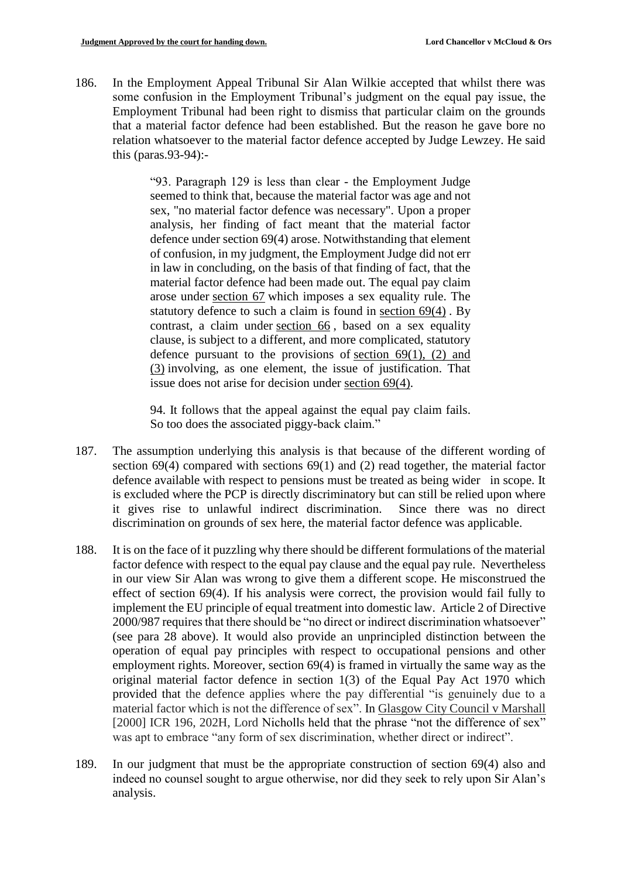186. In the Employment Appeal Tribunal Sir Alan Wilkie accepted that whilst there was some confusion in the Employment Tribunal's judgment on the equal pay issue, the Employment Tribunal had been right to dismiss that particular claim on the grounds that a material factor defence had been established. But the reason he gave bore no relation whatsoever to the material factor defence accepted by Judge Lewzey. He said this (paras.93-94):-

> "93. Paragraph 129 is less than clear - the Employment Judge seemed to think that, because the material factor was age and not sex, "no material factor defence was necessary". Upon a proper analysis, her finding of fact meant that the material factor defence under section 69(4) arose. Notwithstanding that element of confusion, in my judgment, the Employment Judge did not err in law in concluding, on the basis of that finding of fact, that the material factor defence had been made out. The equal pay claim arose under section 67 which imposes a sex equality rule. The statutory defence to such a claim is found in section 69(4) . By contrast, a claim under section 66 , based on a sex equality clause, is subject to a different, and more complicated, statutory defence pursuant to the provisions of section 69(1), (2) and (3) involving, as one element, the issue of justification. That issue does not arise for decision under section 69(4).
>
> 94. It follows that the appeal against the equal pay claim fails. So too does the associated piggy-back claim."

187. The assumption underlying this analysis is that because of the different wording of section 69(4) compared with sections 69(1) and (2) read together, the material factor defence available with respect to pensions must be treated as being wider in scope. It is excluded where the PCP is directly discriminatory but can still be relied upon where it gives rise to unlawful indirect discrimination. Since there was no direct discrimination on grounds of sex here, the material factor defence was applicable.

188. It is on the face of it puzzling why there should be different formulations of the material factor defence with respect to the equal pay clause and the equal pay rule. Nevertheless in our view Sir Alan was wrong to give them a different scope. He misconstrued the effect of section 69(4). If his analysis were correct, the provision would fail fully to implement the EU principle of equal treatment into domestic law. Article 2 of Directive 2000/987 requires that there should be "no direct or indirect discrimination whatsoever" (see para 28 above). It would also provide an unprincipled distinction between the operation of equal pay principles with respect to occupational pensions and other employment rights. Moreover, section 69(4) is framed in virtually the same way as the original material factor defence in section 1(3) of the Equal Pay Act 1970 which provided that the defence applies where the pay differential "is genuinely due to a material factor which is not the difference of sex". In Glasgow City Council v Marshall [2000] ICR 196, 202H, Lord Nicholls held that the phrase "not the difference of sex" was apt to embrace "any form of sex discrimination, whether direct or indirect".

189. In our judgment that must be the appropriate construction of section 69(4) also and indeed no counsel sought to argue otherwise, nor did they seek to rely upon Sir Alan's analysis.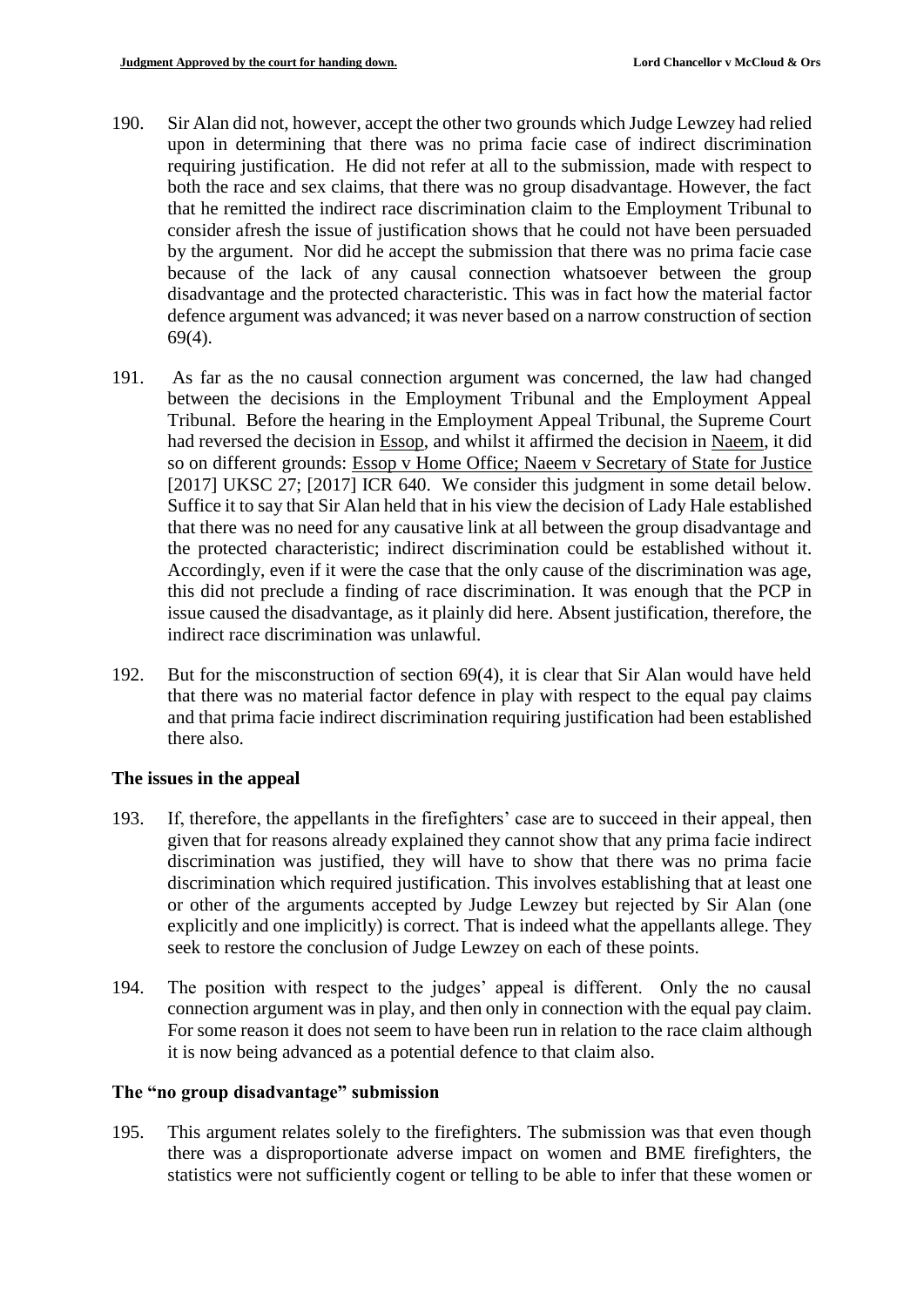190. Sir Alan did not, however, accept the other two grounds which Judge Lewzey had relied upon in determining that there was no prima facie case of indirect discrimination requiring justification. He did not refer at all to the submission, made with respect to both the race and sex claims, that there was no group disadvantage. However, the fact that he remitted the indirect race discrimination claim to the Employment Tribunal to consider afresh the issue of justification shows that he could not have been persuaded by the argument. Nor did he accept the submission that there was no prima facie case because of the lack of any causal connection whatsoever between the group disadvantage and the protected characteristic. This was in fact how the material factor defence argument was advanced; it was never based on a narrow construction of section 69(4).

191. As far as the no causal connection argument was concerned, the law had changed between the decisions in the Employment Tribunal and the Employment Appeal Tribunal. Before the hearing in the Employment Appeal Tribunal, the Supreme Court had reversed the decision in Essop, and whilst it affirmed the decision in Naeem, it did so on different grounds: Essop v Home Office; Naeem v Secretary of State for Justice [2017] UKSC 27; [2017] ICR 640. We consider this judgment in some detail below. Suffice it to say that Sir Alan held that in his view the decision of Lady Hale established that there was no need for any causative link at all between the group disadvantage and the protected characteristic; indirect discrimination could be established without it. Accordingly, even if it were the case that the only cause of the discrimination was age, this did not preclude a finding of race discrimination. It was enough that the PCP in issue caused the disadvantage, as it plainly did here. Absent justification, therefore, the indirect race discrimination was unlawful.

192. But for the misconstruction of section 69(4), it is clear that Sir Alan would have held that there was no material factor defence in play with respect to the equal pay claims and that prima facie indirect discrimination requiring justification had been established there also.

## The issues in the appeal

193. If, therefore, the appellants in the firefighters' case are to succeed in their appeal, then given that for reasons already explained they cannot show that any prima facie indirect discrimination was justified, they will have to show that there was no prima facie discrimination which required justification. This involves establishing that at least one or other of the arguments accepted by Judge Lewzey but rejected by Sir Alan (one explicitly and one implicitly) is correct. That is indeed what the appellants allege. They seek to restore the conclusion of Judge Lewzey on each of these points.

194. The position with respect to the judges' appeal is different. Only the no causal connection argument was in play, and then only in connection with the equal pay claim. For some reason it does not seem to have been run in relation to the race claim although it is now being advanced as a potential defence to that claim also.

## The "no group disadvantage" submission

195. This argument relates solely to the firefighters. The submission was that even though there was a disproportionate adverse impact on women and BME firefighters, the statistics were not sufficiently cogent or telling to be able to infer that these women or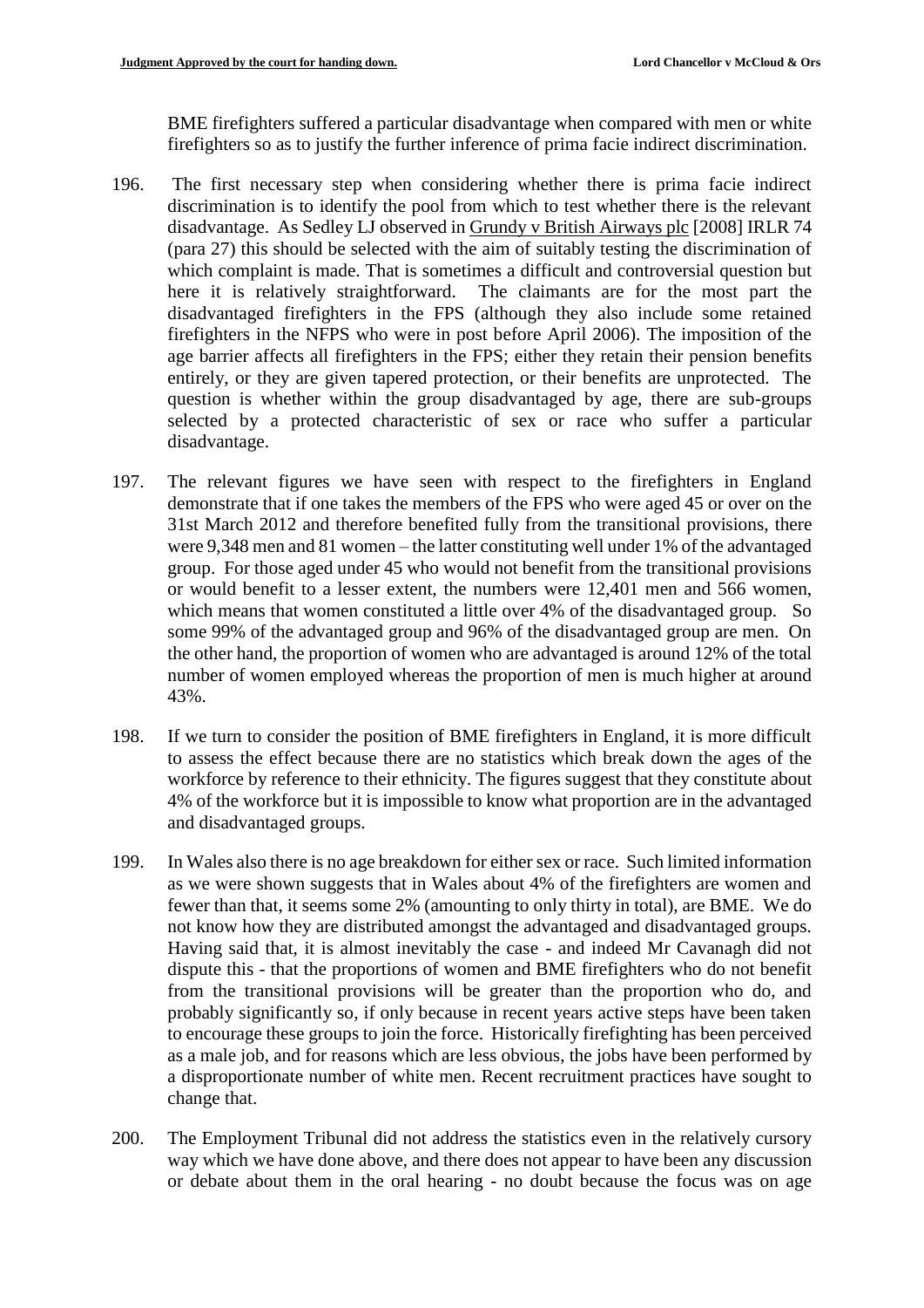BME firefighters suffered a particular disadvantage when compared with men or white firefighters so as to justify the further inference of prima facie indirect discrimination.

196. The first necessary step when considering whether there is prima facie indirect discrimination is to identify the pool from which to test whether there is the relevant disadvantage. As Sedley LJ observed in Grundy v British Airways plc [2008] IRLR 74 (para 27) this should be selected with the aim of suitably testing the discrimination of which complaint is made. That is sometimes a difficult and controversial question but here it is relatively straightforward. The claimants are for the most part the disadvantaged firefighters in the FPS (although they also include some retained firefighters in the NFPS who were in post before April 2006). The imposition of the age barrier affects all firefighters in the FPS; either they retain their pension benefits entirely, or they are given tapered protection, or their benefits are unprotected. The question is whether within the group disadvantaged by age, there are sub-groups selected by a protected characteristic of sex or race who suffer a particular disadvantage.

197. The relevant figures we have seen with respect to the firefighters in England demonstrate that if one takes the members of the FPS who were aged 45 or over on the 31st March 2012 and therefore benefited fully from the transitional provisions, there were 9,348 men and 81 women – the latter constituting well under 1% of the advantaged group. For those aged under 45 who would not benefit from the transitional provisions or would benefit to a lesser extent, the numbers were 12,401 men and 566 women, which means that women constituted a little over 4% of the disadvantaged group. So some 99% of the advantaged group and 96% of the disadvantaged group are men. On the other hand, the proportion of women who are advantaged is around 12% of the total number of women employed whereas the proportion of men is much higher at around 43%.

198. If we turn to consider the position of BME firefighters in England, it is more difficult to assess the effect because there are no statistics which break down the ages of the workforce by reference to their ethnicity. The figures suggest that they constitute about 4% of the workforce but it is impossible to know what proportion are in the advantaged and disadvantaged groups.

199. In Wales also there is no age breakdown for either sex or race. Such limited information as we were shown suggests that in Wales about 4% of the firefighters are women and fewer than that, it seems some 2% (amounting to only thirty in total), are BME. We do not know how they are distributed amongst the advantaged and disadvantaged groups. Having said that, it is almost inevitably the case - and indeed Mr Cavanagh did not dispute this - that the proportions of women and BME firefighters who do not benefit from the transitional provisions will be greater than the proportion who do, and probably significantly so, if only because in recent years active steps have been taken to encourage these groups to join the force. Historically firefighting has been perceived as a male job, and for reasons which are less obvious, the jobs have been performed by a disproportionate number of white men. Recent recruitment practices have sought to change that.

200. The Employment Tribunal did not address the statistics even in the relatively cursory way which we have done above, and there does not appear to have been any discussion or debate about them in the oral hearing - no doubt because the focus was on age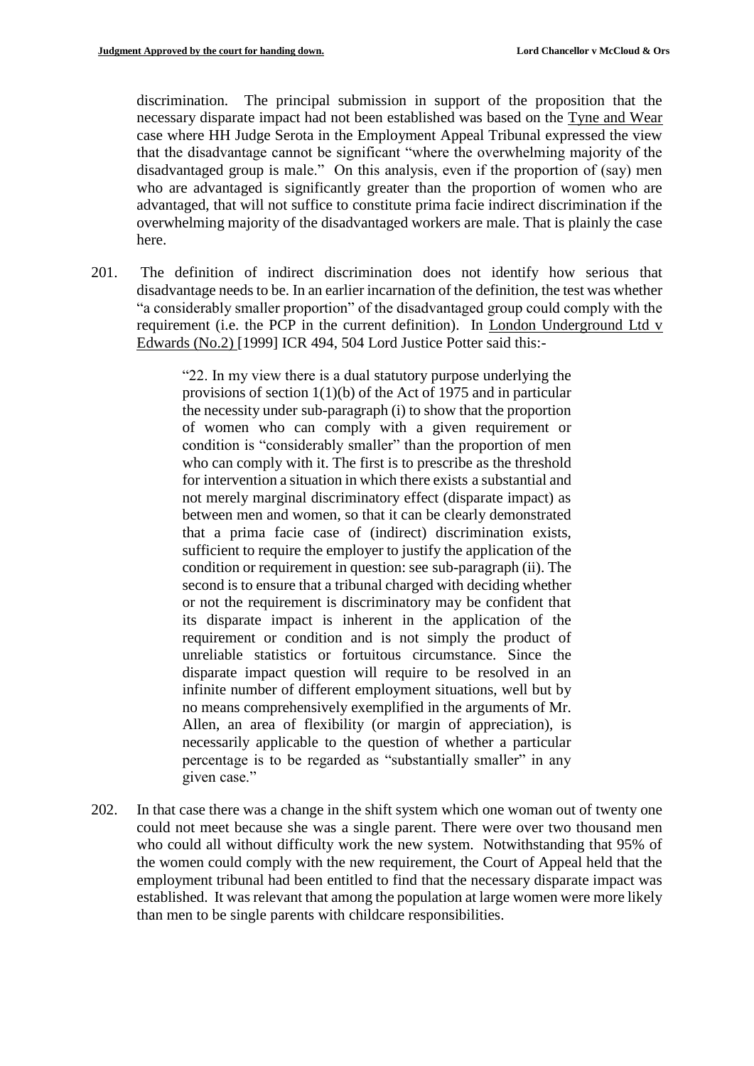discrimination. The principal submission in support of the proposition that the necessary disparate impact had not been established was based on the Tyne and Wear case where HH Judge Serota in the Employment Appeal Tribunal expressed the view that the disadvantage cannot be significant "where the overwhelming majority of the disadvantaged group is male." On this analysis, even if the proportion of (say) men who are advantaged is significantly greater than the proportion of women who are advantaged, that will not suffice to constitute prima facie indirect discrimination if the overwhelming majority of the disadvantaged workers are male. That is plainly the case here.

201. The definition of indirect discrimination does not identify how serious that disadvantage needs to be. In an earlier incarnation of the definition, the test was whether "a considerably smaller proportion" of the disadvantaged group could comply with the requirement (i.e. the PCP in the current definition). In London Underground Ltd v Edwards (No.2) [1999] ICR 494, 504 Lord Justice Potter said this:-

> "22. In my view there is a dual statutory purpose underlying the provisions of section 1(1)(b) of the Act of 1975 and in particular the necessity under sub-paragraph (i) to show that the proportion of women who can comply with a given requirement or condition is "considerably smaller" than the proportion of men who can comply with it. The first is to prescribe as the threshold for intervention a situation in which there exists a substantial and not merely marginal discriminatory effect (disparate impact) as between men and women, so that it can be clearly demonstrated that a prima facie case of (indirect) discrimination exists, sufficient to require the employer to justify the application of the condition or requirement in question: see sub-paragraph (ii). The second is to ensure that a tribunal charged with deciding whether or not the requirement is discriminatory may be confident that its disparate impact is inherent in the application of the requirement or condition and is not simply the product of unreliable statistics or fortuitous circumstance. Since the disparate impact question will require to be resolved in an infinite number of different employment situations, well but by no means comprehensively exemplified in the arguments of Mr. Allen, an area of flexibility (or margin of appreciation), is necessarily applicable to the question of whether a particular percentage is to be regarded as "substantially smaller" in any given case."

202. In that case there was a change in the shift system which one woman out of twenty one could not meet because she was a single parent. There were over two thousand men who could all without difficulty work the new system. Notwithstanding that 95% of the women could comply with the new requirement, the Court of Appeal held that the employment tribunal had been entitled to find that the necessary disparate impact was established. It was relevant that among the population at large women were more likely than men to be single parents with childcare responsibilities.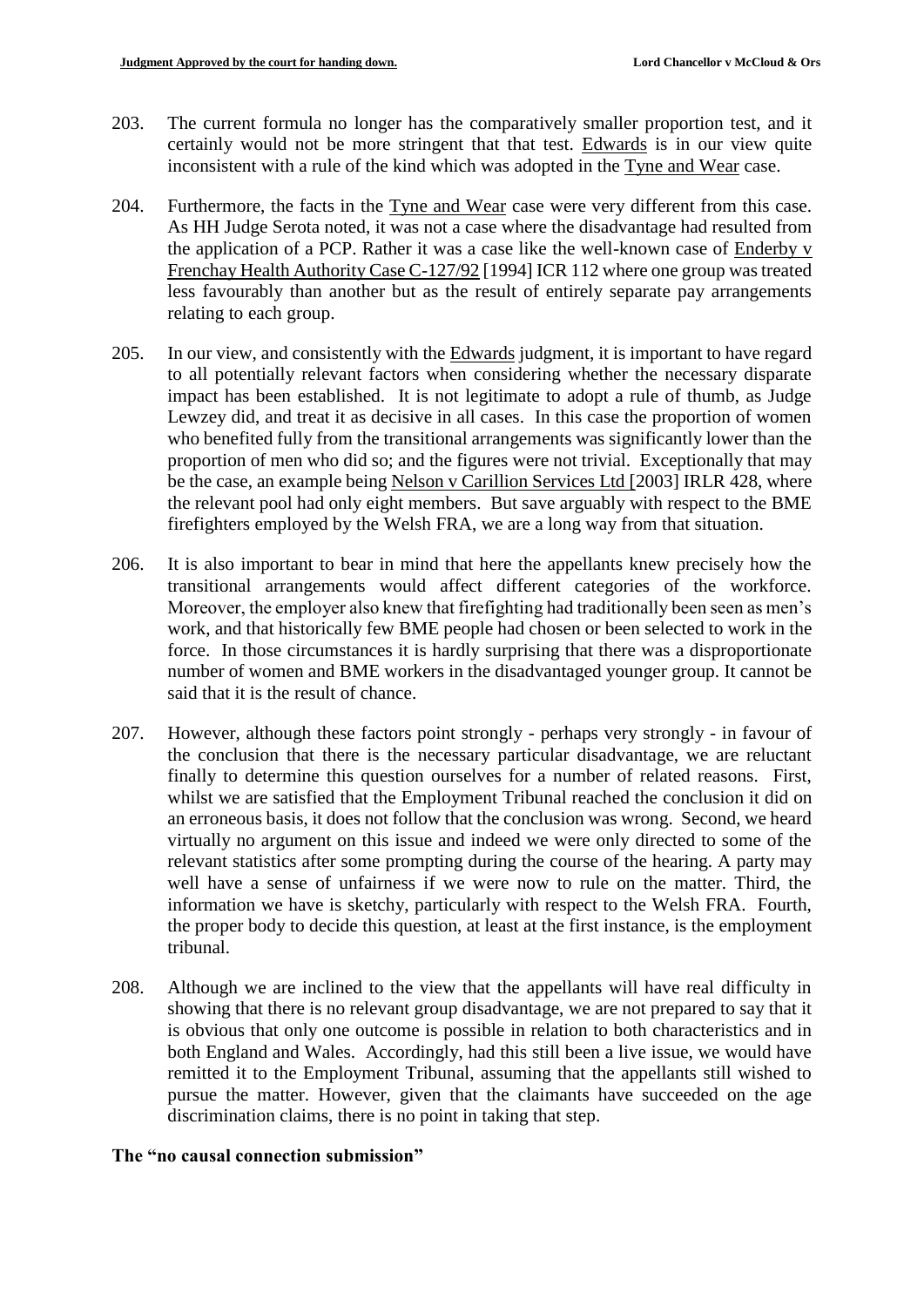203. The current formula no longer has the comparatively smaller proportion test, and it certainly would not be more stringent that that test. Edwards is in our view quite inconsistent with a rule of the kind which was adopted in the Tyne and Wear case.

204. Furthermore, the facts in the Tyne and Wear case were very different from this case. As HH Judge Serota noted, it was not a case where the disadvantage had resulted from the application of a PCP. Rather it was a case like the well-known case of Enderby v Frenchay Health Authority Case C-127/92 [1994] ICR 112 where one group was treated less favourably than another but as the result of entirely separate pay arrangements relating to each group.

205. In our view, and consistently with the Edwards judgment, it is important to have regard to all potentially relevant factors when considering whether the necessary disparate impact has been established. It is not legitimate to adopt a rule of thumb, as Judge Lewzey did, and treat it as decisive in all cases. In this case the proportion of women who benefited fully from the transitional arrangements was significantly lower than the proportion of men who did so; and the figures were not trivial. Exceptionally that may be the case, an example being Nelson v Carillion Services Ltd [2003] IRLR 428, where the relevant pool had only eight members. But save arguably with respect to the BME firefighters employed by the Welsh FRA, we are a long way from that situation.

206. It is also important to bear in mind that here the appellants knew precisely how the transitional arrangements would affect different categories of the workforce. Moreover, the employer also knew that firefighting had traditionally been seen as men's work, and that historically few BME people had chosen or been selected to work in the force. In those circumstances it is hardly surprising that there was a disproportionate number of women and BME workers in the disadvantaged younger group. It cannot be said that it is the result of chance.

207. However, although these factors point strongly - perhaps very strongly - in favour of the conclusion that there is the necessary particular disadvantage, we are reluctant finally to determine this question ourselves for a number of related reasons. First, whilst we are satisfied that the Employment Tribunal reached the conclusion it did on an erroneous basis, it does not follow that the conclusion was wrong. Second, we heard virtually no argument on this issue and indeed we were only directed to some of the relevant statistics after some prompting during the course of the hearing. A party may well have a sense of unfairness if we were now to rule on the matter. Third, the information we have is sketchy, particularly with respect to the Welsh FRA. Fourth, the proper body to decide this question, at least at the first instance, is the employment tribunal.

208. Although we are inclined to the view that the appellants will have real difficulty in showing that there is no relevant group disadvantage, we are not prepared to say that it is obvious that only one outcome is possible in relation to both characteristics and in both England and Wales. Accordingly, had this still been a live issue, we would have remitted it to the Employment Tribunal, assuming that the appellants still wished to pursue the matter. However, given that the claimants have succeeded on the age discrimination claims, there is no point in taking that step.

**The "no causal connection submission"**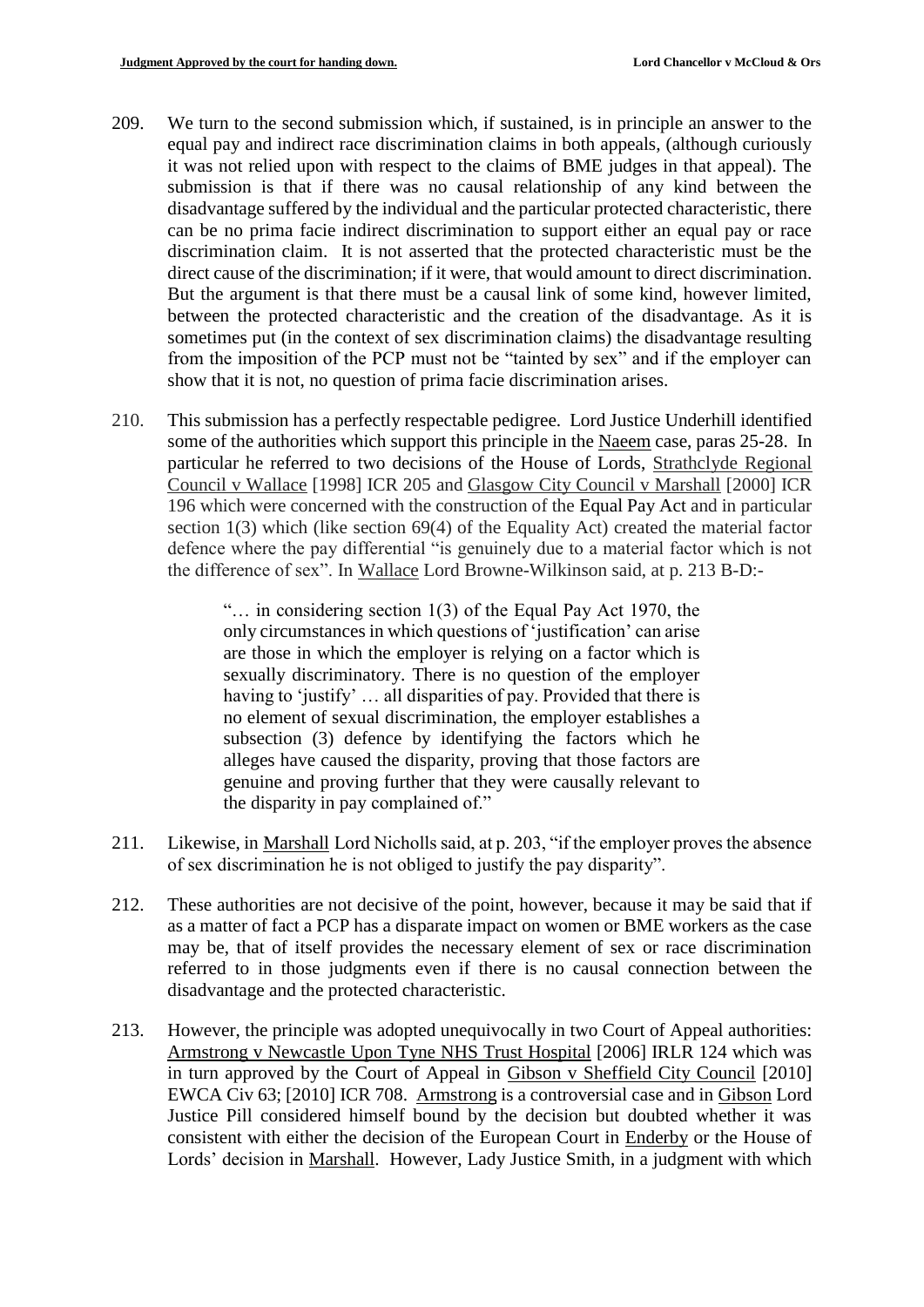209. We turn to the second submission which, if sustained, is in principle an answer to the equal pay and indirect race discrimination claims in both appeals, (although curiously it was not relied upon with respect to the claims of BME judges in that appeal). The submission is that if there was no causal relationship of any kind between the disadvantage suffered by the individual and the particular protected characteristic, there can be no prima facie indirect discrimination to support either an equal pay or race discrimination claim. It is not asserted that the protected characteristic must be the direct cause of the discrimination; if it were, that would amount to direct discrimination. But the argument is that there must be a causal link of some kind, however limited, between the protected characteristic and the creation of the disadvantage. As it is sometimes put (in the context of sex discrimination claims) the disadvantage resulting from the imposition of the PCP must not be "tainted by sex" and if the employer can show that it is not, no question of prima facie discrimination arises.

210. This submission has a perfectly respectable pedigree. Lord Justice Underhill identified some of the authorities which support this principle in the Naeem case, paras 25-28. In particular he referred to two decisions of the House of Lords, Strathclyde Regional Council v Wallace [1998] ICR 205 and Glasgow City Council v Marshall [2000] ICR 196 which were concerned with the construction of the Equal Pay Act and in particular section 1(3) which (like section 69(4) of the Equality Act) created the material factor defence where the pay differential "is genuinely due to a material factor which is not the difference of sex". In Wallace Lord Browne-Wilkinson said, at p. 213 B-D:-

> "… in considering section 1(3) of the Equal Pay Act 1970, the only circumstances in which questions of 'justification' can arise are those in which the employer is relying on a factor which is sexually discriminatory. There is no question of the employer having to 'justify' … all disparities of pay. Provided that there is no element of sexual discrimination, the employer establishes a subsection (3) defence by identifying the factors which he alleges have caused the disparity, proving that those factors are genuine and proving further that they were causally relevant to the disparity in pay complained of."

211. Likewise, in Marshall Lord Nicholls said, at p. 203, "if the employer proves the absence of sex discrimination he is not obliged to justify the pay disparity".

212. These authorities are not decisive of the point, however, because it may be said that if as a matter of fact a PCP has a disparate impact on women or BME workers as the case may be, that of itself provides the necessary element of sex or race discrimination referred to in those judgments even if there is no causal connection between the disadvantage and the protected characteristic.

213. However, the principle was adopted unequivocally in two Court of Appeal authorities: Armstrong v Newcastle Upon Tyne NHS Trust Hospital [2006] IRLR 124 which was in turn approved by the Court of Appeal in Gibson v Sheffield City Council [2010] EWCA Civ 63; [2010] ICR 708. Armstrong is a controversial case and in Gibson Lord Justice Pill considered himself bound by the decision but doubted whether it was consistent with either the decision of the European Court in Enderby or the House of Lords' decision in Marshall. However, Lady Justice Smith, in a judgment with which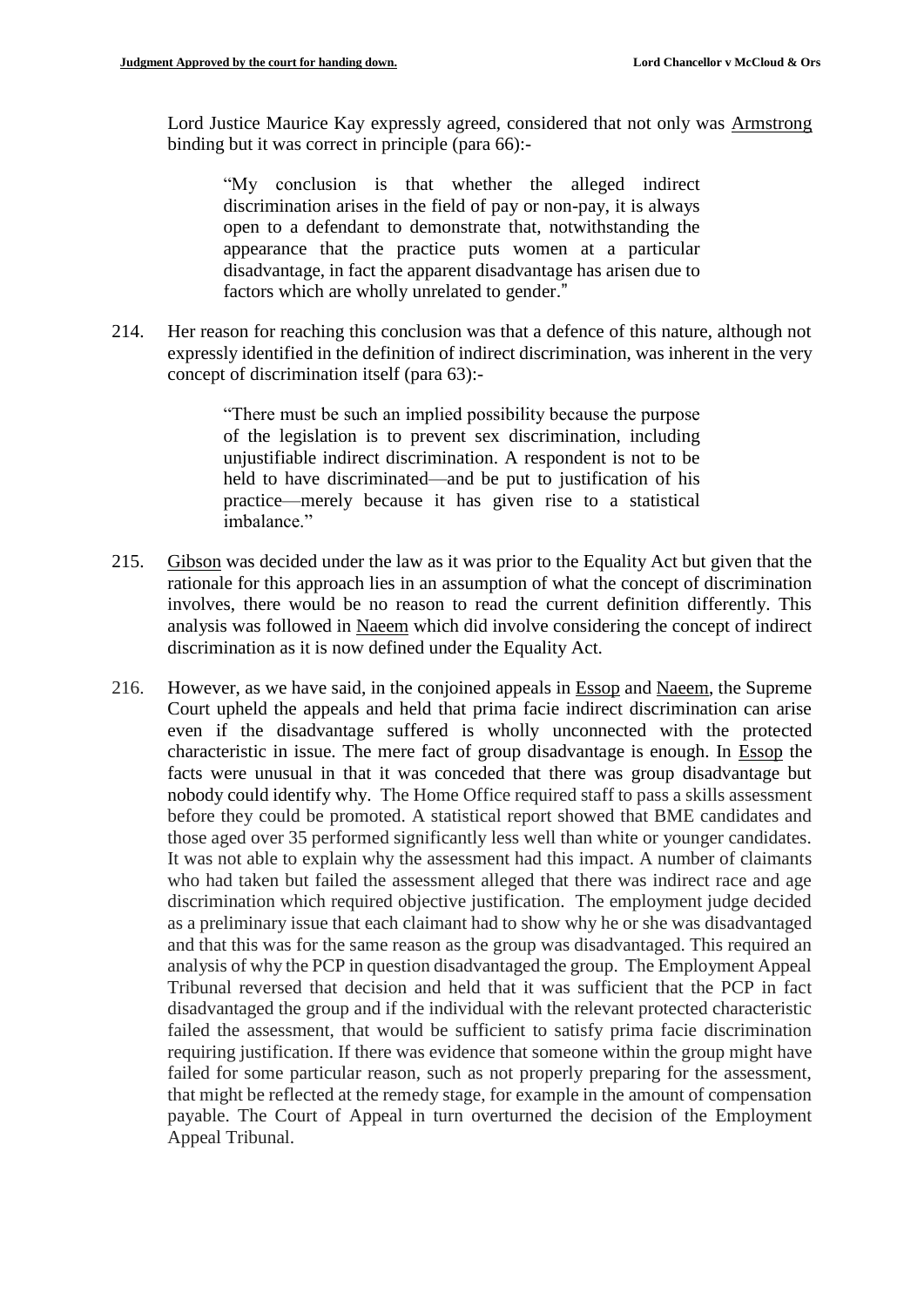Lord Justice Maurice Kay expressly agreed, considered that not only was Armstrong binding but it was correct in principle (para 66):-

> "My conclusion is that whether the alleged indirect discrimination arises in the field of pay or non-pay, it is always open to a defendant to demonstrate that, notwithstanding the appearance that the practice puts women at a particular disadvantage, in fact the apparent disadvantage has arisen due to factors which are wholly unrelated to gender."

214. Her reason for reaching this conclusion was that a defence of this nature, although not expressly identified in the definition of indirect discrimination, was inherent in the very concept of discrimination itself (para 63):-

> "There must be such an implied possibility because the purpose of the legislation is to prevent sex discrimination, including unjustifiable indirect discrimination. A respondent is not to be held to have discriminated—and be put to justification of his practice—merely because it has given rise to a statistical imbalance."

215. Gibson was decided under the law as it was prior to the Equality Act but given that the rationale for this approach lies in an assumption of what the concept of discrimination involves, there would be no reason to read the current definition differently. This analysis was followed in Naeem which did involve considering the concept of indirect discrimination as it is now defined under the Equality Act.

216. However, as we have said, in the conjoined appeals in Essop and Naeem, the Supreme Court upheld the appeals and held that prima facie indirect discrimination can arise even if the disadvantage suffered is wholly unconnected with the protected characteristic in issue. The mere fact of group disadvantage is enough. In Essop the facts were unusual in that it was conceded that there was group disadvantage but nobody could identify why. The Home Office required staff to pass a skills assessment before they could be promoted. A statistical report showed that BME candidates and those aged over 35 performed significantly less well than white or younger candidates. It was not able to explain why the assessment had this impact. A number of claimants who had taken but failed the assessment alleged that there was indirect race and age discrimination which required objective justification. The employment judge decided as a preliminary issue that each claimant had to show why he or she was disadvantaged and that this was for the same reason as the group was disadvantaged. This required an analysis of why the PCP in question disadvantaged the group. The Employment Appeal Tribunal reversed that decision and held that it was sufficient that the PCP in fact disadvantaged the group and if the individual with the relevant protected characteristic failed the assessment, that would be sufficient to satisfy prima facie discrimination requiring justification. If there was evidence that someone within the group might have failed for some particular reason, such as not properly preparing for the assessment, that might be reflected at the remedy stage, for example in the amount of compensation payable. The Court of Appeal in turn overturned the decision of the Employment Appeal Tribunal.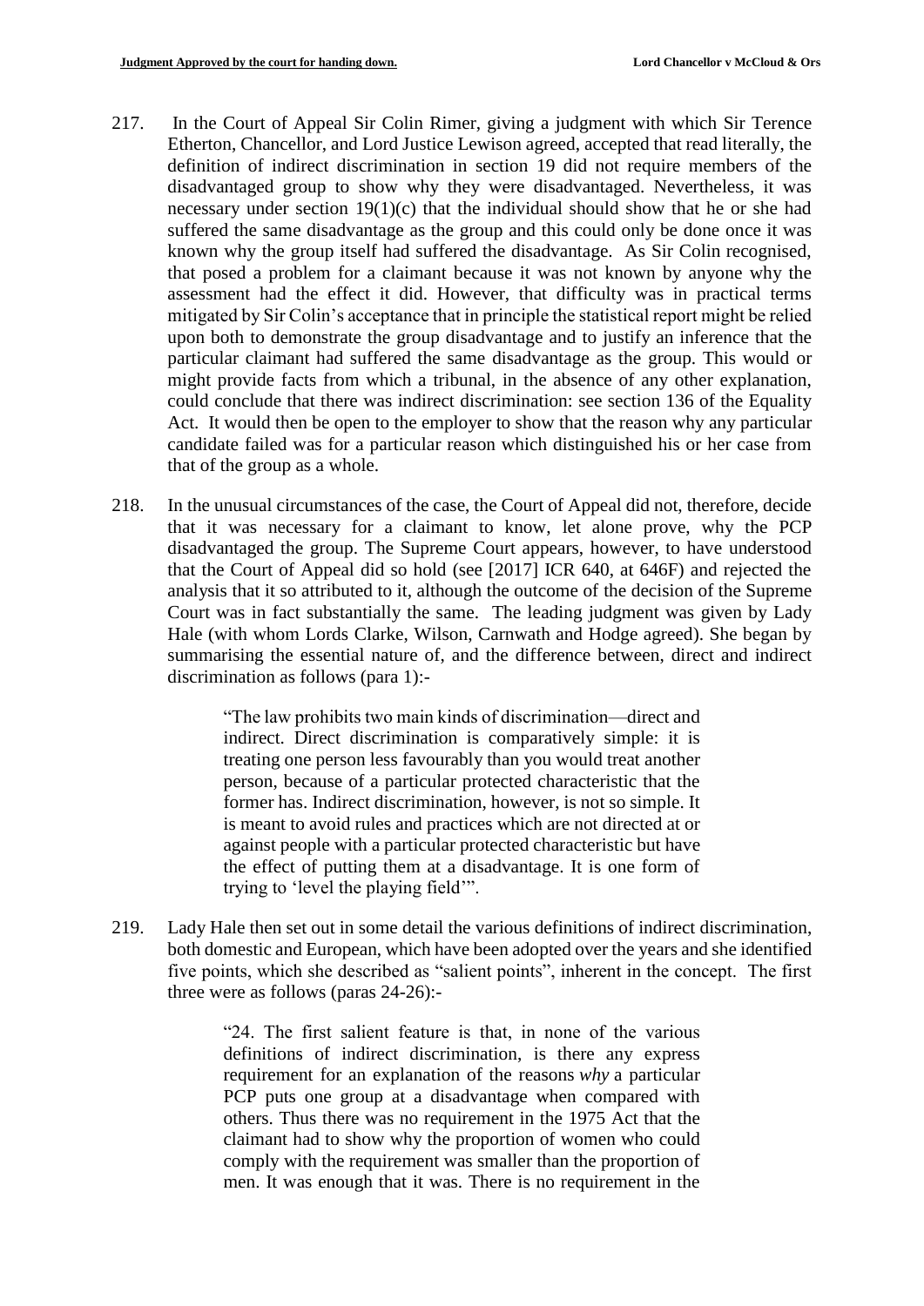217. In the Court of Appeal Sir Colin Rimer, giving a judgment with which Sir Terence Etherton, Chancellor, and Lord Justice Lewison agreed, accepted that read literally, the definition of indirect discrimination in section 19 did not require members of the disadvantaged group to show why they were disadvantaged. Nevertheless, it was necessary under section 19(1)(c) that the individual should show that he or she had suffered the same disadvantage as the group and this could only be done once it was known why the group itself had suffered the disadvantage. As Sir Colin recognised, that posed a problem for a claimant because it was not known by anyone why the assessment had the effect it did. However, that difficulty was in practical terms mitigated by Sir Colin's acceptance that in principle the statistical report might be relied upon both to demonstrate the group disadvantage and to justify an inference that the particular claimant had suffered the same disadvantage as the group. This would or might provide facts from which a tribunal, in the absence of any other explanation, could conclude that there was indirect discrimination: see section 136 of the Equality Act. It would then be open to the employer to show that the reason why any particular candidate failed was for a particular reason which distinguished his or her case from that of the group as a whole.

218. In the unusual circumstances of the case, the Court of Appeal did not, therefore, decide that it was necessary for a claimant to know, let alone prove, why the PCP disadvantaged the group. The Supreme Court appears, however, to have understood that the Court of Appeal did so hold (see [2017] ICR 640, at 646F) and rejected the analysis that it so attributed to it, although the outcome of the decision of the Supreme Court was in fact substantially the same. The leading judgment was given by Lady Hale (with whom Lords Clarke, Wilson, Carnwath and Hodge agreed). She began by summarising the essential nature of, and the difference between, direct and indirect discrimination as follows (para 1):-

> "The law prohibits two main kinds of discrimination—direct and indirect. Direct discrimination is comparatively simple: it is treating one person less favourably than you would treat another person, because of a particular protected characteristic that the former has. Indirect discrimination, however, is not so simple. It is meant to avoid rules and practices which are not directed at or against people with a particular protected characteristic but have the effect of putting them at a disadvantage. It is one form of trying to 'level the playing field'".

219. Lady Hale then set out in some detail the various definitions of indirect discrimination, both domestic and European, which have been adopted over the years and she identified five points, which she described as "salient points", inherent in the concept. The first three were as follows (paras 24-26):-

> "24. The first salient feature is that, in none of the various definitions of indirect discrimination, is there any express requirement for an explanation of the reasons *why* a particular PCP puts one group at a disadvantage when compared with others. Thus there was no requirement in the 1975 Act that the claimant had to show why the proportion of women who could comply with the requirement was smaller than the proportion of men. It was enough that it was. There is no requirement in the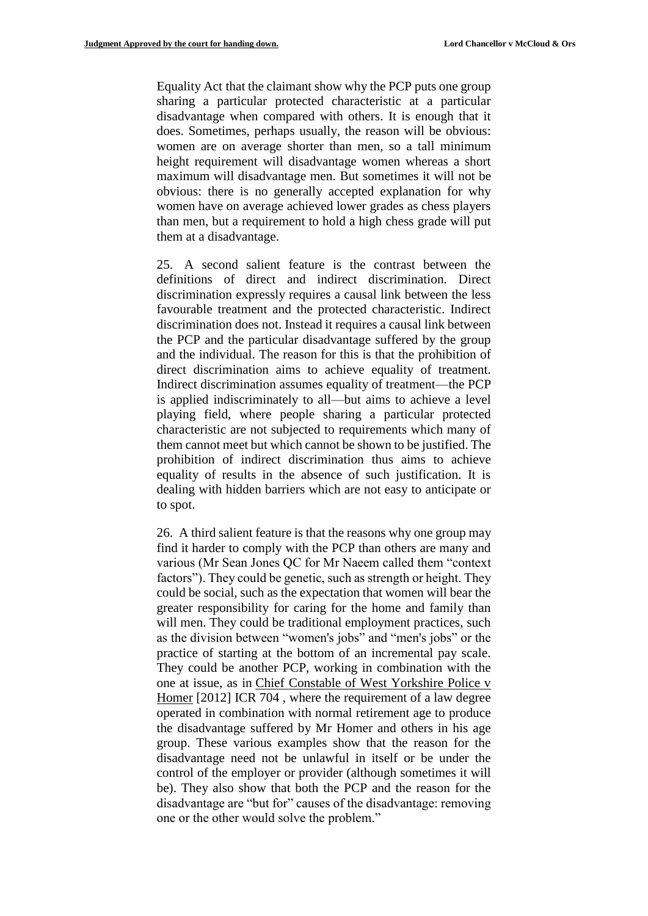Equality Act that the claimant show why the PCP puts one group sharing a particular protected characteristic at a particular disadvantage when compared with others. It is enough that it does. Sometimes, perhaps usually, the reason will be obvious: women are on average shorter than men, so a tall minimum height requirement will disadvantage women whereas a short maximum will disadvantage men. But sometimes it will not be obvious: there is no generally accepted explanation for why women have on average achieved lower grades as chess players than men, but a requirement to hold a high chess grade will put them at a disadvantage.

25. A second salient feature is the contrast between the definitions of direct and indirect discrimination. Direct discrimination expressly requires a causal link between the less favourable treatment and the protected characteristic. Indirect discrimination does not. Instead it requires a causal link between the PCP and the particular disadvantage suffered by the group and the individual. The reason for this is that the prohibition of direct discrimination aims to achieve equality of treatment. Indirect discrimination assumes equality of treatment—the PCP is applied indiscriminately to all—but aims to achieve a level playing field, where people sharing a particular protected characteristic are not subjected to requirements which many of them cannot meet but which cannot be shown to be justified. The prohibition of indirect discrimination thus aims to achieve equality of results in the absence of such justification. It is dealing with hidden barriers which are not easy to anticipate or to spot.

26. A third salient feature is that the reasons why one group may find it harder to comply with the PCP than others are many and various (Mr Sean Jones QC for Mr Naeem called them "context factors"). They could be genetic, such as strength or height. They could be social, such as the expectation that women will bear the greater responsibility for caring for the home and family than will men. They could be traditional employment practices, such as the division between "women's jobs" and "men's jobs" or the practice of starting at the bottom of an incremental pay scale. They could be another PCP, working in combination with the one at issue, as in Chief Constable of West Yorkshire Police v Homer [2012] ICR 704 , where the requirement of a law degree operated in combination with normal retirement age to produce the disadvantage suffered by Mr Homer and others in his age group. These various examples show that the reason for the disadvantage need not be unlawful in itself or be under the control of the employer or provider (although sometimes it will be). They also show that both the PCP and the reason for the disadvantage are "but for" causes of the disadvantage: removing one or the other would solve the problem."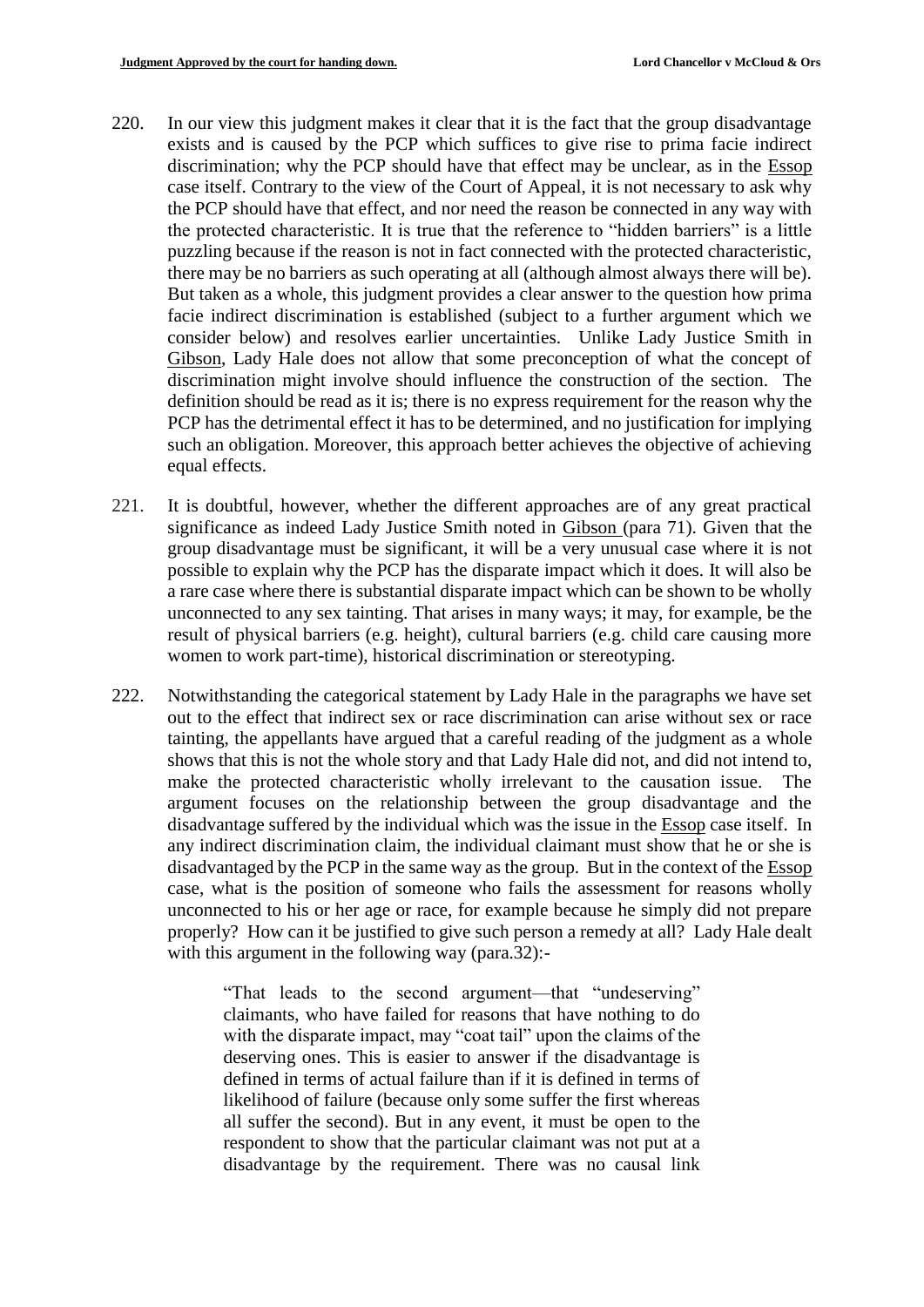220. In our view this judgment makes it clear that it is the fact that the group disadvantage exists and is caused by the PCP which suffices to give rise to prima facie indirect discrimination; why the PCP should have that effect may be unclear, as in the Essop case itself. Contrary to the view of the Court of Appeal, it is not necessary to ask why the PCP should have that effect, and nor need the reason be connected in any way with the protected characteristic. It is true that the reference to "hidden barriers" is a little puzzling because if the reason is not in fact connected with the protected characteristic, there may be no barriers as such operating at all (although almost always there will be). But taken as a whole, this judgment provides a clear answer to the question how prima facie indirect discrimination is established (subject to a further argument which we consider below) and resolves earlier uncertainties. Unlike Lady Justice Smith in Gibson, Lady Hale does not allow that some preconception of what the concept of discrimination might involve should influence the construction of the section. The definition should be read as it is; there is no express requirement for the reason why the PCP has the detrimental effect it has to be determined, and no justification for implying such an obligation. Moreover, this approach better achieves the objective of achieving equal effects.

221. It is doubtful, however, whether the different approaches are of any great practical significance as indeed Lady Justice Smith noted in Gibson (para 71). Given that the group disadvantage must be significant, it will be a very unusual case where it is not possible to explain why the PCP has the disparate impact which it does. It will also be a rare case where there is substantial disparate impact which can be shown to be wholly unconnected to any sex tainting. That arises in many ways; it may, for example, be the result of physical barriers (e.g. height), cultural barriers (e.g. child care causing more women to work part-time), historical discrimination or stereotyping.

222. Notwithstanding the categorical statement by Lady Hale in the paragraphs we have set out to the effect that indirect sex or race discrimination can arise without sex or race tainting, the appellants have argued that a careful reading of the judgment as a whole shows that this is not the whole story and that Lady Hale did not, and did not intend to, make the protected characteristic wholly irrelevant to the causation issue. The argument focuses on the relationship between the group disadvantage and the disadvantage suffered by the individual which was the issue in the Essop case itself. In any indirect discrimination claim, the individual claimant must show that he or she is disadvantaged by the PCP in the same way as the group. But in the context of the Essop case, what is the position of someone who fails the assessment for reasons wholly unconnected to his or her age or race, for example because he simply did not prepare properly? How can it be justified to give such person a remedy at all? Lady Hale dealt with this argument in the following way (para.32):-

> "That leads to the second argument—that "undeserving" claimants, who have failed for reasons that have nothing to do with the disparate impact, may "coat tail" upon the claims of the deserving ones. This is easier to answer if the disadvantage is defined in terms of actual failure than if it is defined in terms of likelihood of failure (because only some suffer the first whereas all suffer the second). But in any event, it must be open to the respondent to show that the particular claimant was not put at a disadvantage by the requirement. There was no causal link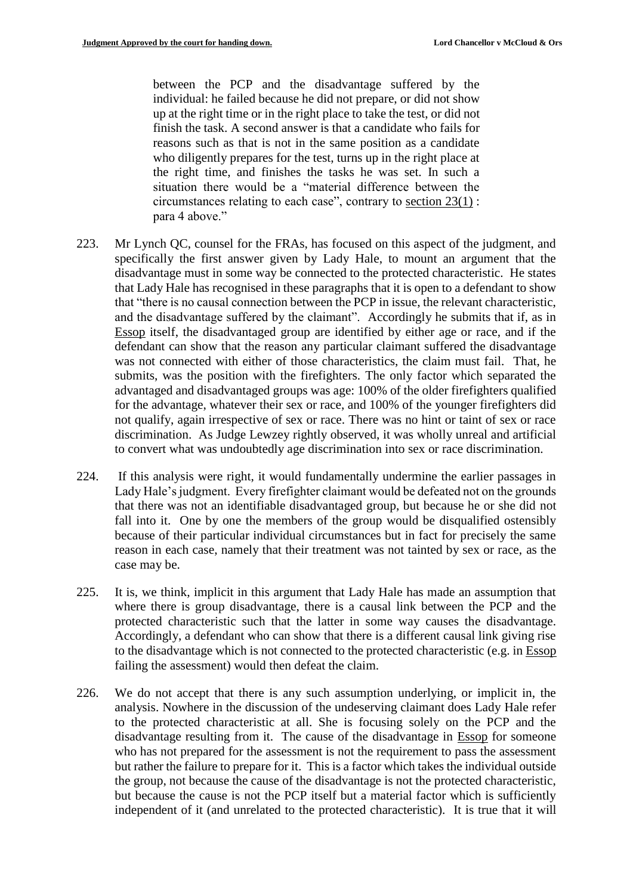> between the PCP and the disadvantage suffered by the individual: he failed because he did not prepare, or did not show up at the right time or in the right place to take the test, or did not finish the task. A second answer is that a candidate who fails for reasons such as that is not in the same position as a candidate who diligently prepares for the test, turns up in the right place at the right time, and finishes the tasks he was set. In such a situation there would be a "material difference between the circumstances relating to each case", contrary to section 23(1) : para 4 above."

223. Mr Lynch QC, counsel for the FRAs, has focused on this aspect of the judgment, and specifically the first answer given by Lady Hale, to mount an argument that the disadvantage must in some way be connected to the protected characteristic. He states that Lady Hale has recognised in these paragraphs that it is open to a defendant to show that "there is no causal connection between the PCP in issue, the relevant characteristic, and the disadvantage suffered by the claimant". Accordingly he submits that if, as in Essop itself, the disadvantaged group are identified by either age or race, and if the defendant can show that the reason any particular claimant suffered the disadvantage was not connected with either of those characteristics, the claim must fail. That, he submits, was the position with the firefighters. The only factor which separated the advantaged and disadvantaged groups was age: 100% of the older firefighters qualified for the advantage, whatever their sex or race, and 100% of the younger firefighters did not qualify, again irrespective of sex or race. There was no hint or taint of sex or race discrimination. As Judge Lewzey rightly observed, it was wholly unreal and artificial to convert what was undoubtedly age discrimination into sex or race discrimination.

224. If this analysis were right, it would fundamentally undermine the earlier passages in Lady Hale's judgment. Every firefighter claimant would be defeated not on the grounds that there was not an identifiable disadvantaged group, but because he or she did not fall into it. One by one the members of the group would be disqualified ostensibly because of their particular individual circumstances but in fact for precisely the same reason in each case, namely that their treatment was not tainted by sex or race, as the case may be.

225. It is, we think, implicit in this argument that Lady Hale has made an assumption that where there is group disadvantage, there is a causal link between the PCP and the protected characteristic such that the latter in some way causes the disadvantage. Accordingly, a defendant who can show that there is a different causal link giving rise to the disadvantage which is not connected to the protected characteristic (e.g. in Essop failing the assessment) would then defeat the claim.

226. We do not accept that there is any such assumption underlying, or implicit in, the analysis. Nowhere in the discussion of the undeserving claimant does Lady Hale refer to the protected characteristic at all. She is focusing solely on the PCP and the disadvantage resulting from it. The cause of the disadvantage in Essop for someone who has not prepared for the assessment is not the requirement to pass the assessment but rather the failure to prepare for it. This is a factor which takes the individual outside the group, not because the cause of the disadvantage is not the protected characteristic, but because the cause is not the PCP itself but a material factor which is sufficiently independent of it (and unrelated to the protected characteristic). It is true that it will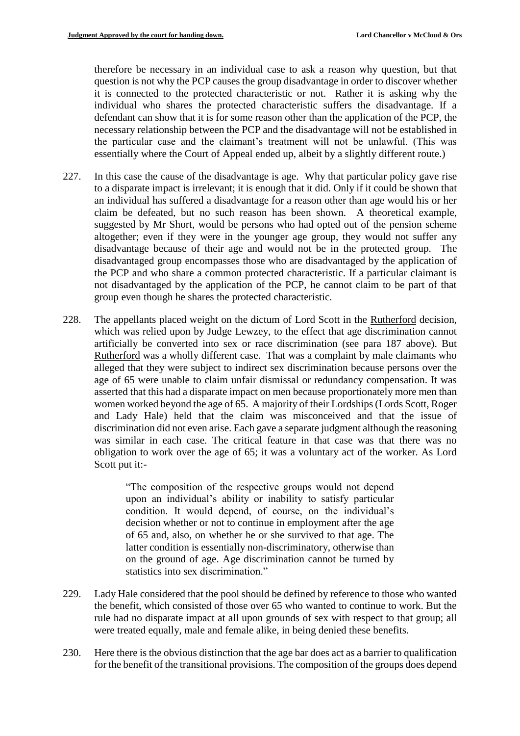therefore be necessary in an individual case to ask a reason why question, but that question is not why the PCP causes the group disadvantage in order to discover whether it is connected to the protected characteristic or not. Rather it is asking why the individual who shares the protected characteristic suffers the disadvantage. If a defendant can show that it is for some reason other than the application of the PCP, the necessary relationship between the PCP and the disadvantage will not be established in the particular case and the claimant's treatment will not be unlawful. (This was essentially where the Court of Appeal ended up, albeit by a slightly different route.)

227. In this case the cause of the disadvantage is age. Why that particular policy gave rise to a disparate impact is irrelevant; it is enough that it did. Only if it could be shown that an individual has suffered a disadvantage for a reason other than age would his or her claim be defeated, but no such reason has been shown. A theoretical example, suggested by Mr Short, would be persons who had opted out of the pension scheme altogether; even if they were in the younger age group, they would not suffer any disadvantage because of their age and would not be in the protected group. The disadvantaged group encompasses those who are disadvantaged by the application of the PCP and who share a common protected characteristic. If a particular claimant is not disadvantaged by the application of the PCP, he cannot claim to be part of that group even though he shares the protected characteristic.

228. The appellants placed weight on the dictum of Lord Scott in the Rutherford decision, which was relied upon by Judge Lewzey, to the effect that age discrimination cannot artificially be converted into sex or race discrimination (see para 187 above). But Rutherford was a wholly different case. That was a complaint by male claimants who alleged that they were subject to indirect sex discrimination because persons over the age of 65 were unable to claim unfair dismissal or redundancy compensation. It was asserted that this had a disparate impact on men because proportionately more men than women worked beyond the age of 65. A majority of their Lordships (Lords Scott, Roger and Lady Hale) held that the claim was misconceived and that the issue of discrimination did not even arise. Each gave a separate judgment although the reasoning was similar in each case. The critical feature in that case was that there was no obligation to work over the age of 65; it was a voluntary act of the worker. As Lord Scott put it:-

> "The composition of the respective groups would not depend upon an individual's ability or inability to satisfy particular condition. It would depend, of course, on the individual's decision whether or not to continue in employment after the age of 65 and, also, on whether he or she survived to that age. The latter condition is essentially non-discriminatory, otherwise than on the ground of age. Age discrimination cannot be turned by statistics into sex discrimination."

229. Lady Hale considered that the pool should be defined by reference to those who wanted the benefit, which consisted of those over 65 who wanted to continue to work. But the rule had no disparate impact at all upon grounds of sex with respect to that group; all were treated equally, male and female alike, in being denied these benefits.

230. Here there is the obvious distinction that the age bar does act as a barrier to qualification for the benefit of the transitional provisions. The composition of the groups does depend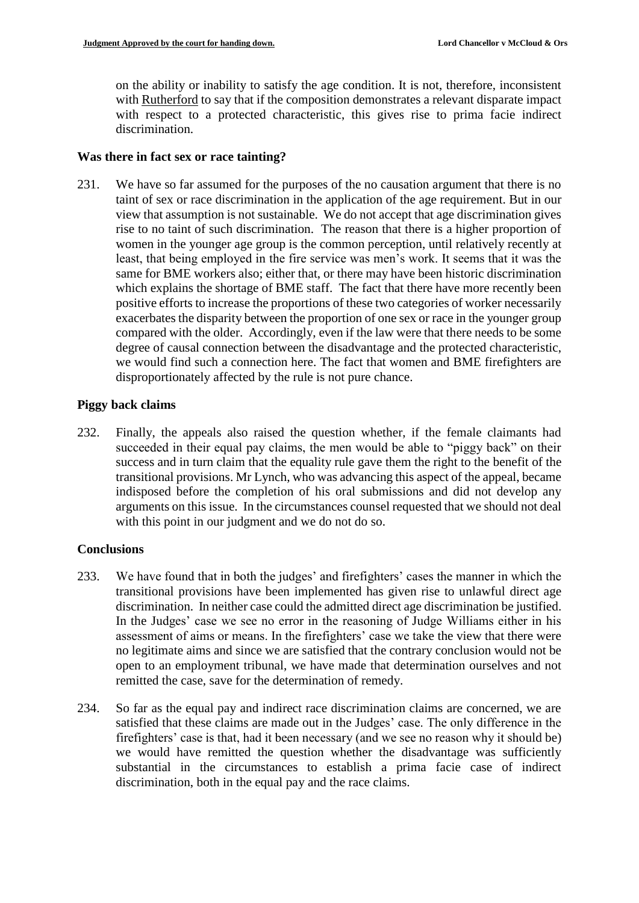on the ability or inability to satisfy the age condition. It is not, therefore, inconsistent with Rutherford to say that if the composition demonstrates a relevant disparate impact with respect to a protected characteristic, this gives rise to prima facie indirect discrimination.

**Was there in fact sex or race tainting?**

231. We have so far assumed for the purposes of the no causation argument that there is no taint of sex or race discrimination in the application of the age requirement. But in our view that assumption is not sustainable. We do not accept that age discrimination gives rise to no taint of such discrimination. The reason that there is a higher proportion of women in the younger age group is the common perception, until relatively recently at least, that being employed in the fire service was men's work. It seems that it was the same for BME workers also; either that, or there may have been historic discrimination which explains the shortage of BME staff. The fact that there have more recently been positive efforts to increase the proportions of these two categories of worker necessarily exacerbates the disparity between the proportion of one sex or race in the younger group compared with the older. Accordingly, even if the law were that there needs to be some degree of causal connection between the disadvantage and the protected characteristic, we would find such a connection here. The fact that women and BME firefighters are disproportionately affected by the rule is not pure chance.

**Piggy back claims**

232. Finally, the appeals also raised the question whether, if the female claimants had succeeded in their equal pay claims, the men would be able to "piggy back" on their success and in turn claim that the equality rule gave them the right to the benefit of the transitional provisions. Mr Lynch, who was advancing this aspect of the appeal, became indisposed before the completion of his oral submissions and did not develop any arguments on this issue. In the circumstances counsel requested that we should not deal with this point in our judgment and we do not do so.

**Conclusions**

233. We have found that in both the judges' and firefighters' cases the manner in which the transitional provisions have been implemented has given rise to unlawful direct age discrimination. In neither case could the admitted direct age discrimination be justified. In the Judges' case we see no error in the reasoning of Judge Williams either in his assessment of aims or means. In the firefighters' case we take the view that there were no legitimate aims and since we are satisfied that the contrary conclusion would not be open to an employment tribunal, we have made that determination ourselves and not remitted the case, save for the determination of remedy.

234. So far as the equal pay and indirect race discrimination claims are concerned, we are satisfied that these claims are made out in the Judges' case. The only difference in the firefighters' case is that, had it been necessary (and we see no reason why it should be) we would have remitted the question whether the disadvantage was sufficiently substantial in the circumstances to establish a prima facie case of indirect discrimination, both in the equal pay and the race claims.